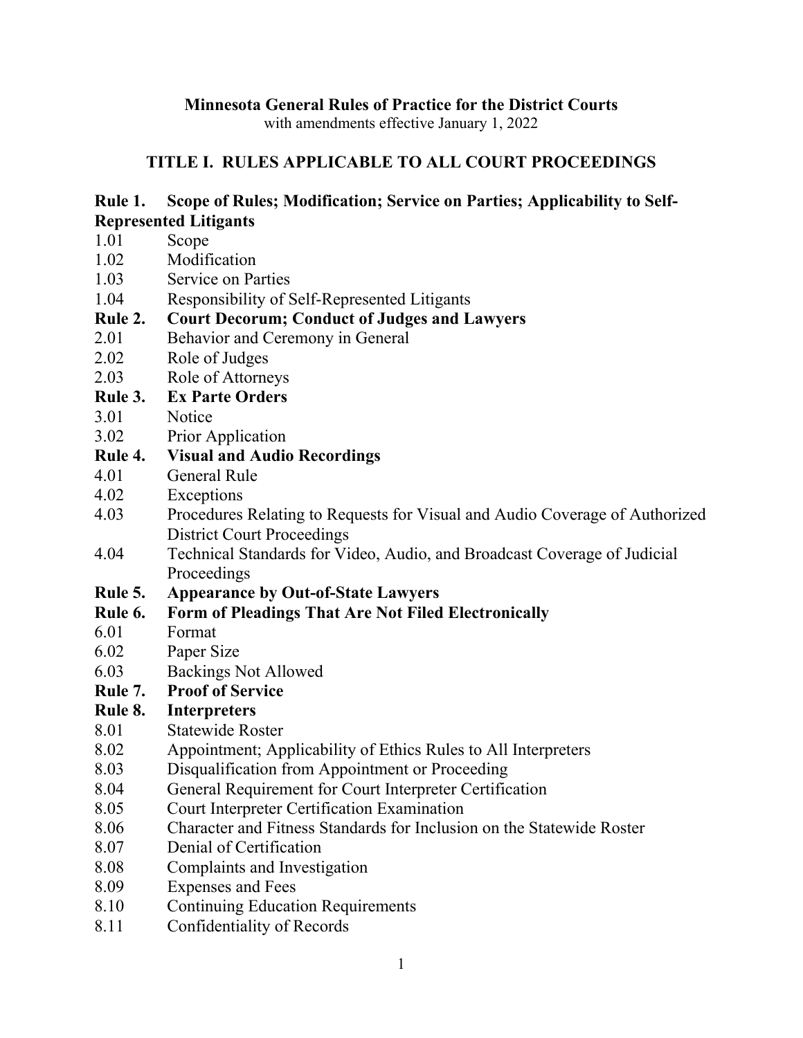# Minnesota General Rules of Practice for the District Courts

with amendments effective January 1, 2022

## TITLE I. RULES APPLICABLE TO ALL COURT PROCEEDINGS

**Rule 1. Scope of Rules; Modification; Service on Parties; Applicability to Self-Represented Litigants**

1.01 Scope
1.02 Modification
1.03 Service on Parties
1.04 Responsibility of Self-Represented Litigants

**Rule 2. Court Decorum; Conduct of Judges and Lawyers**

2.01 Behavior and Ceremony in General
2.02 Role of Judges
2.03 Role of Attorneys

**Rule 3. Ex Parte Orders**

3.01 Notice
3.02 Prior Application

**Rule 4. Visual and Audio Recordings**

4.01 General Rule
4.02 Exceptions
4.03 Procedures Relating to Requests for Visual and Audio Coverage of Authorized District Court Proceedings
4.04 Technical Standards for Video, Audio, and Broadcast Coverage of Judicial Proceedings

**Rule 5. Appearance by Out-of-State Lawyers**

**Rule 6. Form of Pleadings That Are Not Filed Electronically**

6.01 Format
6.02 Paper Size
6.03 Backings Not Allowed

**Rule 7. Proof of Service**

**Rule 8. Interpreters**

8.01 Statewide Roster
8.02 Appointment; Applicability of Ethics Rules to All Interpreters
8.03 Disqualification from Appointment or Proceeding
8.04 General Requirement for Court Interpreter Certification
8.05 Court Interpreter Certification Examination
8.06 Character and Fitness Standards for Inclusion on the Statewide Roster
8.07 Denial of Certification
8.08 Complaints and Investigation
8.09 Expenses and Fees
8.10 Continuing Education Requirements
8.11 Confidentiality of Records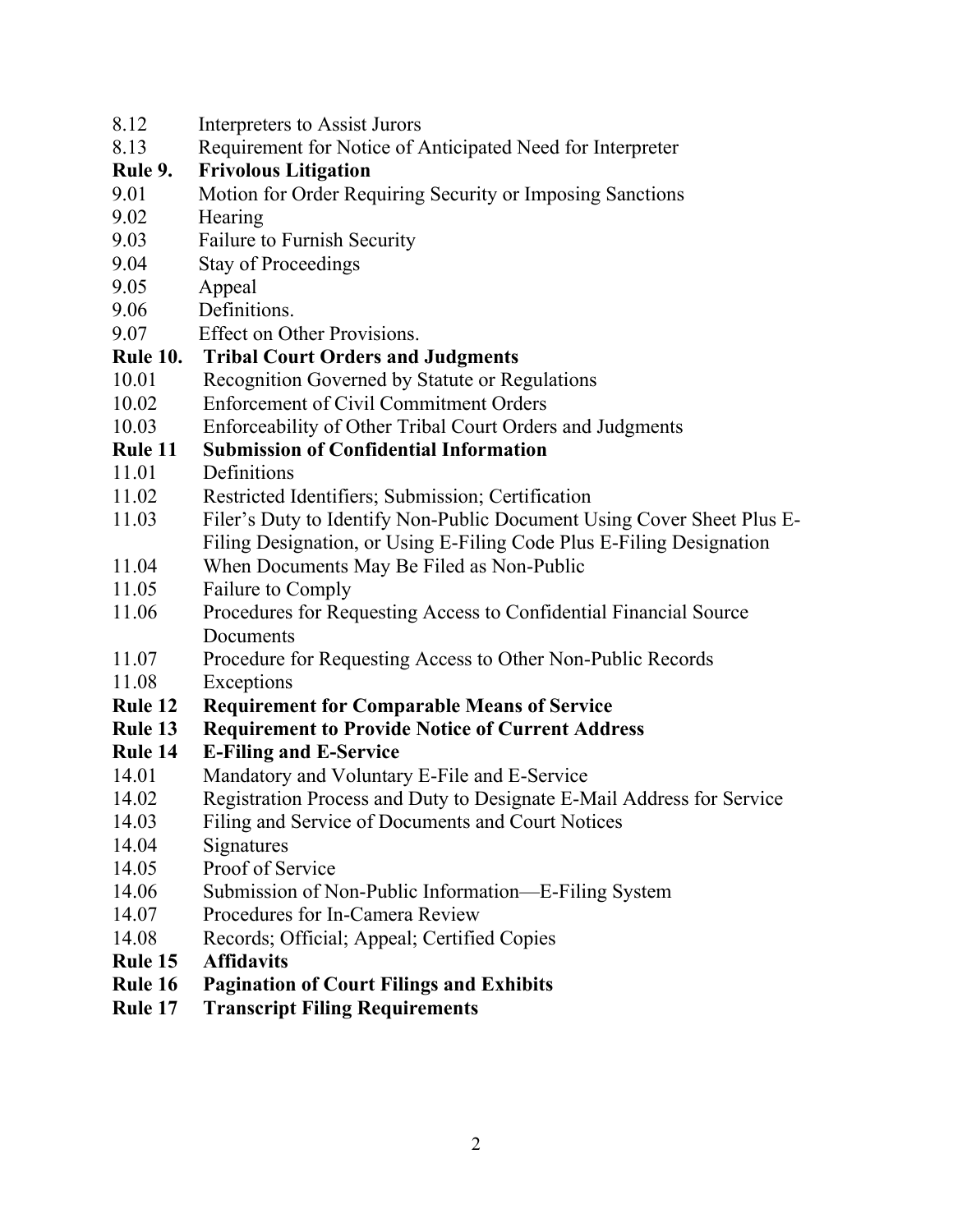8.12 Interpreters to Assist Jurors
8.13 Requirement for Notice of Anticipated Need for Interpreter

**Rule 9. Frivolous Litigation**

9.01 Motion for Order Requiring Security or Imposing Sanctions
9.02 Hearing
9.03 Failure to Furnish Security
9.04 Stay of Proceedings
9.05 Appeal
9.06 Definitions.
9.07 Effect on Other Provisions.

**Rule 10. Tribal Court Orders and Judgments**

10.01 Recognition Governed by Statute or Regulations
10.02 Enforcement of Civil Commitment Orders
10.03 Enforceability of Other Tribal Court Orders and Judgments

**Rule 11 Submission of Confidential Information**

11.01 Definitions
11.02 Restricted Identifiers; Submission; Certification
11.03 Filer's Duty to Identify Non-Public Document Using Cover Sheet Plus E-Filing Designation, or Using E-Filing Code Plus E-Filing Designation
11.04 When Documents May Be Filed as Non-Public
11.05 Failure to Comply
11.06 Procedures for Requesting Access to Confidential Financial Source Documents
11.07 Procedure for Requesting Access to Other Non-Public Records
11.08 Exceptions

**Rule 12 Requirement for Comparable Means of Service**

**Rule 13 Requirement to Provide Notice of Current Address**

**Rule 14 E-Filing and E-Service**

14.01 Mandatory and Voluntary E-File and E-Service
14.02 Registration Process and Duty to Designate E-Mail Address for Service
14.03 Filing and Service of Documents and Court Notices
14.04 Signatures
14.05 Proof of Service
14.06 Submission of Non-Public Information—E-Filing System
14.07 Procedures for In-Camera Review
14.08 Records; Official; Appeal; Certified Copies

**Rule 15 Affidavits**

**Rule 16 Pagination of Court Filings and Exhibits**

**Rule 17 Transcript Filing Requirements**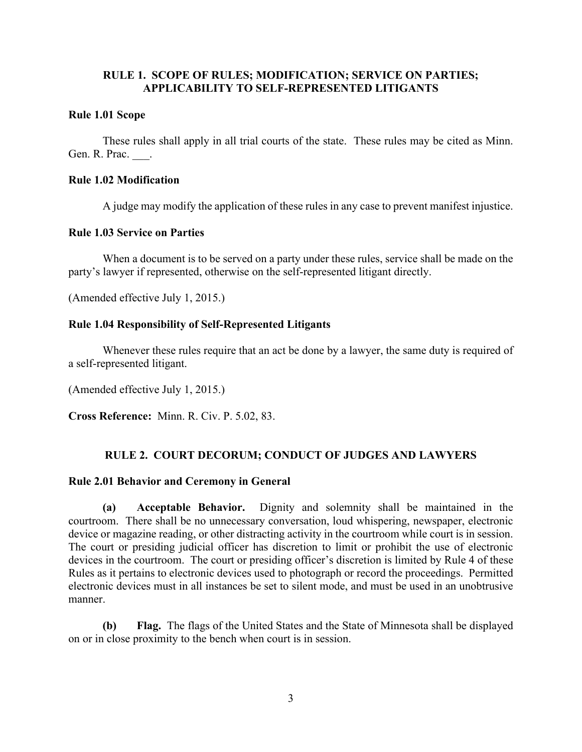## RULE 1. SCOPE OF RULES; MODIFICATION; SERVICE ON PARTIES; APPLICABILITY TO SELF-REPRESENTED LITIGANTS

### Rule 1.01 Scope

These rules shall apply in all trial courts of the state. These rules may be cited as Minn. Gen. R. Prac. ___.

### Rule 1.02 Modification

A judge may modify the application of these rules in any case to prevent manifest injustice.

### Rule 1.03 Service on Parties

When a document is to be served on a party under these rules, service shall be made on the party's lawyer if represented, otherwise on the self-represented litigant directly.

(Amended effective July 1, 2015.)

### Rule 1.04 Responsibility of Self-Represented Litigants

Whenever these rules require that an act be done by a lawyer, the same duty is required of a self-represented litigant.

(Amended effective July 1, 2015.)

**Cross Reference:** Minn. R. Civ. P. 5.02, 83.

## RULE 2. COURT DECORUM; CONDUCT OF JUDGES AND LAWYERS

### Rule 2.01 Behavior and Ceremony in General

**(a) Acceptable Behavior.** Dignity and solemnity shall be maintained in the courtroom. There shall be no unnecessary conversation, loud whispering, newspaper, electronic device or magazine reading, or other distracting activity in the courtroom while court is in session. The court or presiding judicial officer has discretion to limit or prohibit the use of electronic devices in the courtroom. The court or presiding officer's discretion is limited by Rule 4 of these Rules as it pertains to electronic devices used to photograph or record the proceedings. Permitted electronic devices must in all instances be set to silent mode, and must be used in an unobtrusive manner.

**(b) Flag.** The flags of the United States and the State of Minnesota shall be displayed on or in close proximity to the bench when court is in session.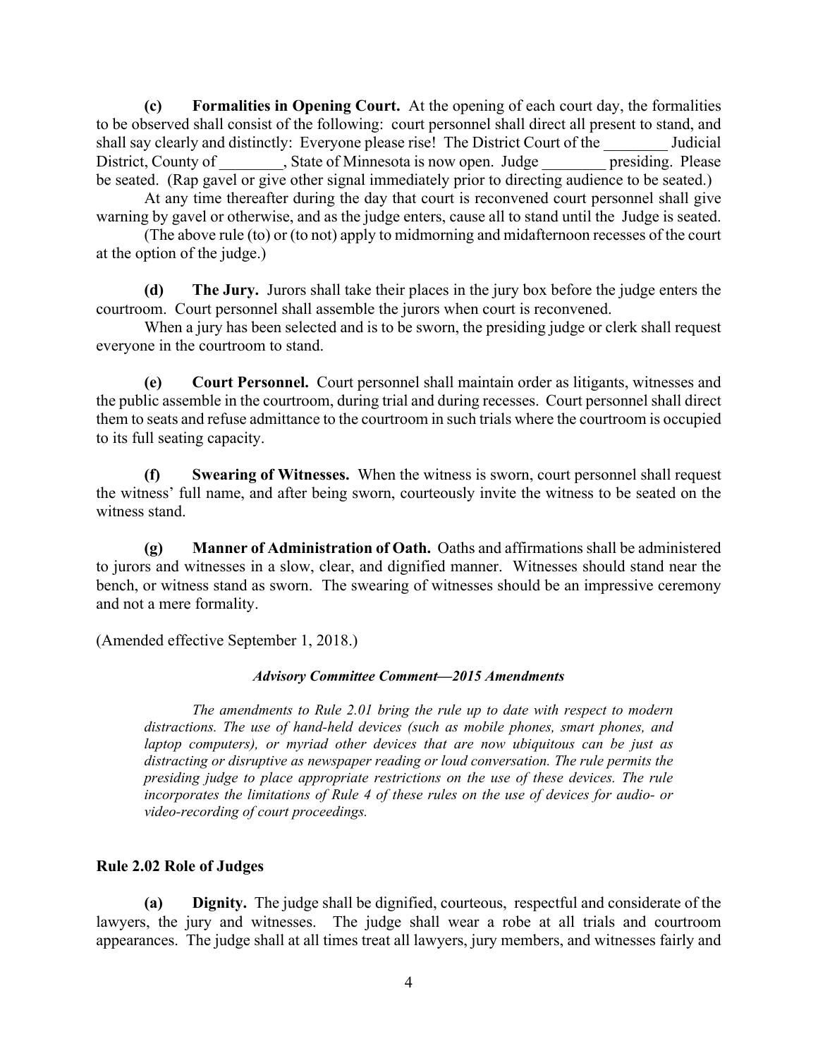**(c) Formalities in Opening Court.** At the opening of each court day, the formalities to be observed shall consist of the following: court personnel shall direct all present to stand, and shall say clearly and distinctly: Everyone please rise! The District Court of the ________ Judicial District, County of ________, State of Minnesota is now open. Judge ________ presiding. Please be seated. (Rap gavel or give other signal immediately prior to directing audience to be seated.)

At any time thereafter during the day that court is reconvened court personnel shall give warning by gavel or otherwise, and as the judge enters, cause all to stand until the Judge is seated.

(The above rule (to) or (to not) apply to midmorning and midafternoon recesses of the court at the option of the judge.)

**(d) The Jury.** Jurors shall take their places in the jury box before the judge enters the courtroom. Court personnel shall assemble the jurors when court is reconvened.

When a jury has been selected and is to be sworn, the presiding judge or clerk shall request everyone in the courtroom to stand.

**(e) Court Personnel.** Court personnel shall maintain order as litigants, witnesses and the public assemble in the courtroom, during trial and during recesses. Court personnel shall direct them to seats and refuse admittance to the courtroom in such trials where the courtroom is occupied to its full seating capacity.

**(f) Swearing of Witnesses.** When the witness is sworn, court personnel shall request the witness' full name, and after being sworn, courteously invite the witness to be seated on the witness stand.

**(g) Manner of Administration of Oath.** Oaths and affirmations shall be administered to jurors and witnesses in a slow, clear, and dignified manner. Witnesses should stand near the bench, or witness stand as sworn. The swearing of witnesses should be an impressive ceremony and not a mere formality.

(Amended effective September 1, 2018.)

***Advisory Committee Comment—2015 Amendments***

*The amendments to Rule 2.01 bring the rule up to date with respect to modern distractions. The use of hand-held devices (such as mobile phones, smart phones, and laptop computers), or myriad other devices that are now ubiquitous can be just as distracting or disruptive as newspaper reading or loud conversation. The rule permits the presiding judge to place appropriate restrictions on the use of these devices. The rule incorporates the limitations of Rule 4 of these rules on the use of devices for audio- or video-recording of court proceedings.*

### Rule 2.02 Role of Judges

**(a) Dignity.** The judge shall be dignified, courteous, respectful and considerate of the lawyers, the jury and witnesses. The judge shall wear a robe at all trials and courtroom appearances. The judge shall at all times treat all lawyers, jury members, and witnesses fairly and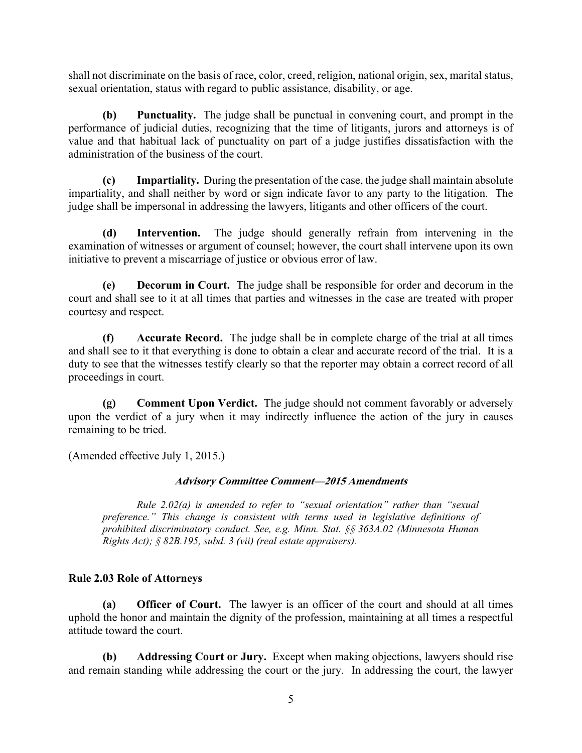shall not discriminate on the basis of race, color, creed, religion, national origin, sex, marital status, sexual orientation, status with regard to public assistance, disability, or age.

**(b) Punctuality.** The judge shall be punctual in convening court, and prompt in the performance of judicial duties, recognizing that the time of litigants, jurors and attorneys is of value and that habitual lack of punctuality on part of a judge justifies dissatisfaction with the administration of the business of the court.

**(c) Impartiality.** During the presentation of the case, the judge shall maintain absolute impartiality, and shall neither by word or sign indicate favor to any party to the litigation. The judge shall be impersonal in addressing the lawyers, litigants and other officers of the court.

**(d) Intervention.** The judge should generally refrain from intervening in the examination of witnesses or argument of counsel; however, the court shall intervene upon its own initiative to prevent a miscarriage of justice or obvious error of law.

**(e) Decorum in Court.** The judge shall be responsible for order and decorum in the court and shall see to it at all times that parties and witnesses in the case are treated with proper courtesy and respect.

**(f) Accurate Record.** The judge shall be in complete charge of the trial at all times and shall see to it that everything is done to obtain a clear and accurate record of the trial. It is a duty to see that the witnesses testify clearly so that the reporter may obtain a correct record of all proceedings in court.

**(g) Comment Upon Verdict.** The judge should not comment favorably or adversely upon the verdict of a jury when it may indirectly influence the action of the jury in causes remaining to be tried.

(Amended effective July 1, 2015.)

***Advisory Committee Comment—2015 Amendments***

*Rule 2.02(a) is amended to refer to "sexual orientation" rather than "sexual preference." This change is consistent with terms used in legislative definitions of prohibited discriminatory conduct. See, e.g. Minn. Stat. §§ 363A.02 (Minnesota Human Rights Act); § 82B.195, subd. 3 (vii) (real estate appraisers).*

### Rule 2.03 Role of Attorneys

**(a) Officer of Court.** The lawyer is an officer of the court and should at all times uphold the honor and maintain the dignity of the profession, maintaining at all times a respectful attitude toward the court.

**(b) Addressing Court or Jury.** Except when making objections, lawyers should rise and remain standing while addressing the court or the jury. In addressing the court, the lawyer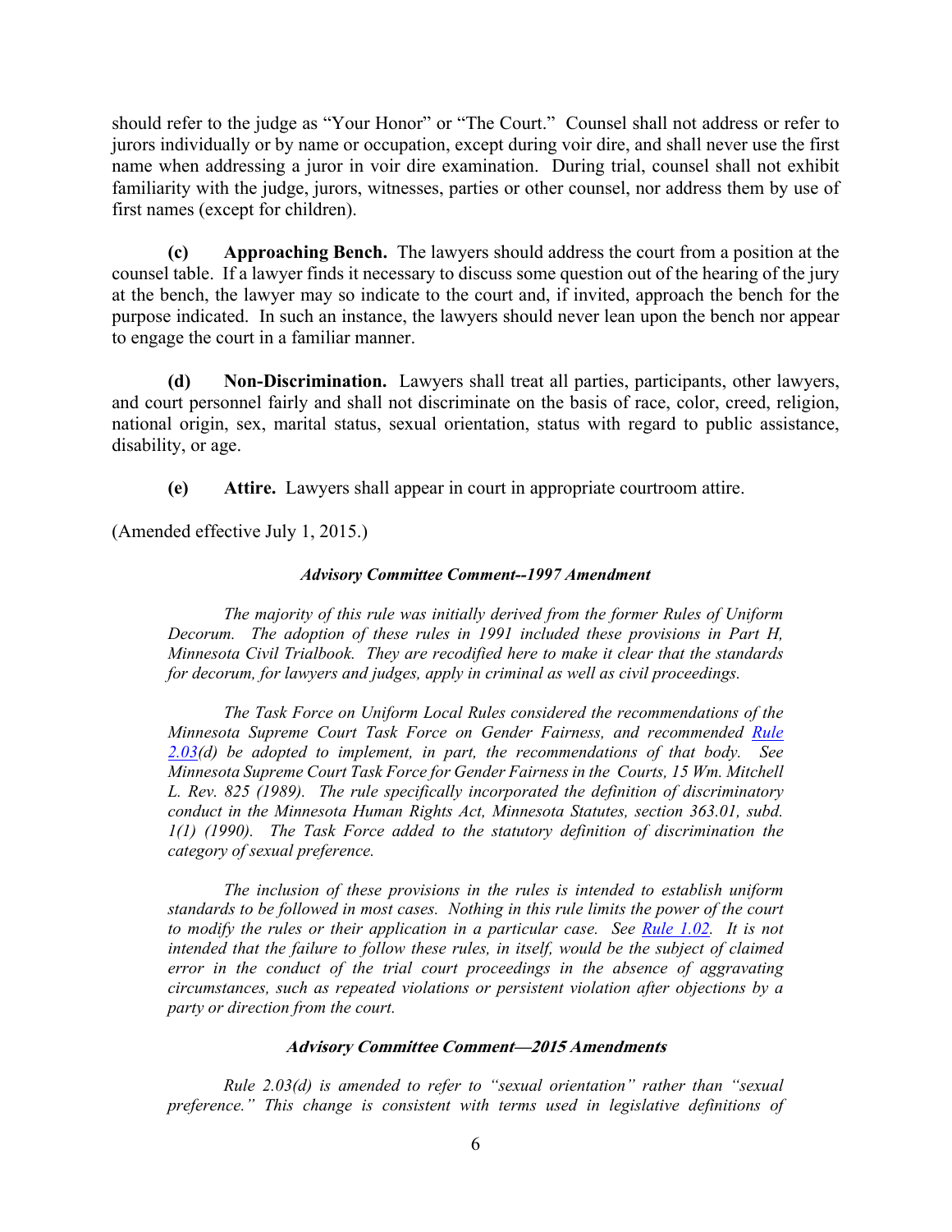should refer to the judge as "Your Honor" or "The Court." Counsel shall not address or refer to jurors individually or by name or occupation, except during voir dire, and shall never use the first name when addressing a juror in voir dire examination. During trial, counsel shall not exhibit familiarity with the judge, jurors, witnesses, parties or other counsel, nor address them by use of first names (except for children).

**(c) Approaching Bench.** The lawyers should address the court from a position at the counsel table. If a lawyer finds it necessary to discuss some question out of the hearing of the jury at the bench, the lawyer may so indicate to the court and, if invited, approach the bench for the purpose indicated. In such an instance, the lawyers should never lean upon the bench nor appear to engage the court in a familiar manner.

**(d) Non-Discrimination.** Lawyers shall treat all parties, participants, other lawyers, and court personnel fairly and shall not discriminate on the basis of race, color, creed, religion, national origin, sex, marital status, sexual orientation, status with regard to public assistance, disability, or age.

**(e) Attire.** Lawyers shall appear in court in appropriate courtroom attire.

(Amended effective July 1, 2015.)

***Advisory Committee Comment--1997 Amendment***

*The majority of this rule was initially derived from the former Rules of Uniform Decorum. The adoption of these rules in 1991 included these provisions in Part H, Minnesota Civil Trialbook. They are recodified here to make it clear that the standards for decorum, for lawyers and judges, apply in criminal as well as civil proceedings.*

*The Task Force on Uniform Local Rules considered the recommendations of the Minnesota Supreme Court Task Force on Gender Fairness, and recommended Rule 2.03(d) be adopted to implement, in part, the recommendations of that body. See Minnesota Supreme Court Task Force for Gender Fairness in the Courts, 15 Wm. Mitchell L. Rev. 825 (1989). The rule specifically incorporated the definition of discriminatory conduct in the Minnesota Human Rights Act, Minnesota Statutes, section 363.01, subd. 1(1) (1990). The Task Force added to the statutory definition of discrimination the category of sexual preference.*

*The inclusion of these provisions in the rules is intended to establish uniform standards to be followed in most cases. Nothing in this rule limits the power of the court to modify the rules or their application in a particular case. See Rule 1.02. It is not intended that the failure to follow these rules, in itself, would be the subject of claimed error in the conduct of the trial court proceedings in the absence of aggravating circumstances, such as repeated violations or persistent violation after objections by a party or direction from the court.*

***Advisory Committee Comment—2015 Amendments***

*Rule 2.03(d) is amended to refer to "sexual orientation" rather than "sexual preference." This change is consistent with terms used in legislative definitions of*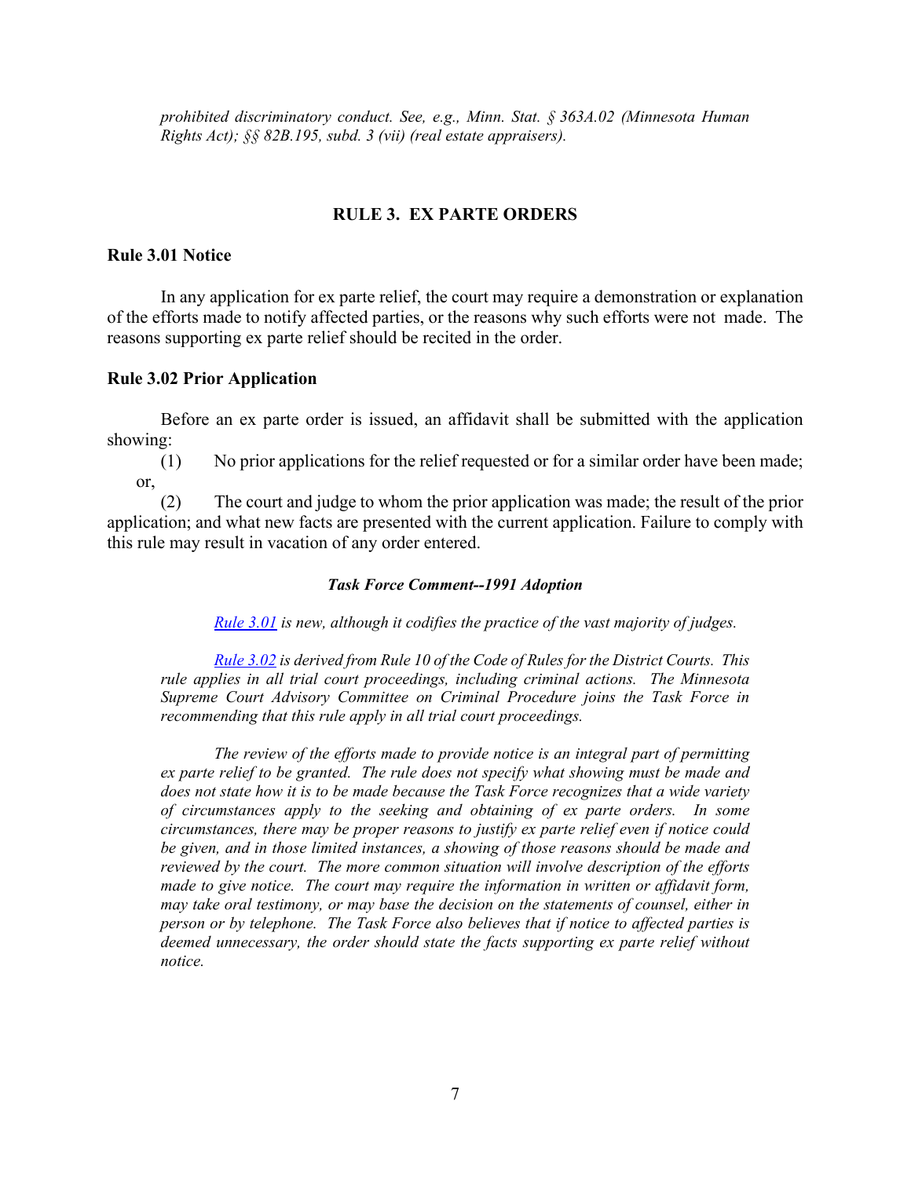*prohibited discriminatory conduct. See, e.g., Minn. Stat. § 363A.02 (Minnesota Human Rights Act); §§ 82B.195, subd. 3 (vii) (real estate appraisers).*

## RULE 3. EX PARTE ORDERS

### Rule 3.01 Notice

In any application for ex parte relief, the court may require a demonstration or explanation of the efforts made to notify affected parties, or the reasons why such efforts were not made. The reasons supporting ex parte relief should be recited in the order.

### Rule 3.02 Prior Application

Before an ex parte order is issued, an affidavit shall be submitted with the application showing:

(1) No prior applications for the relief requested or for a similar order have been made; or,

(2) The court and judge to whom the prior application was made; the result of the prior application; and what new facts are presented with the current application. Failure to comply with this rule may result in vacation of any order entered.

***Task Force Comment--1991 Adoption***

*Rule 3.01 is new, although it codifies the practice of the vast majority of judges.*

*Rule 3.02 is derived from Rule 10 of the Code of Rules for the District Courts. This rule applies in all trial court proceedings, including criminal actions. The Minnesota Supreme Court Advisory Committee on Criminal Procedure joins the Task Force in recommending that this rule apply in all trial court proceedings.*

*The review of the efforts made to provide notice is an integral part of permitting ex parte relief to be granted. The rule does not specify what showing must be made and does not state how it is to be made because the Task Force recognizes that a wide variety of circumstances apply to the seeking and obtaining of ex parte orders. In some circumstances, there may be proper reasons to justify ex parte relief even if notice could be given, and in those limited instances, a showing of those reasons should be made and reviewed by the court. The more common situation will involve description of the efforts made to give notice. The court may require the information in written or affidavit form, may take oral testimony, or may base the decision on the statements of counsel, either in person or by telephone. The Task Force also believes that if notice to affected parties is deemed unnecessary, the order should state the facts supporting ex parte relief without notice.*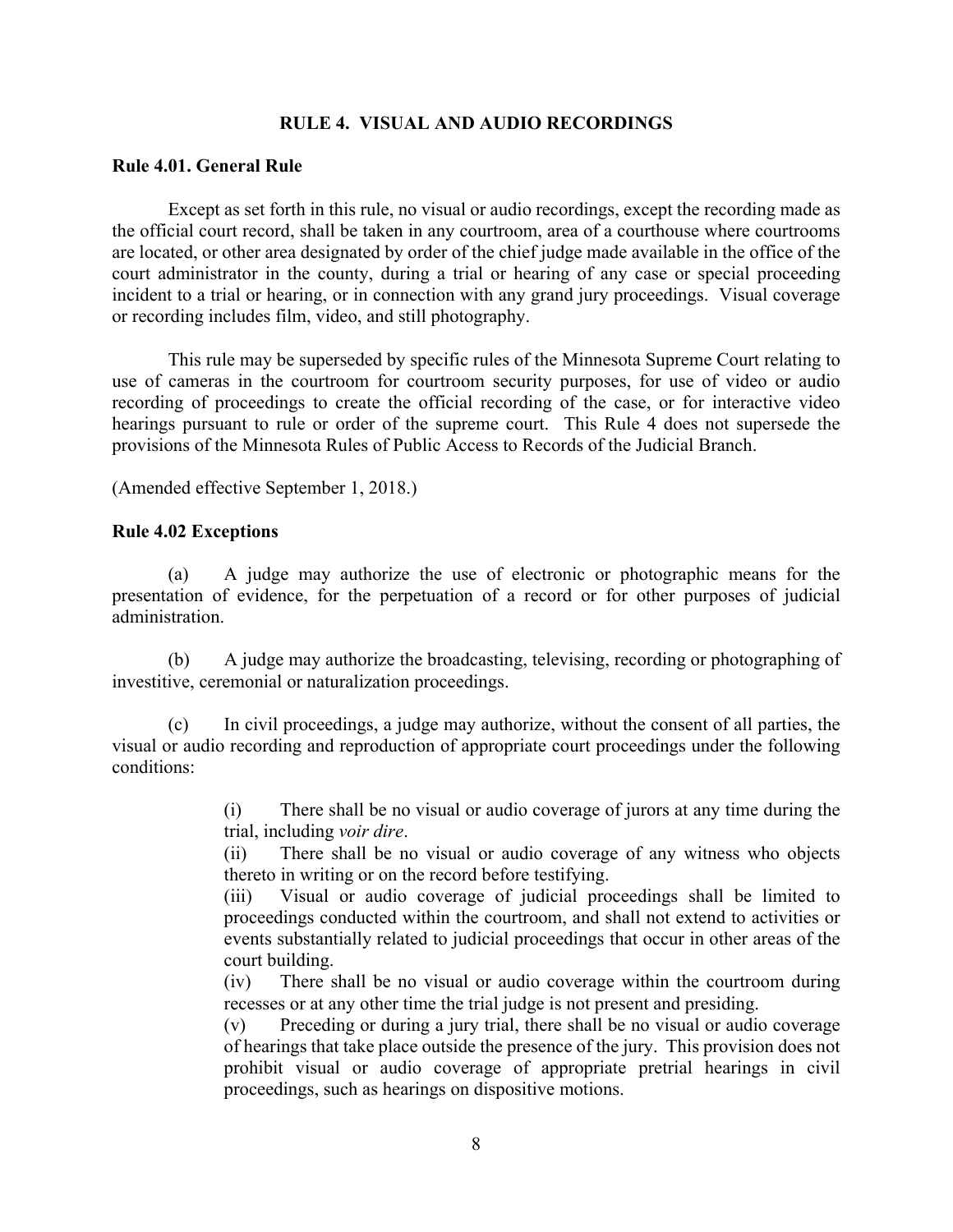## RULE 4. VISUAL AND AUDIO RECORDINGS

### Rule 4.01. General Rule

Except as set forth in this rule, no visual or audio recordings, except the recording made as the official court record, shall be taken in any courtroom, area of a courthouse where courtrooms are located, or other area designated by order of the chief judge made available in the office of the court administrator in the county, during a trial or hearing of any case or special proceeding incident to a trial or hearing, or in connection with any grand jury proceedings. Visual coverage or recording includes film, video, and still photography.

This rule may be superseded by specific rules of the Minnesota Supreme Court relating to use of cameras in the courtroom for courtroom security purposes, for use of video or audio recording of proceedings to create the official recording of the case, or for interactive video hearings pursuant to rule or order of the supreme court. This Rule 4 does not supersede the provisions of the Minnesota Rules of Public Access to Records of the Judicial Branch.

(Amended effective September 1, 2018.)

### Rule 4.02 Exceptions

(a) A judge may authorize the use of electronic or photographic means for the presentation of evidence, for the perpetuation of a record or for other purposes of judicial administration.

(b) A judge may authorize the broadcasting, televising, recording or photographing of investitive, ceremonial or naturalization proceedings.

(c) In civil proceedings, a judge may authorize, without the consent of all parties, the visual or audio recording and reproduction of appropriate court proceedings under the following conditions:

> (i) There shall be no visual or audio coverage of jurors at any time during the trial, including *voir dire*.
>
> (ii) There shall be no visual or audio coverage of any witness who objects thereto in writing or on the record before testifying.
>
> (iii) Visual or audio coverage of judicial proceedings shall be limited to proceedings conducted within the courtroom, and shall not extend to activities or events substantially related to judicial proceedings that occur in other areas of the court building.
>
> (iv) There shall be no visual or audio coverage within the courtroom during recesses or at any other time the trial judge is not present and presiding.
>
> (v) Preceding or during a jury trial, there shall be no visual or audio coverage of hearings that take place outside the presence of the jury. This provision does not prohibit visual or audio coverage of appropriate pretrial hearings in civil proceedings, such as hearings on dispositive motions.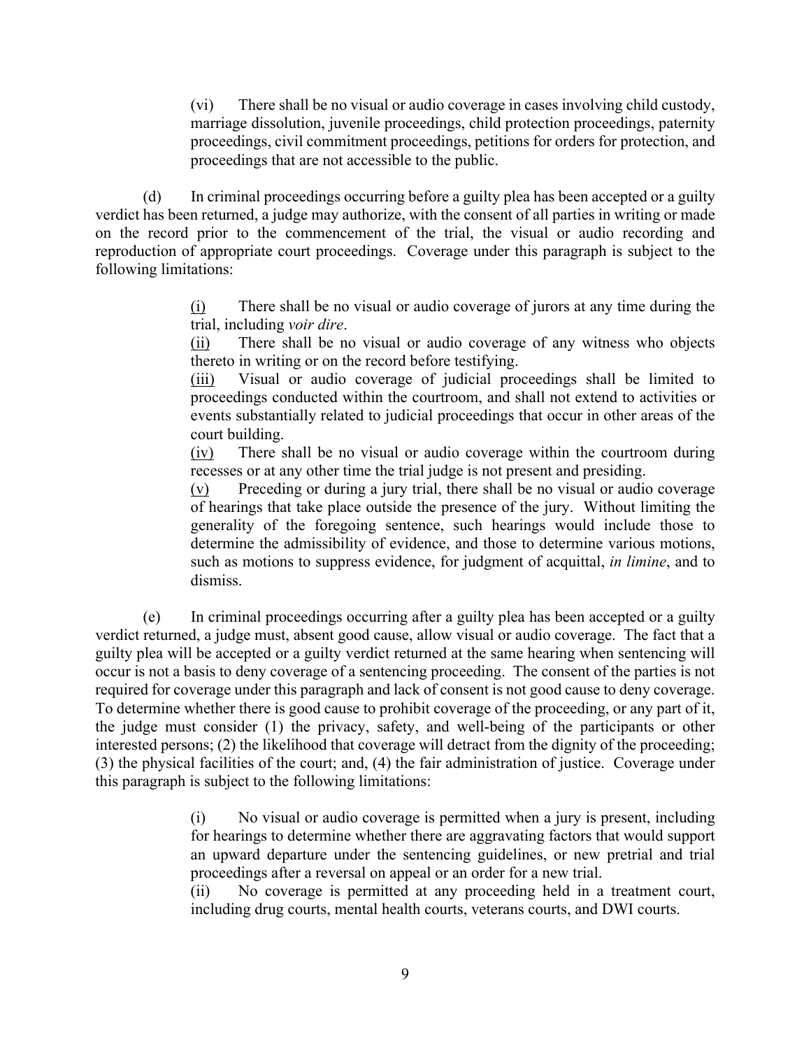(vi) There shall be no visual or audio coverage in cases involving child custody, marriage dissolution, juvenile proceedings, child protection proceedings, paternity proceedings, civil commitment proceedings, petitions for orders for protection, and proceedings that are not accessible to the public.

(d) In criminal proceedings occurring before a guilty plea has been accepted or a guilty verdict has been returned, a judge may authorize, with the consent of all parties in writing or made on the record prior to the commencement of the trial, the visual or audio recording and reproduction of appropriate court proceedings. Coverage under this paragraph is subject to the following limitations:

(i) There shall be no visual or audio coverage of jurors at any time during the trial, including *voir dire*.
(ii) There shall be no visual or audio coverage of any witness who objects thereto in writing or on the record before testifying.
(iii) Visual or audio coverage of judicial proceedings shall be limited to proceedings conducted within the courtroom, and shall not extend to activities or events substantially related to judicial proceedings that occur in other areas of the court building.
(iv) There shall be no visual or audio coverage within the courtroom during recesses or at any other time the trial judge is not present and presiding.
(v) Preceding or during a jury trial, there shall be no visual or audio coverage of hearings that take place outside the presence of the jury. Without limiting the generality of the foregoing sentence, such hearings would include those to determine the admissibility of evidence, and those to determine various motions, such as motions to suppress evidence, for judgment of acquittal, *in limine*, and to dismiss.

(e) In criminal proceedings occurring after a guilty plea has been accepted or a guilty verdict returned, a judge must, absent good cause, allow visual or audio coverage. The fact that a guilty plea will be accepted or a guilty verdict returned at the same hearing when sentencing will occur is not a basis to deny coverage of a sentencing proceeding. The consent of the parties is not required for coverage under this paragraph and lack of consent is not good cause to deny coverage. To determine whether there is good cause to prohibit coverage of the proceeding, or any part of it, the judge must consider (1) the privacy, safety, and well-being of the participants or other interested persons; (2) the likelihood that coverage will detract from the dignity of the proceeding; (3) the physical facilities of the court; and, (4) the fair administration of justice. Coverage under this paragraph is subject to the following limitations:

(i) No visual or audio coverage is permitted when a jury is present, including for hearings to determine whether there are aggravating factors that would support an upward departure under the sentencing guidelines, or new pretrial and trial proceedings after a reversal on appeal or an order for a new trial.
(ii) No coverage is permitted at any proceeding held in a treatment court, including drug courts, mental health courts, veterans courts, and DWI courts.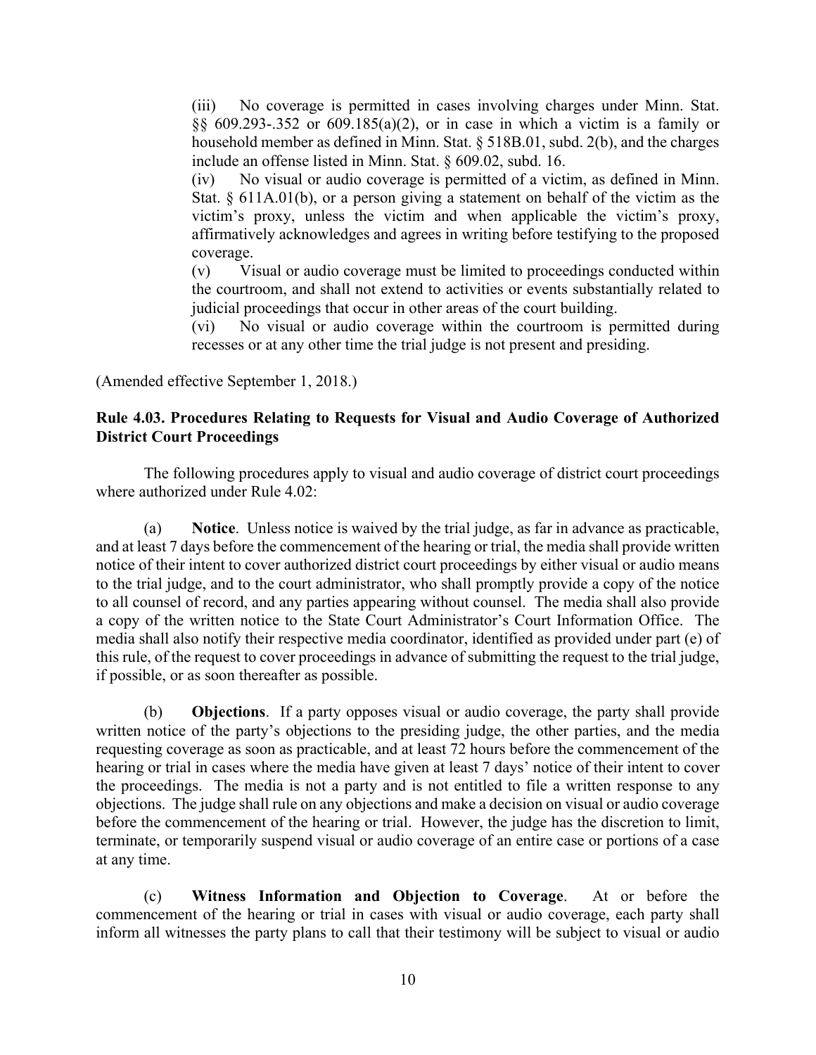(iii) No coverage is permitted in cases involving charges under Minn. Stat. §§ 609.293-.352 or 609.185(a)(2), or in case in which a victim is a family or household member as defined in Minn. Stat. § 518B.01, subd. 2(b), and the charges include an offense listed in Minn. Stat. § 609.02, subd. 16.

(iv) No visual or audio coverage is permitted of a victim, as defined in Minn. Stat. § 611A.01(b), or a person giving a statement on behalf of the victim as the victim's proxy, unless the victim and when applicable the victim's proxy, affirmatively acknowledges and agrees in writing before testifying to the proposed coverage.

(v) Visual or audio coverage must be limited to proceedings conducted within the courtroom, and shall not extend to activities or events substantially related to judicial proceedings that occur in other areas of the court building.

(vi) No visual or audio coverage within the courtroom is permitted during recesses or at any other time the trial judge is not present and presiding.

(Amended effective September 1, 2018.)

**Rule 4.03. Procedures Relating to Requests for Visual and Audio Coverage of Authorized District Court Proceedings**

The following procedures apply to visual and audio coverage of district court proceedings where authorized under Rule 4.02:

(a) **Notice**. Unless notice is waived by the trial judge, as far in advance as practicable, and at least 7 days before the commencement of the hearing or trial, the media shall provide written notice of their intent to cover authorized district court proceedings by either visual or audio means to the trial judge, and to the court administrator, who shall promptly provide a copy of the notice to all counsel of record, and any parties appearing without counsel. The media shall also provide a copy of the written notice to the State Court Administrator's Court Information Office. The media shall also notify their respective media coordinator, identified as provided under part (e) of this rule, of the request to cover proceedings in advance of submitting the request to the trial judge, if possible, or as soon thereafter as possible.

(b) **Objections**. If a party opposes visual or audio coverage, the party shall provide written notice of the party's objections to the presiding judge, the other parties, and the media requesting coverage as soon as practicable, and at least 72 hours before the commencement of the hearing or trial in cases where the media have given at least 7 days' notice of their intent to cover the proceedings. The media is not a party and is not entitled to file a written response to any objections. The judge shall rule on any objections and make a decision on visual or audio coverage before the commencement of the hearing or trial. However, the judge has the discretion to limit, terminate, or temporarily suspend visual or audio coverage of an entire case or portions of a case at any time.

(c) **Witness Information and Objection to Coverage**. At or before the commencement of the hearing or trial in cases with visual or audio coverage, each party shall inform all witnesses the party plans to call that their testimony will be subject to visual or audio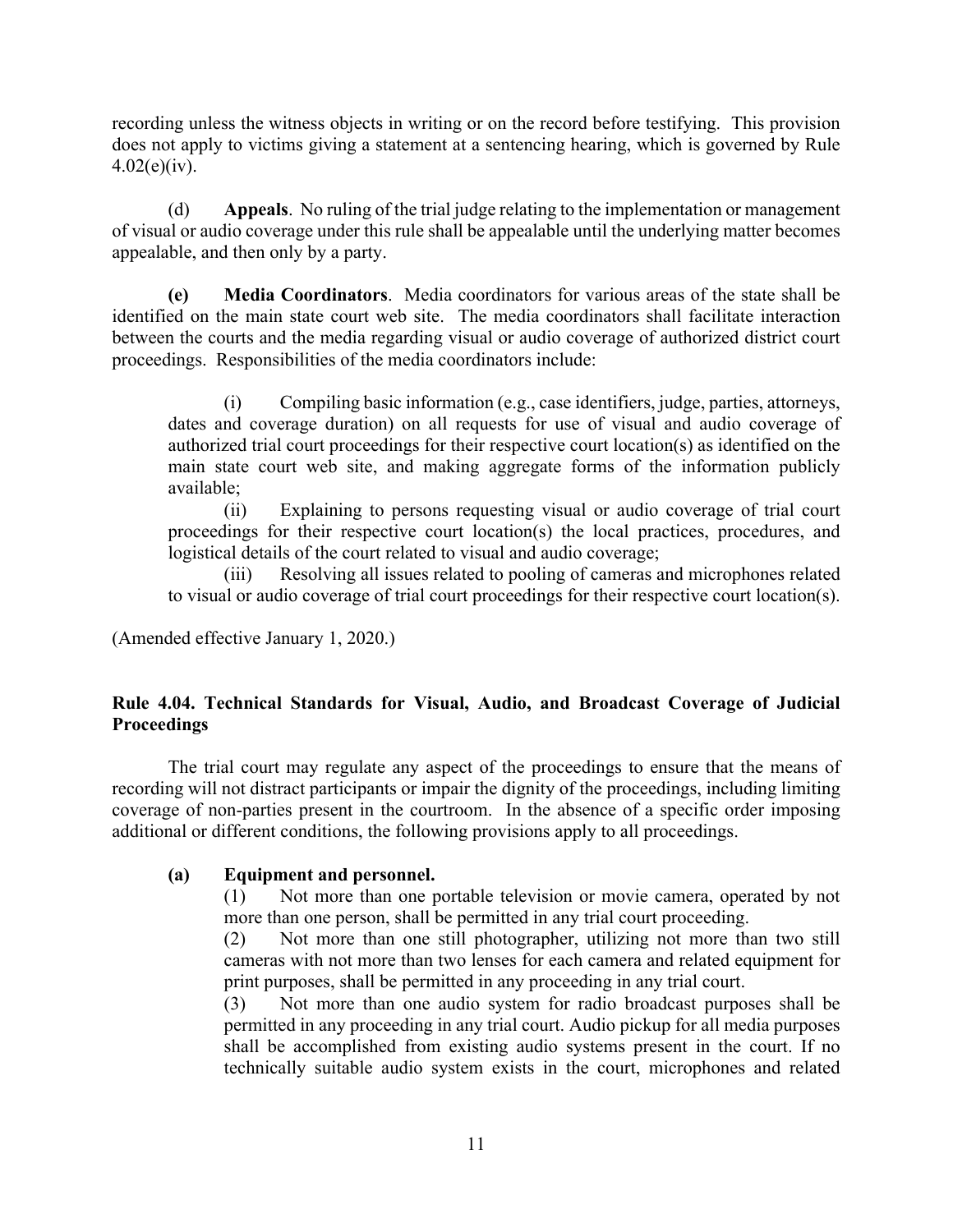recording unless the witness objects in writing or on the record before testifying. This provision does not apply to victims giving a statement at a sentencing hearing, which is governed by Rule 4.02(e)(iv).

(d) **Appeals**. No ruling of the trial judge relating to the implementation or management of visual or audio coverage under this rule shall be appealable until the underlying matter becomes appealable, and then only by a party.

**(e) Media Coordinators**. Media coordinators for various areas of the state shall be identified on the main state court web site. The media coordinators shall facilitate interaction between the courts and the media regarding visual or audio coverage of authorized district court proceedings. Responsibilities of the media coordinators include:

(i) Compiling basic information (e.g., case identifiers, judge, parties, attorneys, dates and coverage duration) on all requests for use of visual and audio coverage of authorized trial court proceedings for their respective court location(s) as identified on the main state court web site, and making aggregate forms of the information publicly available;

(ii) Explaining to persons requesting visual or audio coverage of trial court proceedings for their respective court location(s) the local practices, procedures, and logistical details of the court related to visual and audio coverage;

(iii) Resolving all issues related to pooling of cameras and microphones related to visual or audio coverage of trial court proceedings for their respective court location(s).

(Amended effective January 1, 2020.)

### Rule 4.04. Technical Standards for Visual, Audio, and Broadcast Coverage of Judicial Proceedings

The trial court may regulate any aspect of the proceedings to ensure that the means of recording will not distract participants or impair the dignity of the proceedings, including limiting coverage of non-parties present in the courtroom. In the absence of a specific order imposing additional or different conditions, the following provisions apply to all proceedings.

**(a) Equipment and personnel.**

(1) Not more than one portable television or movie camera, operated by not more than one person, shall be permitted in any trial court proceeding.

(2) Not more than one still photographer, utilizing not more than two still cameras with not more than two lenses for each camera and related equipment for print purposes, shall be permitted in any proceeding in any trial court.

(3) Not more than one audio system for radio broadcast purposes shall be permitted in any proceeding in any trial court. Audio pickup for all media purposes shall be accomplished from existing audio systems present in the court. If no technically suitable audio system exists in the court, microphones and related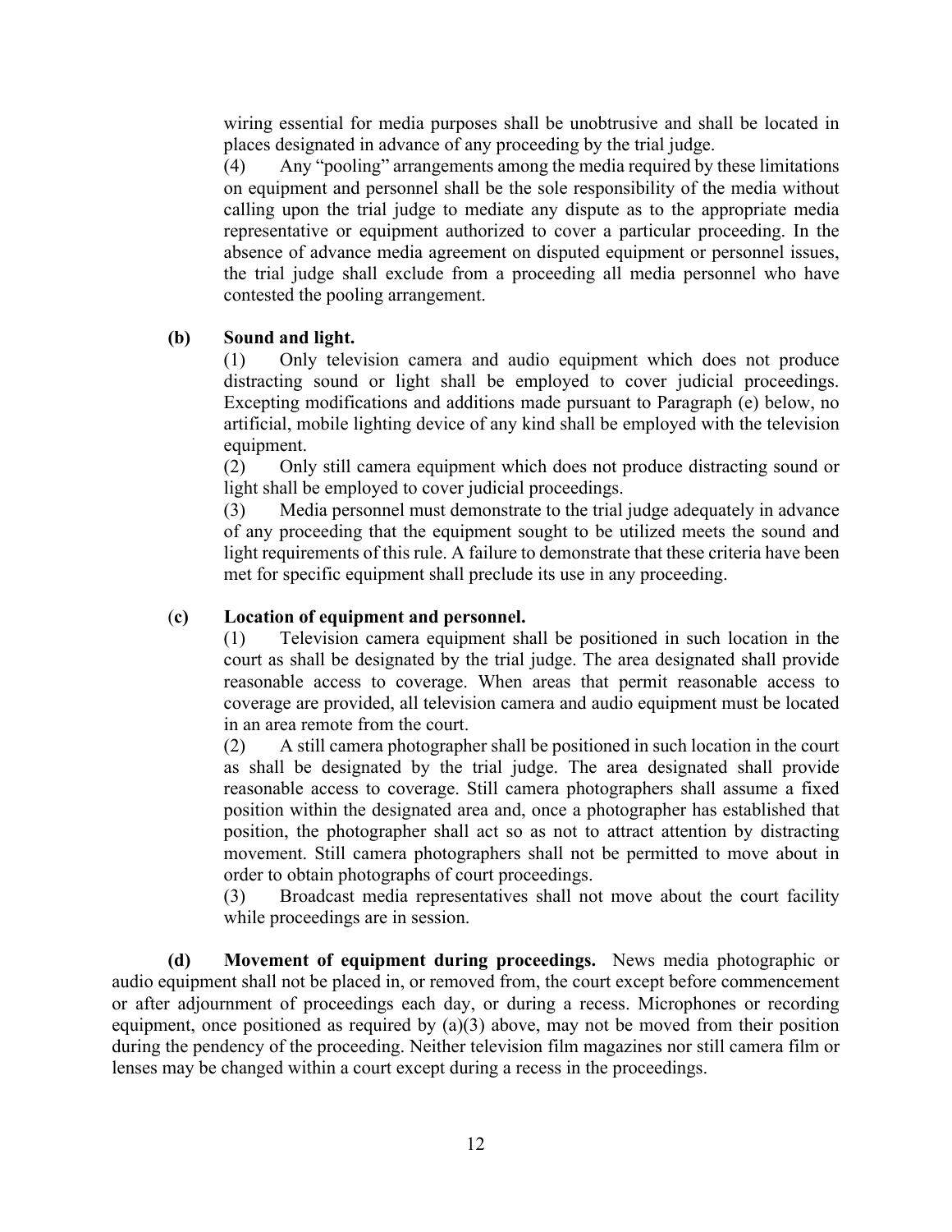wiring essential for media purposes shall be unobtrusive and shall be located in places designated in advance of any proceeding by the trial judge.

(4) Any "pooling" arrangements among the media required by these limitations on equipment and personnel shall be the sole responsibility of the media without calling upon the trial judge to mediate any dispute as to the appropriate media representative or equipment authorized to cover a particular proceeding. In the absence of advance media agreement on disputed equipment or personnel issues, the trial judge shall exclude from a proceeding all media personnel who have contested the pooling arrangement.

**(b) Sound and light.**

(1) Only television camera and audio equipment which does not produce distracting sound or light shall be employed to cover judicial proceedings. Excepting modifications and additions made pursuant to Paragraph (e) below, no artificial, mobile lighting device of any kind shall be employed with the television equipment.

(2) Only still camera equipment which does not produce distracting sound or light shall be employed to cover judicial proceedings.

(3) Media personnel must demonstrate to the trial judge adequately in advance of any proceeding that the equipment sought to be utilized meets the sound and light requirements of this rule. A failure to demonstrate that these criteria have been met for specific equipment shall preclude its use in any proceeding.

**(c) Location of equipment and personnel.**

(1) Television camera equipment shall be positioned in such location in the court as shall be designated by the trial judge. The area designated shall provide reasonable access to coverage. When areas that permit reasonable access to coverage are provided, all television camera and audio equipment must be located in an area remote from the court.

(2) A still camera photographer shall be positioned in such location in the court as shall be designated by the trial judge. The area designated shall provide reasonable access to coverage. Still camera photographers shall assume a fixed position within the designated area and, once a photographer has established that position, the photographer shall act so as not to attract attention by distracting movement. Still camera photographers shall not be permitted to move about in order to obtain photographs of court proceedings.

(3) Broadcast media representatives shall not move about the court facility while proceedings are in session.

**(d) Movement of equipment during proceedings.** News media photographic or audio equipment shall not be placed in, or removed from, the court except before commencement or after adjournment of proceedings each day, or during a recess. Microphones or recording equipment, once positioned as required by (a)(3) above, may not be moved from their position during the pendency of the proceeding. Neither television film magazines nor still camera film or lenses may be changed within a court except during a recess in the proceedings.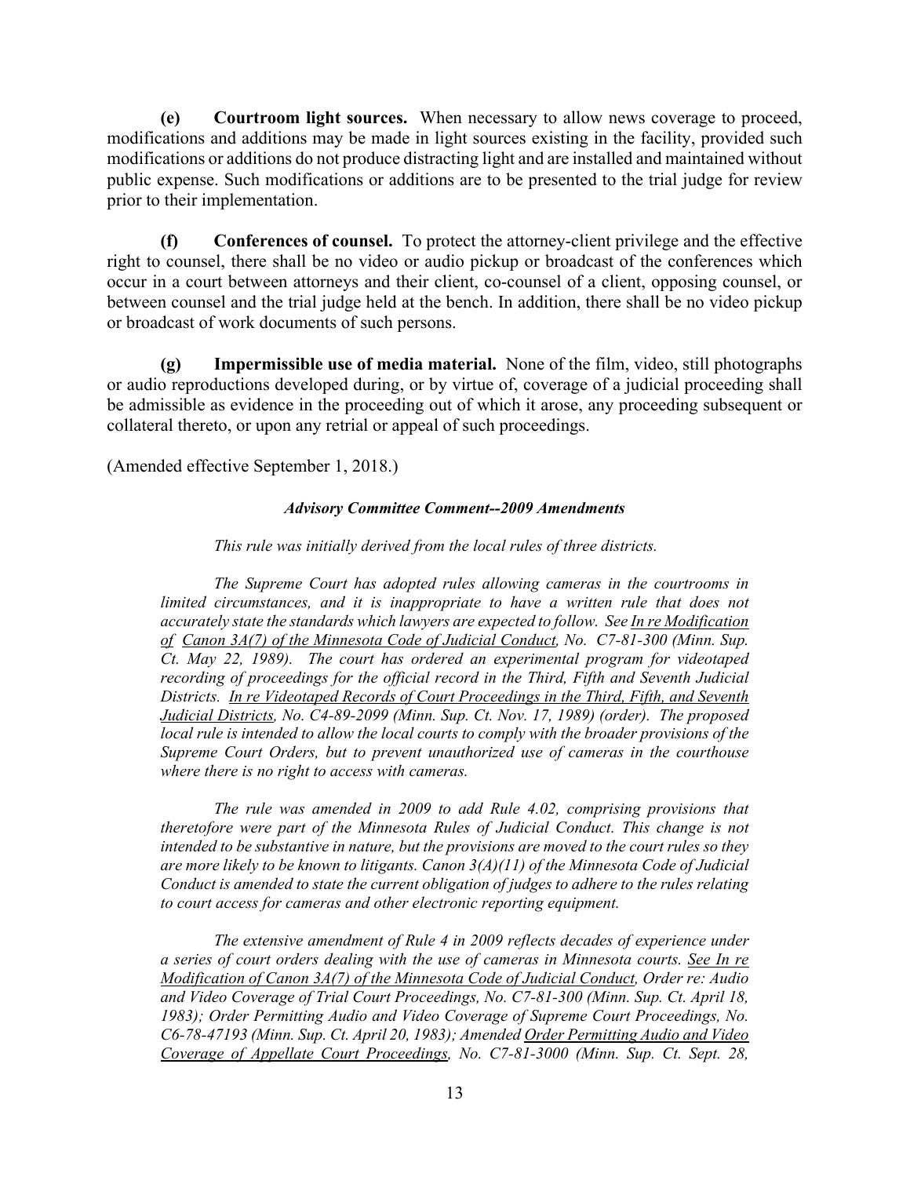**(e) Courtroom light sources.** When necessary to allow news coverage to proceed, modifications and additions may be made in light sources existing in the facility, provided such modifications or additions do not produce distracting light and are installed and maintained without public expense. Such modifications or additions are to be presented to the trial judge for review prior to their implementation.

**(f) Conferences of counsel.** To protect the attorney-client privilege and the effective right to counsel, there shall be no video or audio pickup or broadcast of the conferences which occur in a court between attorneys and their client, co-counsel of a client, opposing counsel, or between counsel and the trial judge held at the bench. In addition, there shall be no video pickup or broadcast of work documents of such persons.

**(g) Impermissible use of media material.** None of the film, video, still photographs or audio reproductions developed during, or by virtue of, coverage of a judicial proceeding shall be admissible as evidence in the proceeding out of which it arose, any proceeding subsequent or collateral thereto, or upon any retrial or appeal of such proceedings.

(Amended effective September 1, 2018.)

***Advisory Committee Comment--2009 Amendments***

*This rule was initially derived from the local rules of three districts.*

*The Supreme Court has adopted rules allowing cameras in the courtrooms in limited circumstances, and it is inappropriate to have a written rule that does not accurately state the standards which lawyers are expected to follow. See In re Modification of Canon 3A(7) of the Minnesota Code of Judicial Conduct, No. C7-81-300 (Minn. Sup. Ct. May 22, 1989). The court has ordered an experimental program for videotaped recording of proceedings for the official record in the Third, Fifth and Seventh Judicial Districts. In re Videotaped Records of Court Proceedings in the Third, Fifth, and Seventh Judicial Districts, No. C4-89-2099 (Minn. Sup. Ct. Nov. 17, 1989) (order). The proposed local rule is intended to allow the local courts to comply with the broader provisions of the Supreme Court Orders, but to prevent unauthorized use of cameras in the courthouse where there is no right to access with cameras.*

*The rule was amended in 2009 to add Rule 4.02, comprising provisions that theretofore were part of the Minnesota Rules of Judicial Conduct. This change is not intended to be substantive in nature, but the provisions are moved to the court rules so they are more likely to be known to litigants. Canon 3(A)(11) of the Minnesota Code of Judicial Conduct is amended to state the current obligation of judges to adhere to the rules relating to court access for cameras and other electronic reporting equipment.*

*The extensive amendment of Rule 4 in 2009 reflects decades of experience under a series of court orders dealing with the use of cameras in Minnesota courts. See In re Modification of Canon 3A(7) of the Minnesota Code of Judicial Conduct, Order re: Audio and Video Coverage of Trial Court Proceedings, No. C7-81-300 (Minn. Sup. Ct. April 18, 1983); Order Permitting Audio and Video Coverage of Supreme Court Proceedings, No. C6-78-47193 (Minn. Sup. Ct. April 20, 1983); Amended Order Permitting Audio and Video Coverage of Appellate Court Proceedings, No. C7-81-3000 (Minn. Sup. Ct. Sept. 28,*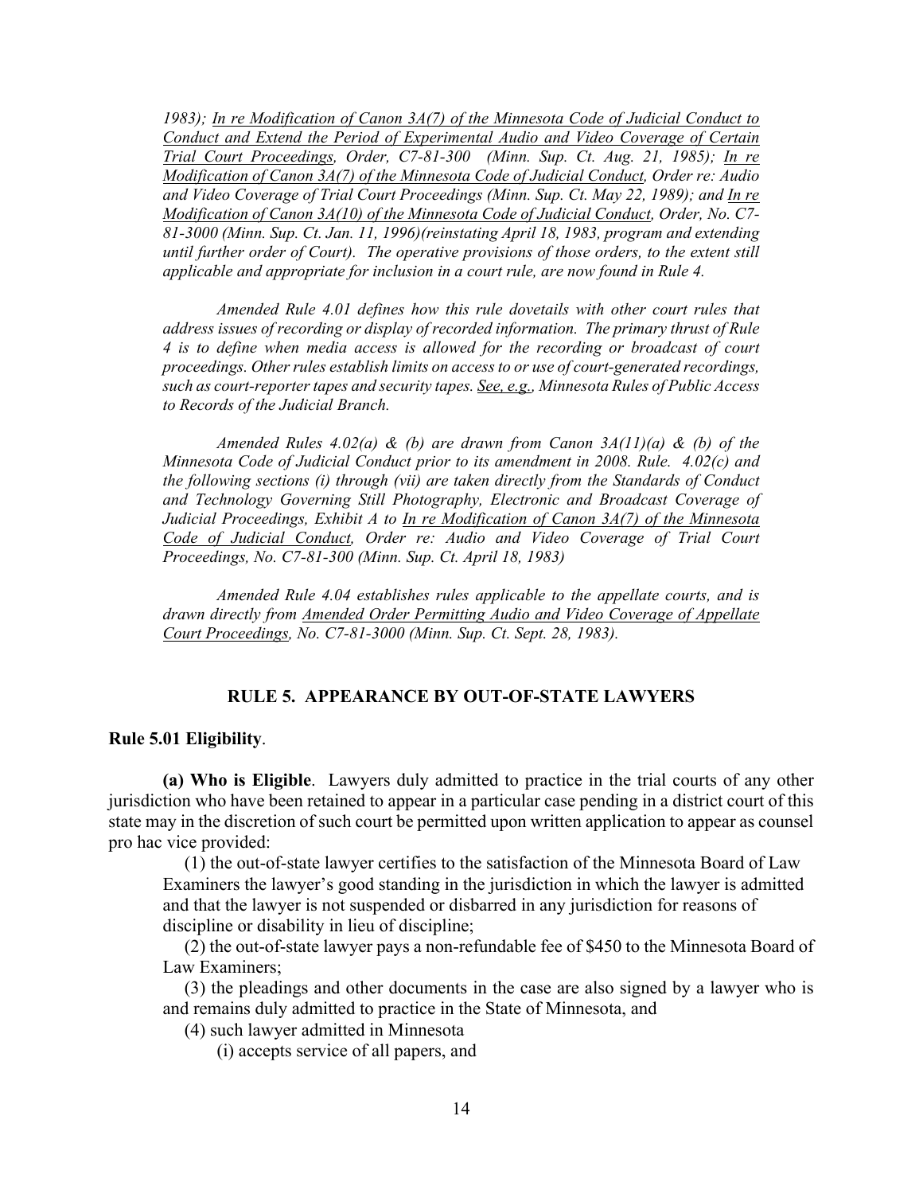*1983); In re Modification of Canon 3A(7) of the Minnesota Code of Judicial Conduct to Conduct and Extend the Period of Experimental Audio and Video Coverage of Certain Trial Court Proceedings, Order, C7-81-300 (Minn. Sup. Ct. Aug. 21, 1985); In re Modification of Canon 3A(7) of the Minnesota Code of Judicial Conduct, Order re: Audio and Video Coverage of Trial Court Proceedings (Minn. Sup. Ct. May 22, 1989); and In re Modification of Canon 3A(10) of the Minnesota Code of Judicial Conduct, Order, No. C7-81-3000 (Minn. Sup. Ct. Jan. 11, 1996)(reinstating April 18, 1983, program and extending until further order of Court). The operative provisions of those orders, to the extent still applicable and appropriate for inclusion in a court rule, are now found in Rule 4.*

*Amended Rule 4.01 defines how this rule dovetails with other court rules that address issues of recording or display of recorded information. The primary thrust of Rule 4 is to define when media access is allowed for the recording or broadcast of court proceedings. Other rules establish limits on access to or use of court-generated recordings, such as court-reporter tapes and security tapes. See, e.g., Minnesota Rules of Public Access to Records of the Judicial Branch.*

*Amended Rules 4.02(a) & (b) are drawn from Canon 3A(11)(a) & (b) of the Minnesota Code of Judicial Conduct prior to its amendment in 2008. Rule. 4.02(c) and the following sections (i) through (vii) are taken directly from the Standards of Conduct and Technology Governing Still Photography, Electronic and Broadcast Coverage of Judicial Proceedings, Exhibit A to In re Modification of Canon 3A(7) of the Minnesota Code of Judicial Conduct, Order re: Audio and Video Coverage of Trial Court Proceedings, No. C7-81-300 (Minn. Sup. Ct. April 18, 1983)*

*Amended Rule 4.04 establishes rules applicable to the appellate courts, and is drawn directly from Amended Order Permitting Audio and Video Coverage of Appellate Court Proceedings, No. C7-81-3000 (Minn. Sup. Ct. Sept. 28, 1983).*

## RULE 5. APPEARANCE BY OUT-OF-STATE LAWYERS

**Rule 5.01 Eligibility**.

**(a) Who is Eligible**. Lawyers duly admitted to practice in the trial courts of any other jurisdiction who have been retained to appear in a particular case pending in a district court of this state may in the discretion of such court be permitted upon written application to appear as counsel pro hac vice provided:

(1) the out-of-state lawyer certifies to the satisfaction of the Minnesota Board of Law Examiners the lawyer's good standing in the jurisdiction in which the lawyer is admitted and that the lawyer is not suspended or disbarred in any jurisdiction for reasons of discipline or disability in lieu of discipline;

(2) the out-of-state lawyer pays a non-refundable fee of $450 to the Minnesota Board of Law Examiners;

(3) the pleadings and other documents in the case are also signed by a lawyer who is and remains duly admitted to practice in the State of Minnesota, and

(4) such lawyer admitted in Minnesota

(i) accepts service of all papers, and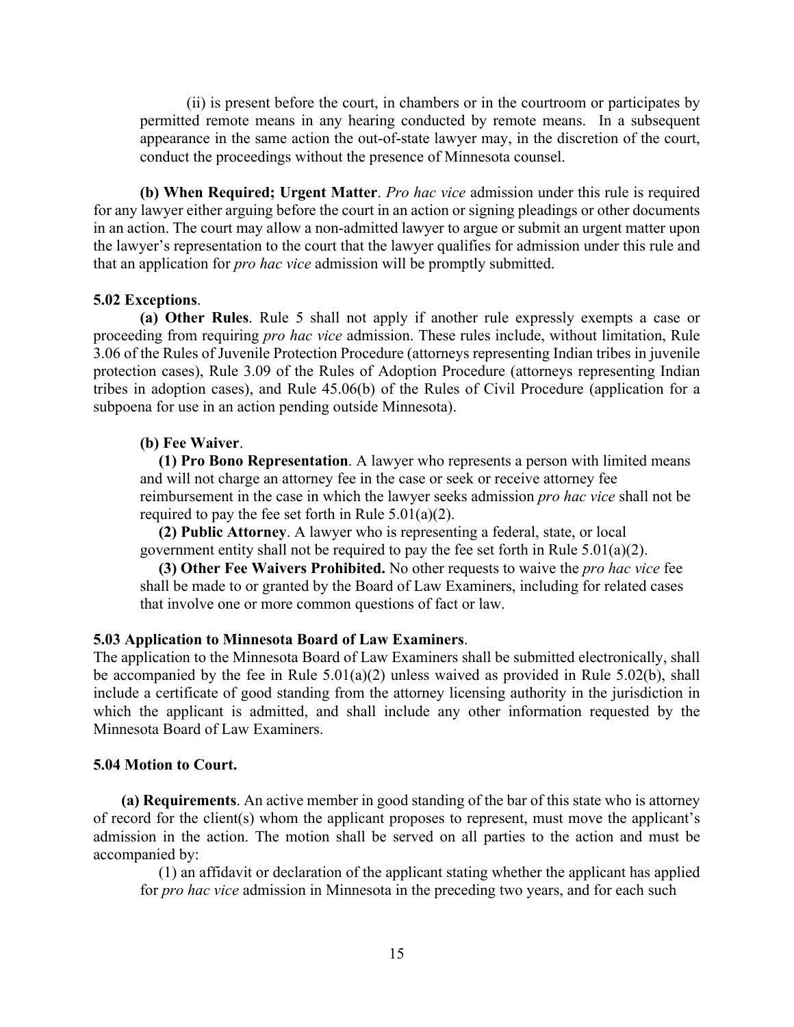(ii) is present before the court, in chambers or in the courtroom or participates by permitted remote means in any hearing conducted by remote means. In a subsequent appearance in the same action the out-of-state lawyer may, in the discretion of the court, conduct the proceedings without the presence of Minnesota counsel.

**(b) When Required; Urgent Matter**. *Pro hac vice* admission under this rule is required for any lawyer either arguing before the court in an action or signing pleadings or other documents in an action. The court may allow a non-admitted lawyer to argue or submit an urgent matter upon the lawyer's representation to the court that the lawyer qualifies for admission under this rule and that an application for *pro hac vice* admission will be promptly submitted.

**5.02 Exceptions**.

**(a) Other Rules**. Rule 5 shall not apply if another rule expressly exempts a case or proceeding from requiring *pro hac vice* admission. These rules include, without limitation, Rule 3.06 of the Rules of Juvenile Protection Procedure (attorneys representing Indian tribes in juvenile protection cases), Rule 3.09 of the Rules of Adoption Procedure (attorneys representing Indian tribes in adoption cases), and Rule 45.06(b) of the Rules of Civil Procedure (application for a subpoena for use in an action pending outside Minnesota).

**(b) Fee Waiver**.

**(1) Pro Bono Representation**. A lawyer who represents a person with limited means and will not charge an attorney fee in the case or seek or receive attorney fee reimbursement in the case in which the lawyer seeks admission *pro hac vice* shall not be required to pay the fee set forth in Rule 5.01(a)(2).

**(2) Public Attorney**. A lawyer who is representing a federal, state, or local government entity shall not be required to pay the fee set forth in Rule 5.01(a)(2).

**(3) Other Fee Waivers Prohibited.** No other requests to waive the *pro hac vice* fee shall be made to or granted by the Board of Law Examiners, including for related cases that involve one or more common questions of fact or law.

**5.03 Application to Minnesota Board of Law Examiners**.

The application to the Minnesota Board of Law Examiners shall be submitted electronically, shall be accompanied by the fee in Rule 5.01(a)(2) unless waived as provided in Rule 5.02(b), shall include a certificate of good standing from the attorney licensing authority in the jurisdiction in which the applicant is admitted, and shall include any other information requested by the Minnesota Board of Law Examiners.

**5.04 Motion to Court.**

**(a) Requirements**. An active member in good standing of the bar of this state who is attorney of record for the client(s) whom the applicant proposes to represent, must move the applicant's admission in the action. The motion shall be served on all parties to the action and must be accompanied by:

(1) an affidavit or declaration of the applicant stating whether the applicant has applied for *pro hac vice* admission in Minnesota in the preceding two years, and for each such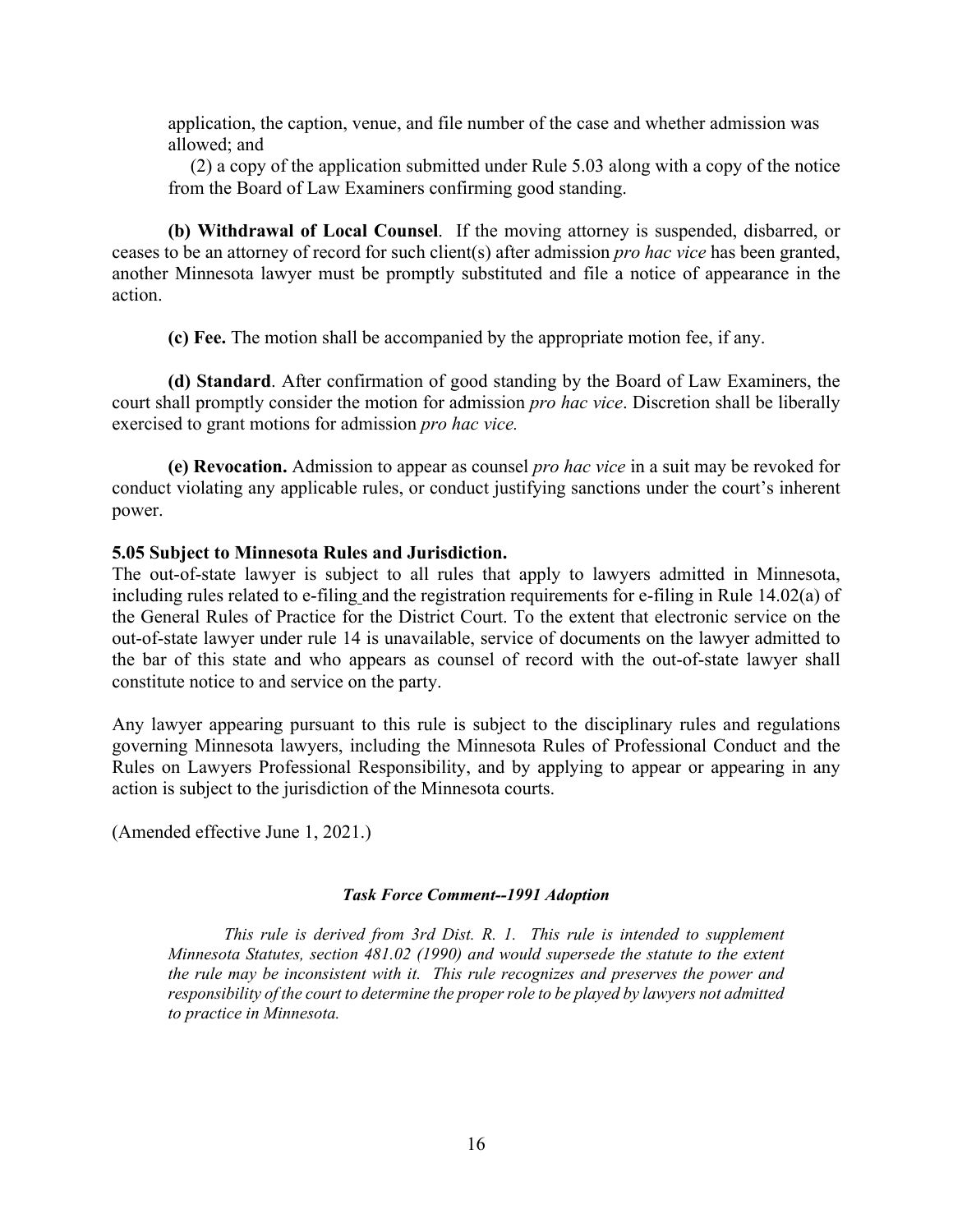application, the caption, venue, and file number of the case and whether admission was allowed; and

(2) a copy of the application submitted under Rule 5.03 along with a copy of the notice from the Board of Law Examiners confirming good standing.

**(b) Withdrawal of Local Counsel**. If the moving attorney is suspended, disbarred, or ceases to be an attorney of record for such client(s) after admission *pro hac vice* has been granted, another Minnesota lawyer must be promptly substituted and file a notice of appearance in the action.

**(c) Fee.** The motion shall be accompanied by the appropriate motion fee, if any.

**(d) Standard**. After confirmation of good standing by the Board of Law Examiners, the court shall promptly consider the motion for admission *pro hac vice*. Discretion shall be liberally exercised to grant motions for admission *pro hac vice.*

**(e) Revocation.** Admission to appear as counsel *pro hac vice* in a suit may be revoked for conduct violating any applicable rules, or conduct justifying sanctions under the court's inherent power.

**5.05 Subject to Minnesota Rules and Jurisdiction.**

The out-of-state lawyer is subject to all rules that apply to lawyers admitted in Minnesota, including rules related to e-filing and the registration requirements for e-filing in Rule 14.02(a) of the General Rules of Practice for the District Court. To the extent that electronic service on the out-of-state lawyer under rule 14 is unavailable, service of documents on the lawyer admitted to the bar of this state and who appears as counsel of record with the out-of-state lawyer shall constitute notice to and service on the party.

Any lawyer appearing pursuant to this rule is subject to the disciplinary rules and regulations governing Minnesota lawyers, including the Minnesota Rules of Professional Conduct and the Rules on Lawyers Professional Responsibility, and by applying to appear or appearing in any action is subject to the jurisdiction of the Minnesota courts.

(Amended effective June 1, 2021.)

***Task Force Comment--1991 Adoption***

*This rule is derived from 3rd Dist. R. 1. This rule is intended to supplement Minnesota Statutes, section 481.02 (1990) and would supersede the statute to the extent the rule may be inconsistent with it. This rule recognizes and preserves the power and responsibility of the court to determine the proper role to be played by lawyers not admitted to practice in Minnesota.*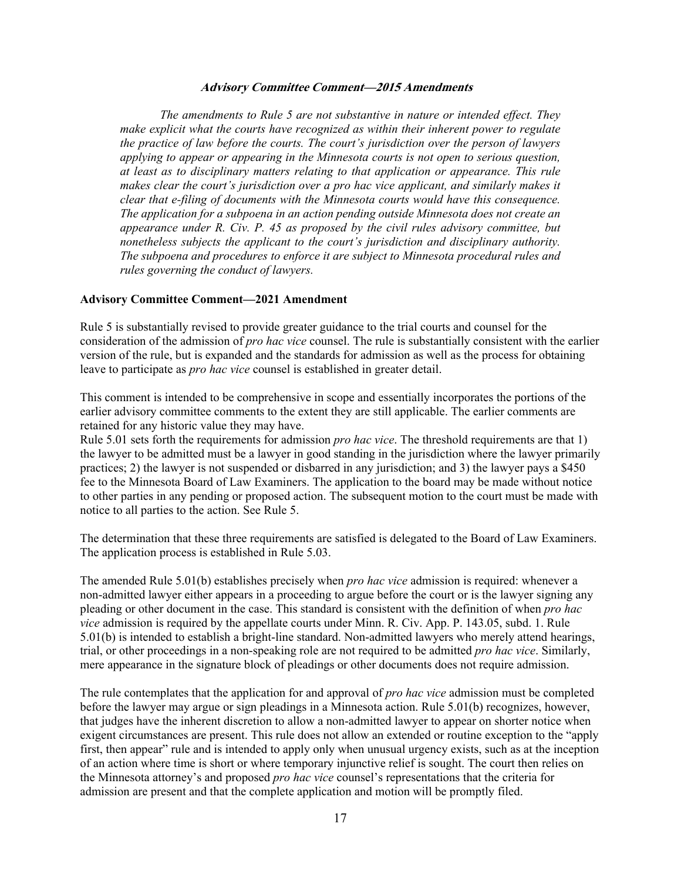### ***Advisory Committee Comment—2015 Amendments***

*The amendments to Rule 5 are not substantive in nature or intended effect. They make explicit what the courts have recognized as within their inherent power to regulate the practice of law before the courts. The court's jurisdiction over the person of lawyers applying to appear or appearing in the Minnesota courts is not open to serious question, at least as to disciplinary matters relating to that application or appearance. This rule makes clear the court's jurisdiction over a pro hac vice applicant, and similarly makes it clear that e-filing of documents with the Minnesota courts would have this consequence. The application for a subpoena in an action pending outside Minnesota does not create an appearance under R. Civ. P. 45 as proposed by the civil rules advisory committee, but nonetheless subjects the applicant to the court's jurisdiction and disciplinary authority. The subpoena and procedures to enforce it are subject to Minnesota procedural rules and rules governing the conduct of lawyers.*

### **Advisory Committee Comment—2021 Amendment**

Rule 5 is substantially revised to provide greater guidance to the trial courts and counsel for the consideration of the admission of *pro hac vice* counsel. The rule is substantially consistent with the earlier version of the rule, but is expanded and the standards for admission as well as the process for obtaining leave to participate as *pro hac vice* counsel is established in greater detail.

This comment is intended to be comprehensive in scope and essentially incorporates the portions of the earlier advisory committee comments to the extent they are still applicable. The earlier comments are retained for any historic value they may have.

Rule 5.01 sets forth the requirements for admission *pro hac vice*. The threshold requirements are that 1) the lawyer to be admitted must be a lawyer in good standing in the jurisdiction where the lawyer primarily practices; 2) the lawyer is not suspended or disbarred in any jurisdiction; and 3) the lawyer pays a $450 fee to the Minnesota Board of Law Examiners. The application to the board may be made without notice to other parties in any pending or proposed action. The subsequent motion to the court must be made with notice to all parties to the action. See Rule 5.

The determination that these three requirements are satisfied is delegated to the Board of Law Examiners. The application process is established in Rule 5.03.

The amended Rule 5.01(b) establishes precisely when *pro hac vice* admission is required: whenever a non-admitted lawyer either appears in a proceeding to argue before the court or is the lawyer signing any pleading or other document in the case. This standard is consistent with the definition of when *pro hac vice* admission is required by the appellate courts under Minn. R. Civ. App. P. 143.05, subd. 1. Rule 5.01(b) is intended to establish a bright-line standard. Non-admitted lawyers who merely attend hearings, trial, or other proceedings in a non-speaking role are not required to be admitted *pro hac vice*. Similarly, mere appearance in the signature block of pleadings or other documents does not require admission.

The rule contemplates that the application for and approval of *pro hac vice* admission must be completed before the lawyer may argue or sign pleadings in a Minnesota action. Rule 5.01(b) recognizes, however, that judges have the inherent discretion to allow a non-admitted lawyer to appear on shorter notice when exigent circumstances are present. This rule does not allow an extended or routine exception to the "apply first, then appear" rule and is intended to apply only when unusual urgency exists, such as at the inception of an action where time is short or where temporary injunctive relief is sought. The court then relies on the Minnesota attorney's and proposed *pro hac vice* counsel's representations that the criteria for admission are present and that the complete application and motion will be promptly filed.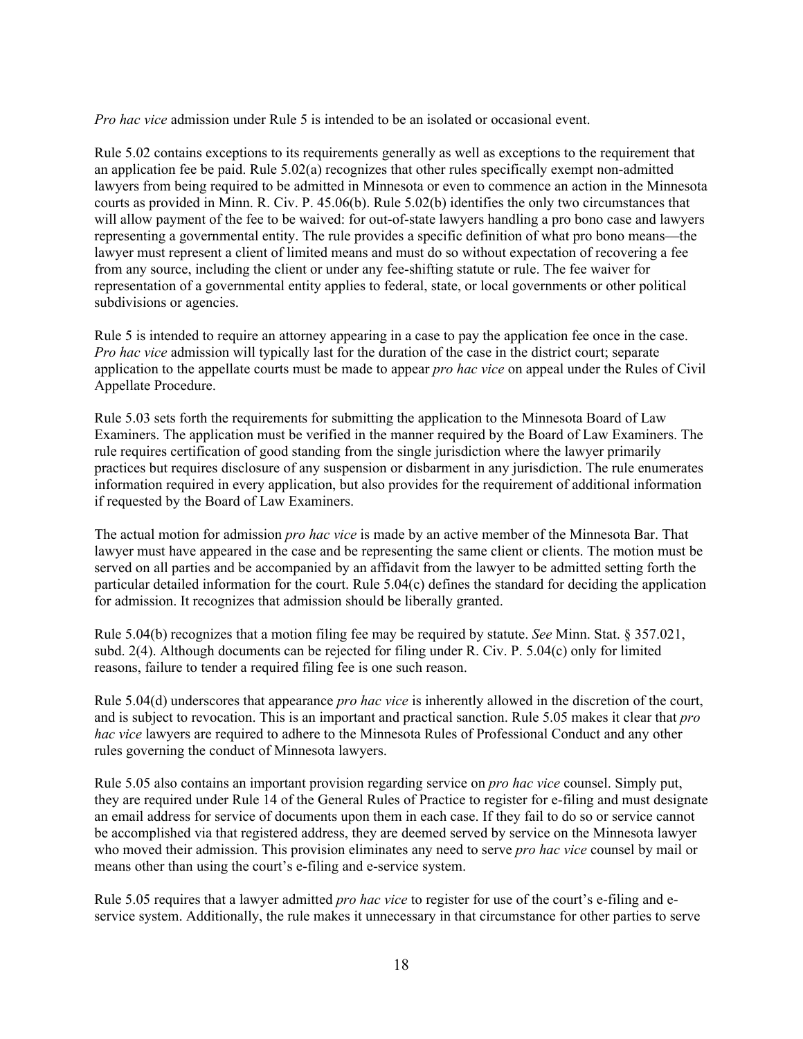*Pro hac vice* admission under Rule 5 is intended to be an isolated or occasional event.

Rule 5.02 contains exceptions to its requirements generally as well as exceptions to the requirement that an application fee be paid. Rule 5.02(a) recognizes that other rules specifically exempt non-admitted lawyers from being required to be admitted in Minnesota or even to commence an action in the Minnesota courts as provided in Minn. R. Civ. P. 45.06(b). Rule 5.02(b) identifies the only two circumstances that will allow payment of the fee to be waived: for out-of-state lawyers handling a pro bono case and lawyers representing a governmental entity. The rule provides a specific definition of what pro bono means—the lawyer must represent a client of limited means and must do so without expectation of recovering a fee from any source, including the client or under any fee-shifting statute or rule. The fee waiver for representation of a governmental entity applies to federal, state, or local governments or other political subdivisions or agencies.

Rule 5 is intended to require an attorney appearing in a case to pay the application fee once in the case. *Pro hac vice* admission will typically last for the duration of the case in the district court; separate application to the appellate courts must be made to appear *pro hac vice* on appeal under the Rules of Civil Appellate Procedure.

Rule 5.03 sets forth the requirements for submitting the application to the Minnesota Board of Law Examiners. The application must be verified in the manner required by the Board of Law Examiners. The rule requires certification of good standing from the single jurisdiction where the lawyer primarily practices but requires disclosure of any suspension or disbarment in any jurisdiction. The rule enumerates information required in every application, but also provides for the requirement of additional information if requested by the Board of Law Examiners.

The actual motion for admission *pro hac vice* is made by an active member of the Minnesota Bar. That lawyer must have appeared in the case and be representing the same client or clients. The motion must be served on all parties and be accompanied by an affidavit from the lawyer to be admitted setting forth the particular detailed information for the court. Rule 5.04(c) defines the standard for deciding the application for admission. It recognizes that admission should be liberally granted.

Rule 5.04(b) recognizes that a motion filing fee may be required by statute. *See* Minn. Stat. § 357.021, subd. 2(4). Although documents can be rejected for filing under R. Civ. P. 5.04(c) only for limited reasons, failure to tender a required filing fee is one such reason.

Rule 5.04(d) underscores that appearance *pro hac vice* is inherently allowed in the discretion of the court, and is subject to revocation. This is an important and practical sanction. Rule 5.05 makes it clear that *pro hac vice* lawyers are required to adhere to the Minnesota Rules of Professional Conduct and any other rules governing the conduct of Minnesota lawyers.

Rule 5.05 also contains an important provision regarding service on *pro hac vice* counsel. Simply put, they are required under Rule 14 of the General Rules of Practice to register for e-filing and must designate an email address for service of documents upon them in each case. If they fail to do so or service cannot be accomplished via that registered address, they are deemed served by service on the Minnesota lawyer who moved their admission. This provision eliminates any need to serve *pro hac vice* counsel by mail or means other than using the court's e-filing and e-service system.

Rule 5.05 requires that a lawyer admitted *pro hac vice* to register for use of the court's e-filing and e-service system. Additionally, the rule makes it unnecessary in that circumstance for other parties to serve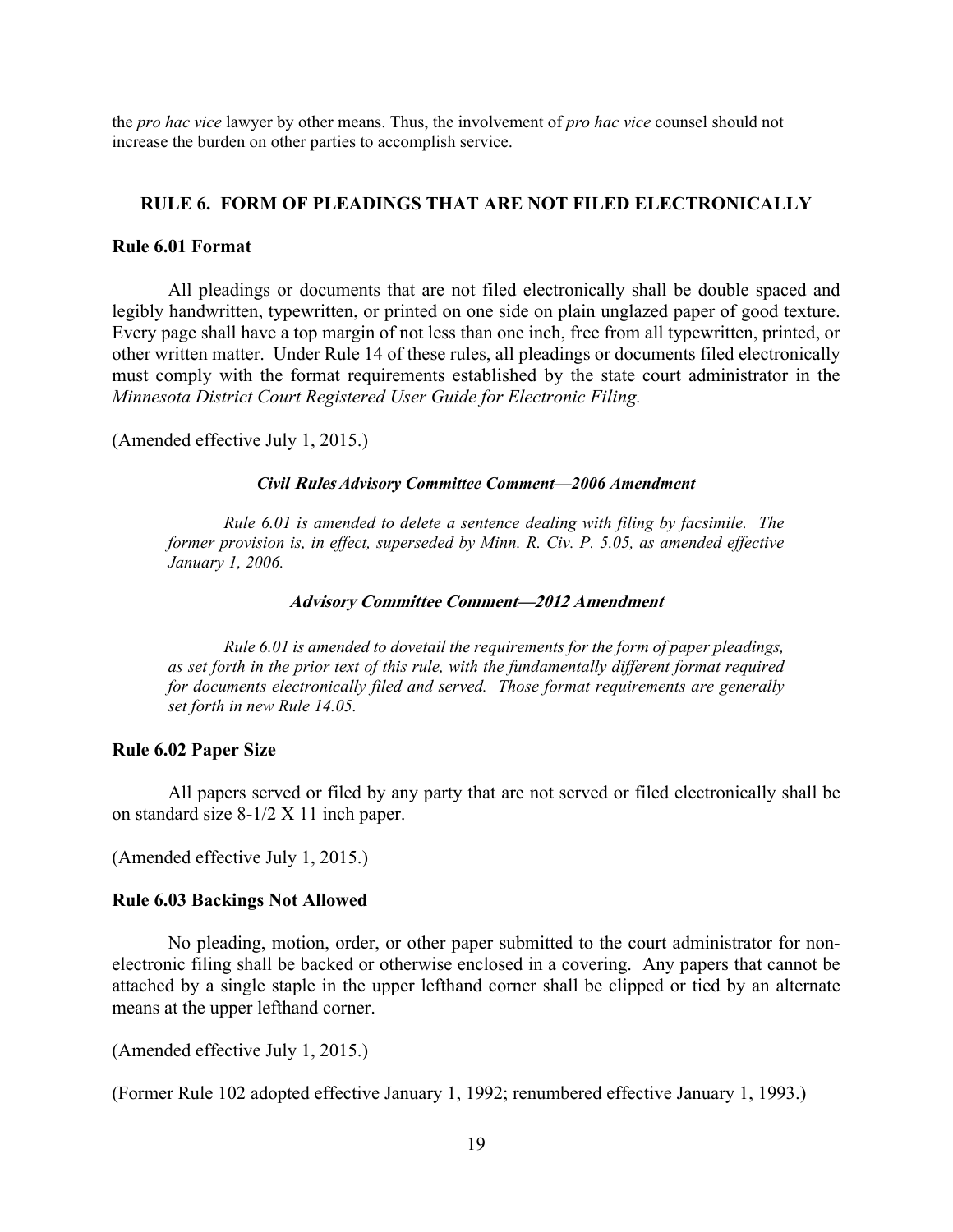the *pro hac vice* lawyer by other means. Thus, the involvement of *pro hac vice* counsel should not increase the burden on other parties to accomplish service.

## RULE 6. FORM OF PLEADINGS THAT ARE NOT FILED ELECTRONICALLY

### Rule 6.01 Format

All pleadings or documents that are not filed electronically shall be double spaced and legibly handwritten, typewritten, or printed on one side on plain unglazed paper of good texture. Every page shall have a top margin of not less than one inch, free from all typewritten, printed, or other written matter. Under Rule 14 of these rules, all pleadings or documents filed electronically must comply with the format requirements established by the state court administrator in the *Minnesota District Court Registered User Guide for Electronic Filing.*

(Amended effective July 1, 2015.)

***Civil Rules Advisory Committee Comment—2006 Amendment***

*Rule 6.01 is amended to delete a sentence dealing with filing by facsimile. The former provision is, in effect, superseded by Minn. R. Civ. P. 5.05, as amended effective January 1, 2006.*

***Advisory Committee Comment—2012 Amendment***

*Rule 6.01 is amended to dovetail the requirements for the form of paper pleadings, as set forth in the prior text of this rule, with the fundamentally different format required for documents electronically filed and served. Those format requirements are generally set forth in new Rule 14.05.*

### Rule 6.02 Paper Size

All papers served or filed by any party that are not served or filed electronically shall be on standard size 8-1/2 X 11 inch paper.

(Amended effective July 1, 2015.)

### Rule 6.03 Backings Not Allowed

No pleading, motion, order, or other paper submitted to the court administrator for non-electronic filing shall be backed or otherwise enclosed in a covering. Any papers that cannot be attached by a single staple in the upper lefthand corner shall be clipped or tied by an alternate means at the upper lefthand corner.

(Amended effective July 1, 2015.)

(Former Rule 102 adopted effective January 1, 1992; renumbered effective January 1, 1993.)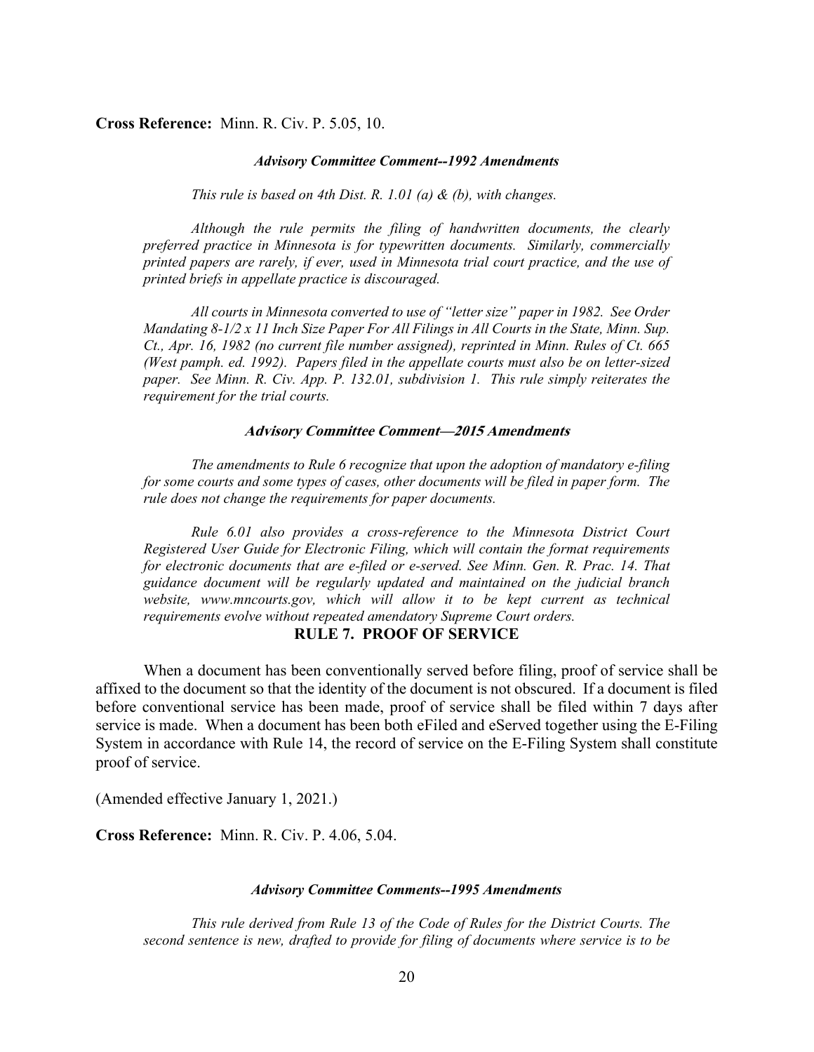**Cross Reference:** Minn. R. Civ. P. 5.05, 10.

***Advisory Committee Comment--1992 Amendments***

*This rule is based on 4th Dist. R. 1.01 (a) & (b), with changes.*

*Although the rule permits the filing of handwritten documents, the clearly preferred practice in Minnesota is for typewritten documents. Similarly, commercially printed papers are rarely, if ever, used in Minnesota trial court practice, and the use of printed briefs in appellate practice is discouraged.*

*All courts in Minnesota converted to use of "letter size" paper in 1982. See Order Mandating 8-1/2 x 11 Inch Size Paper For All Filings in All Courts in the State, Minn. Sup. Ct., Apr. 16, 1982 (no current file number assigned), reprinted in Minn. Rules of Ct. 665 (West pamph. ed. 1992). Papers filed in the appellate courts must also be on letter-sized paper. See Minn. R. Civ. App. P. 132.01, subdivision 1. This rule simply reiterates the requirement for the trial courts.*

***Advisory Committee Comment—2015 Amendments***

*The amendments to Rule 6 recognize that upon the adoption of mandatory e-filing for some courts and some types of cases, other documents will be filed in paper form. The rule does not change the requirements for paper documents.*

*Rule 6.01 also provides a cross-reference to the Minnesota District Court Registered User Guide for Electronic Filing, which will contain the format requirements for electronic documents that are e-filed or e-served. See Minn. Gen. R. Prac. 14. That guidance document will be regularly updated and maintained on the judicial branch website, www.mncourts.gov, which will allow it to be kept current as technical requirements evolve without repeated amendatory Supreme Court orders.*

## RULE 7. PROOF OF SERVICE

When a document has been conventionally served before filing, proof of service shall be affixed to the document so that the identity of the document is not obscured. If a document is filed before conventional service has been made, proof of service shall be filed within 7 days after service is made. When a document has been both eFiled and eServed together using the E-Filing System in accordance with Rule 14, the record of service on the E-Filing System shall constitute proof of service.

(Amended effective January 1, 2021.)

**Cross Reference:** Minn. R. Civ. P. 4.06, 5.04.

***Advisory Committee Comments--1995 Amendments***

*This rule derived from Rule 13 of the Code of Rules for the District Courts. The second sentence is new, drafted to provide for filing of documents where service is to be*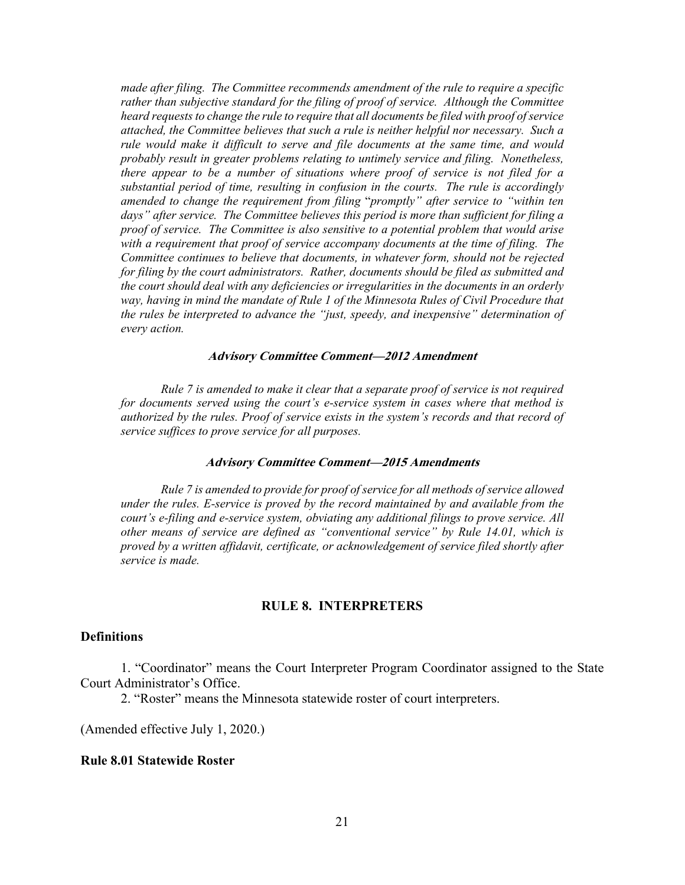*made after filing. The Committee recommends amendment of the rule to require a specific rather than subjective standard for the filing of proof of service. Although the Committee heard requests to change the rule to require that all documents be filed with proof of service attached, the Committee believes that such a rule is neither helpful nor necessary. Such a rule would make it difficult to serve and file documents at the same time, and would probably result in greater problems relating to untimely service and filing. Nonetheless, there appear to be a number of situations where proof of service is not filed for a substantial period of time, resulting in confusion in the courts. The rule is accordingly amended to change the requirement from filing "promptly" after service to "within ten days" after service. The Committee believes this period is more than sufficient for filing a proof of service. The Committee is also sensitive to a potential problem that would arise with a requirement that proof of service accompany documents at the time of filing. The Committee continues to believe that documents, in whatever form, should not be rejected for filing by the court administrators. Rather, documents should be filed as submitted and the court should deal with any deficiencies or irregularities in the documents in an orderly way, having in mind the mandate of Rule 1 of the Minnesota Rules of Civil Procedure that the rules be interpreted to advance the "just, speedy, and inexpensive" determination of every action.*

#### ***Advisory Committee Comment—2012 Amendment***

*Rule 7 is amended to make it clear that a separate proof of service is not required for documents served using the court's e-service system in cases where that method is authorized by the rules. Proof of service exists in the system's records and that record of service suffices to prove service for all purposes.*

#### ***Advisory Committee Comment—2015 Amendments***

*Rule 7 is amended to provide for proof of service for all methods of service allowed under the rules. E-service is proved by the record maintained by and available from the court's e-filing and e-service system, obviating any additional filings to prove service. All other means of service are defined as "conventional service" by Rule 14.01, which is proved by a written affidavit, certificate, or acknowledgement of service filed shortly after service is made.*

## RULE 8. INTERPRETERS

### Definitions

1. "Coordinator" means the Court Interpreter Program Coordinator assigned to the State Court Administrator's Office.
2. "Roster" means the Minnesota statewide roster of court interpreters.

(Amended effective July 1, 2020.)

### Rule 8.01 Statewide Roster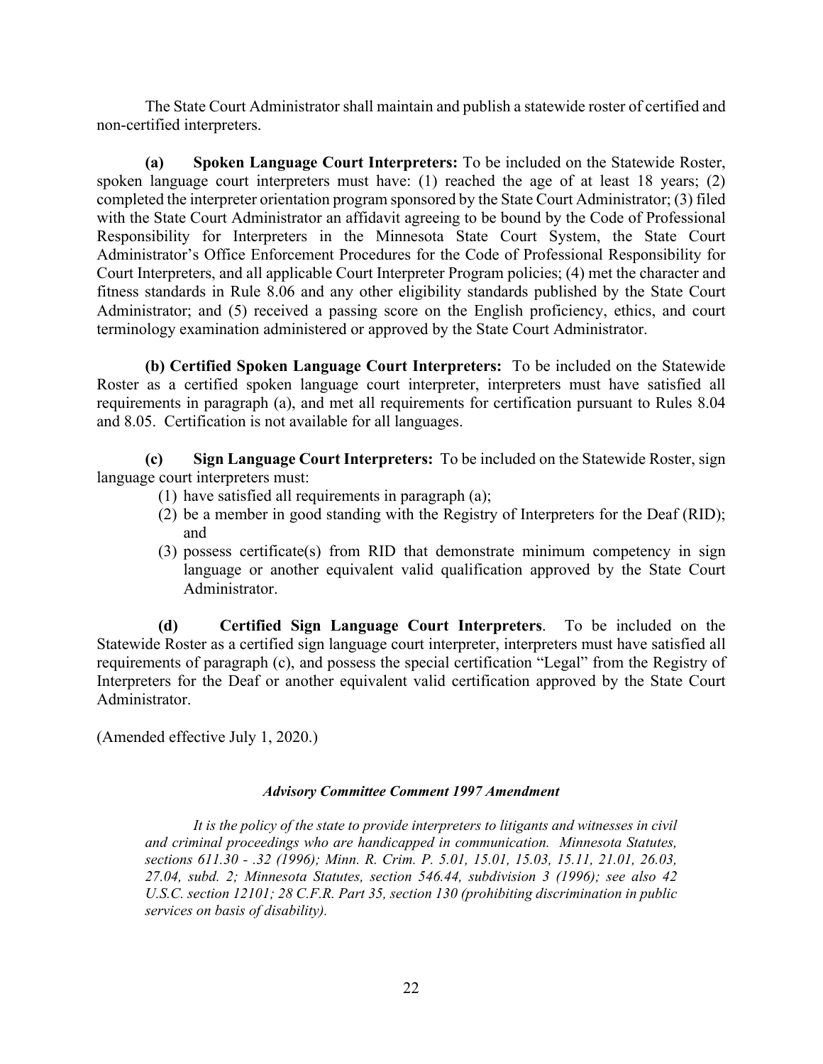The State Court Administrator shall maintain and publish a statewide roster of certified and non-certified interpreters.

**(a) Spoken Language Court Interpreters:** To be included on the Statewide Roster, spoken language court interpreters must have: (1) reached the age of at least 18 years; (2) completed the interpreter orientation program sponsored by the State Court Administrator; (3) filed with the State Court Administrator an affidavit agreeing to be bound by the Code of Professional Responsibility for Interpreters in the Minnesota State Court System, the State Court Administrator's Office Enforcement Procedures for the Code of Professional Responsibility for Court Interpreters, and all applicable Court Interpreter Program policies; (4) met the character and fitness standards in Rule 8.06 and any other eligibility standards published by the State Court Administrator; and (5) received a passing score on the English proficiency, ethics, and court terminology examination administered or approved by the State Court Administrator.

**(b) Certified Spoken Language Court Interpreters:** To be included on the Statewide Roster as a certified spoken language court interpreter, interpreters must have satisfied all requirements in paragraph (a), and met all requirements for certification pursuant to Rules 8.04 and 8.05. Certification is not available for all languages.

**(c) Sign Language Court Interpreters:** To be included on the Statewide Roster, sign language court interpreters must:

(1) have satisfied all requirements in paragraph (a);

(2) be a member in good standing with the Registry of Interpreters for the Deaf (RID); and

(3) possess certificate(s) from RID that demonstrate minimum competency in sign language or another equivalent valid qualification approved by the State Court Administrator.

**(d) Certified Sign Language Court Interpreters**. To be included on the Statewide Roster as a certified sign language court interpreter, interpreters must have satisfied all requirements of paragraph (c), and possess the special certification "Legal" from the Registry of Interpreters for the Deaf or another equivalent valid certification approved by the State Court Administrator.

(Amended effective July 1, 2020.)

***Advisory Committee Comment 1997 Amendment***

*It is the policy of the state to provide interpreters to litigants and witnesses in civil and criminal proceedings who are handicapped in communication. Minnesota Statutes, sections 611.30 - .32 (1996); Minn. R. Crim. P. 5.01, 15.01, 15.03, 15.11, 21.01, 26.03, 27.04, subd. 2; Minnesota Statutes, section 546.44, subdivision 3 (1996); see also 42 U.S.C. section 12101; 28 C.F.R. Part 35, section 130 (prohibiting discrimination in public services on basis of disability).*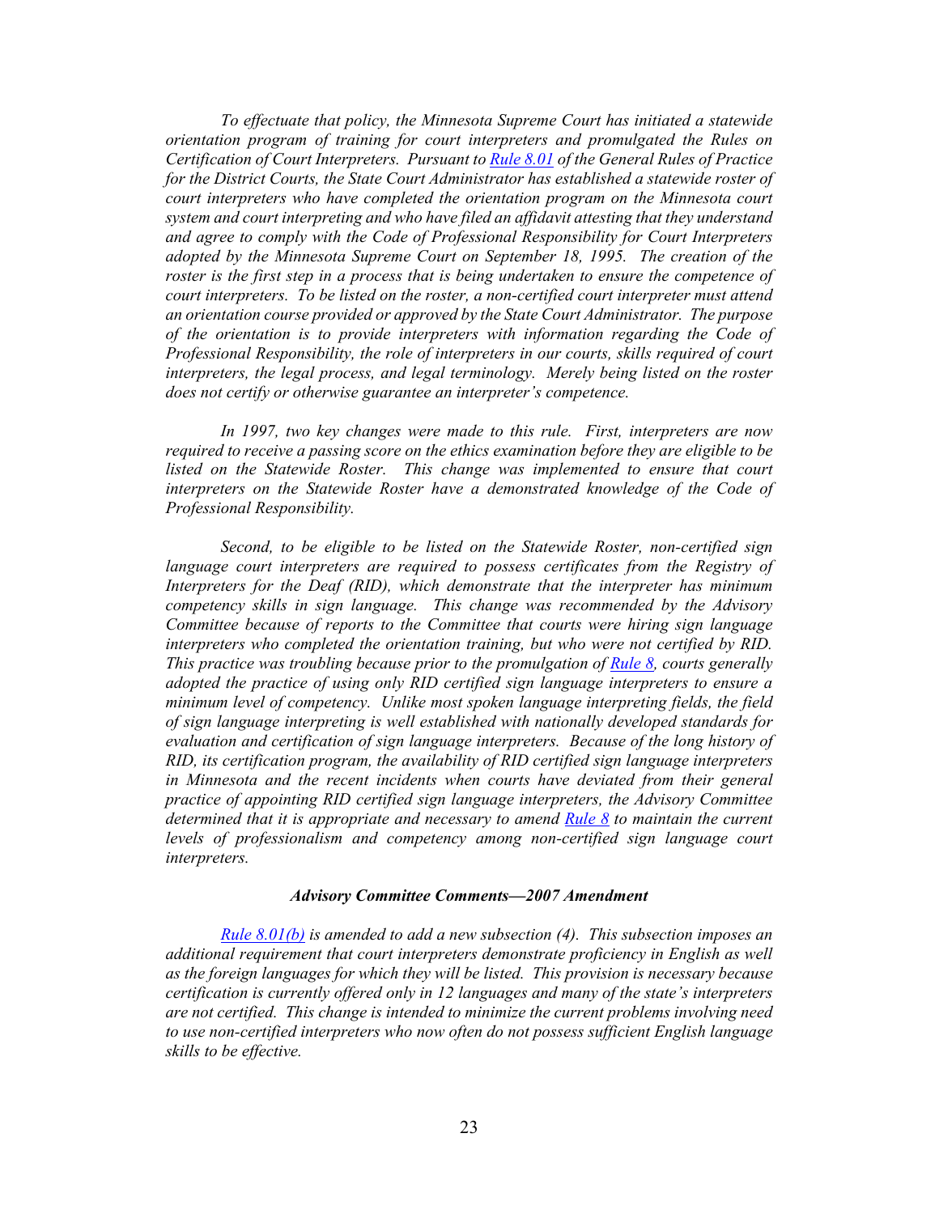*To effectuate that policy, the Minnesota Supreme Court has initiated a statewide orientation program of training for court interpreters and promulgated the Rules on Certification of Court Interpreters. Pursuant to Rule 8.01 of the General Rules of Practice for the District Courts, the State Court Administrator has established a statewide roster of court interpreters who have completed the orientation program on the Minnesota court system and court interpreting and who have filed an affidavit attesting that they understand and agree to comply with the Code of Professional Responsibility for Court Interpreters adopted by the Minnesota Supreme Court on September 18, 1995. The creation of the roster is the first step in a process that is being undertaken to ensure the competence of court interpreters. To be listed on the roster, a non-certified court interpreter must attend an orientation course provided or approved by the State Court Administrator. The purpose of the orientation is to provide interpreters with information regarding the Code of Professional Responsibility, the role of interpreters in our courts, skills required of court interpreters, the legal process, and legal terminology. Merely being listed on the roster does not certify or otherwise guarantee an interpreter's competence.*

*In 1997, two key changes were made to this rule. First, interpreters are now required to receive a passing score on the ethics examination before they are eligible to be listed on the Statewide Roster. This change was implemented to ensure that court interpreters on the Statewide Roster have a demonstrated knowledge of the Code of Professional Responsibility.*

*Second, to be eligible to be listed on the Statewide Roster, non-certified sign language court interpreters are required to possess certificates from the Registry of Interpreters for the Deaf (RID), which demonstrate that the interpreter has minimum competency skills in sign language. This change was recommended by the Advisory Committee because of reports to the Committee that courts were hiring sign language interpreters who completed the orientation training, but who were not certified by RID. This practice was troubling because prior to the promulgation of Rule 8, courts generally adopted the practice of using only RID certified sign language interpreters to ensure a minimum level of competency. Unlike most spoken language interpreting fields, the field of sign language interpreting is well established with nationally developed standards for evaluation and certification of sign language interpreters. Because of the long history of RID, its certification program, the availability of RID certified sign language interpreters in Minnesota and the recent incidents when courts have deviated from their general practice of appointing RID certified sign language interpreters, the Advisory Committee determined that it is appropriate and necessary to amend Rule 8 to maintain the current levels of professionalism and competency among non-certified sign language court interpreters.*

### ***Advisory Committee Comments—2007 Amendment***

*Rule 8.01(b) is amended to add a new subsection (4). This subsection imposes an additional requirement that court interpreters demonstrate proficiency in English as well as the foreign languages for which they will be listed. This provision is necessary because certification is currently offered only in 12 languages and many of the state's interpreters are not certified. This change is intended to minimize the current problems involving need to use non-certified interpreters who now often do not possess sufficient English language skills to be effective.*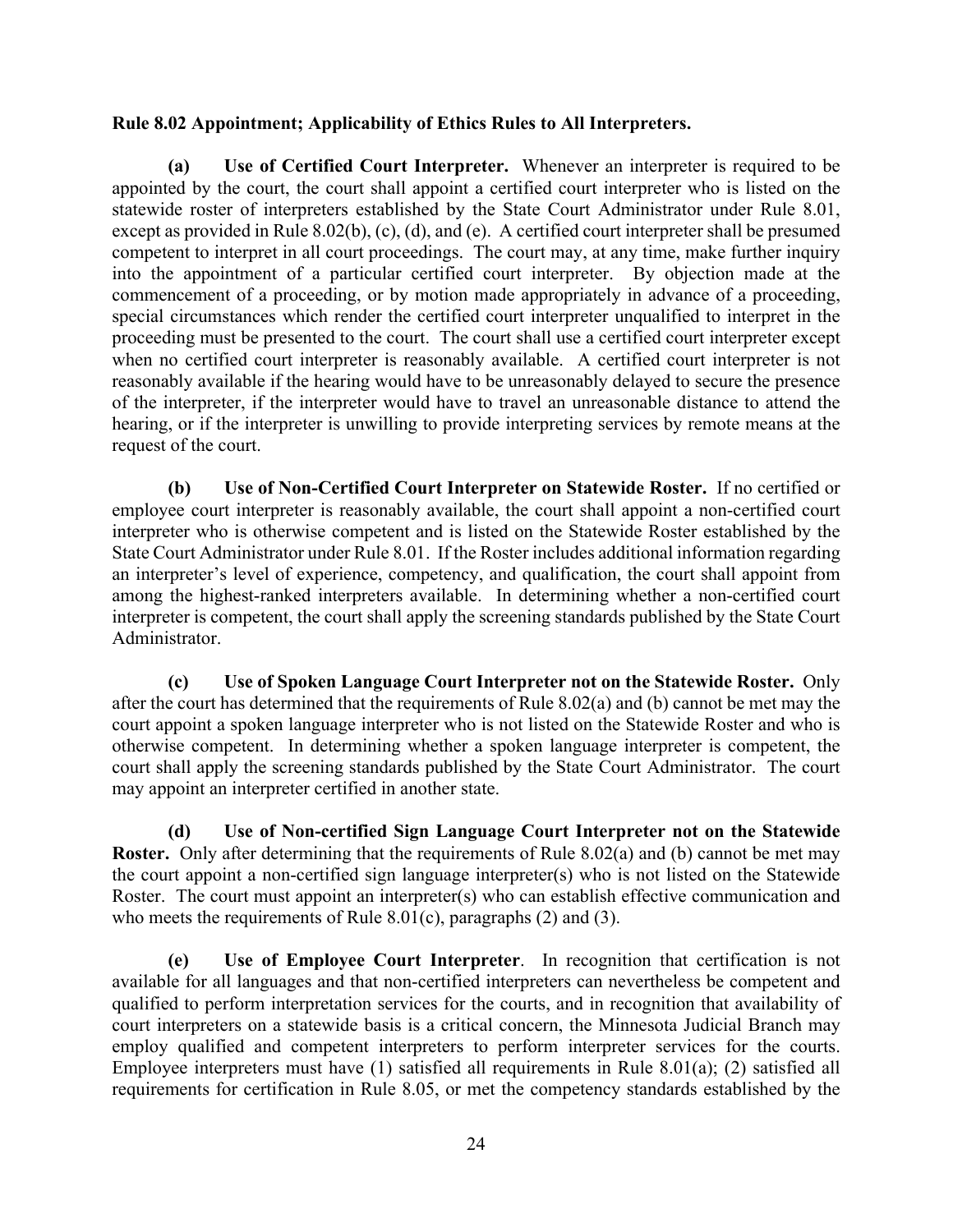**Rule 8.02 Appointment; Applicability of Ethics Rules to All Interpreters.**

**(a) Use of Certified Court Interpreter.** Whenever an interpreter is required to be appointed by the court, the court shall appoint a certified court interpreter who is listed on the statewide roster of interpreters established by the State Court Administrator under Rule 8.01, except as provided in Rule 8.02(b), (c), (d), and (e). A certified court interpreter shall be presumed competent to interpret in all court proceedings. The court may, at any time, make further inquiry into the appointment of a particular certified court interpreter. By objection made at the commencement of a proceeding, or by motion made appropriately in advance of a proceeding, special circumstances which render the certified court interpreter unqualified to interpret in the proceeding must be presented to the court. The court shall use a certified court interpreter except when no certified court interpreter is reasonably available. A certified court interpreter is not reasonably available if the hearing would have to be unreasonably delayed to secure the presence of the interpreter, if the interpreter would have to travel an unreasonable distance to attend the hearing, or if the interpreter is unwilling to provide interpreting services by remote means at the request of the court.

**(b) Use of Non-Certified Court Interpreter on Statewide Roster.** If no certified or employee court interpreter is reasonably available, the court shall appoint a non-certified court interpreter who is otherwise competent and is listed on the Statewide Roster established by the State Court Administrator under Rule 8.01. If the Roster includes additional information regarding an interpreter's level of experience, competency, and qualification, the court shall appoint from among the highest-ranked interpreters available. In determining whether a non-certified court interpreter is competent, the court shall apply the screening standards published by the State Court Administrator.

**(c) Use of Spoken Language Court Interpreter not on the Statewide Roster.** Only after the court has determined that the requirements of Rule 8.02(a) and (b) cannot be met may the court appoint a spoken language interpreter who is not listed on the Statewide Roster and who is otherwise competent. In determining whether a spoken language interpreter is competent, the court shall apply the screening standards published by the State Court Administrator. The court may appoint an interpreter certified in another state.

**(d) Use of Non-certified Sign Language Court Interpreter not on the Statewide Roster.** Only after determining that the requirements of Rule 8.02(a) and (b) cannot be met may the court appoint a non-certified sign language interpreter(s) who is not listed on the Statewide Roster. The court must appoint an interpreter(s) who can establish effective communication and who meets the requirements of Rule 8.01(c), paragraphs (2) and (3).

**(e) Use of Employee Court Interpreter**. In recognition that certification is not available for all languages and that non-certified interpreters can nevertheless be competent and qualified to perform interpretation services for the courts, and in recognition that availability of court interpreters on a statewide basis is a critical concern, the Minnesota Judicial Branch may employ qualified and competent interpreters to perform interpreter services for the courts. Employee interpreters must have (1) satisfied all requirements in Rule 8.01(a); (2) satisfied all requirements for certification in Rule 8.05, or met the competency standards established by the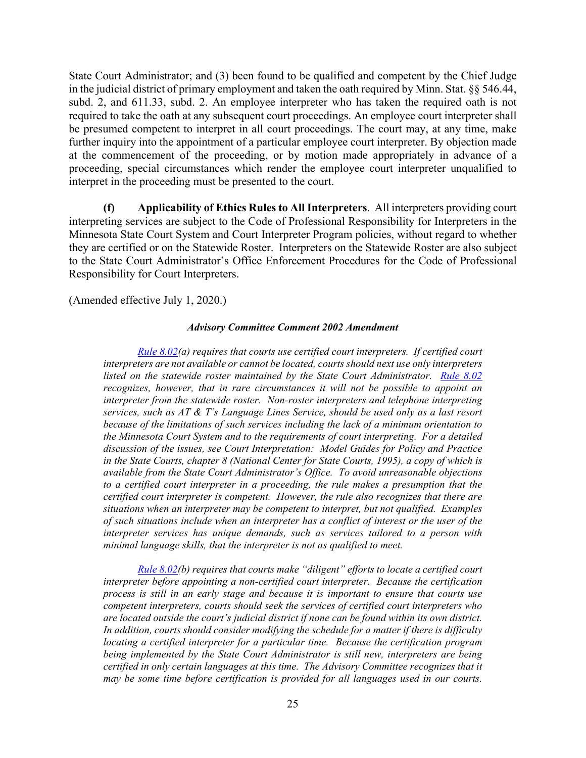State Court Administrator; and (3) been found to be qualified and competent by the Chief Judge in the judicial district of primary employment and taken the oath required by Minn. Stat. §§ 546.44, subd. 2, and 611.33, subd. 2. An employee interpreter who has taken the required oath is not required to take the oath at any subsequent court proceedings. An employee court interpreter shall be presumed competent to interpret in all court proceedings. The court may, at any time, make further inquiry into the appointment of a particular employee court interpreter. By objection made at the commencement of the proceeding, or by motion made appropriately in advance of a proceeding, special circumstances which render the employee court interpreter unqualified to interpret in the proceeding must be presented to the court.

**(f) Applicability of Ethics Rules to All Interpreters**. All interpreters providing court interpreting services are subject to the Code of Professional Responsibility for Interpreters in the Minnesota State Court System and Court Interpreter Program policies, without regard to whether they are certified or on the Statewide Roster. Interpreters on the Statewide Roster are also subject to the State Court Administrator's Office Enforcement Procedures for the Code of Professional Responsibility for Court Interpreters.

(Amended effective July 1, 2020.)

***Advisory Committee Comment 2002 Amendment***

*Rule 8.02(a) requires that courts use certified court interpreters. If certified court interpreters are not available or cannot be located, courts should next use only interpreters listed on the statewide roster maintained by the State Court Administrator. Rule 8.02 recognizes, however, that in rare circumstances it will not be possible to appoint an interpreter from the statewide roster. Non-roster interpreters and telephone interpreting services, such as AT & T's Language Lines Service, should be used only as a last resort because of the limitations of such services including the lack of a minimum orientation to the Minnesota Court System and to the requirements of court interpreting. For a detailed discussion of the issues, see Court Interpretation: Model Guides for Policy and Practice in the State Courts, chapter 8 (National Center for State Courts, 1995), a copy of which is available from the State Court Administrator's Office. To avoid unreasonable objections to a certified court interpreter in a proceeding, the rule makes a presumption that the certified court interpreter is competent. However, the rule also recognizes that there are situations when an interpreter may be competent to interpret, but not qualified. Examples of such situations include when an interpreter has a conflict of interest or the user of the interpreter services has unique demands, such as services tailored to a person with minimal language skills, that the interpreter is not as qualified to meet.*

*Rule 8.02(b) requires that courts make "diligent" efforts to locate a certified court interpreter before appointing a non-certified court interpreter. Because the certification process is still in an early stage and because it is important to ensure that courts use competent interpreters, courts should seek the services of certified court interpreters who are located outside the court's judicial district if none can be found within its own district. In addition, courts should consider modifying the schedule for a matter if there is difficulty locating a certified interpreter for a particular time. Because the certification program being implemented by the State Court Administrator is still new, interpreters are being certified in only certain languages at this time. The Advisory Committee recognizes that it may be some time before certification is provided for all languages used in our courts.*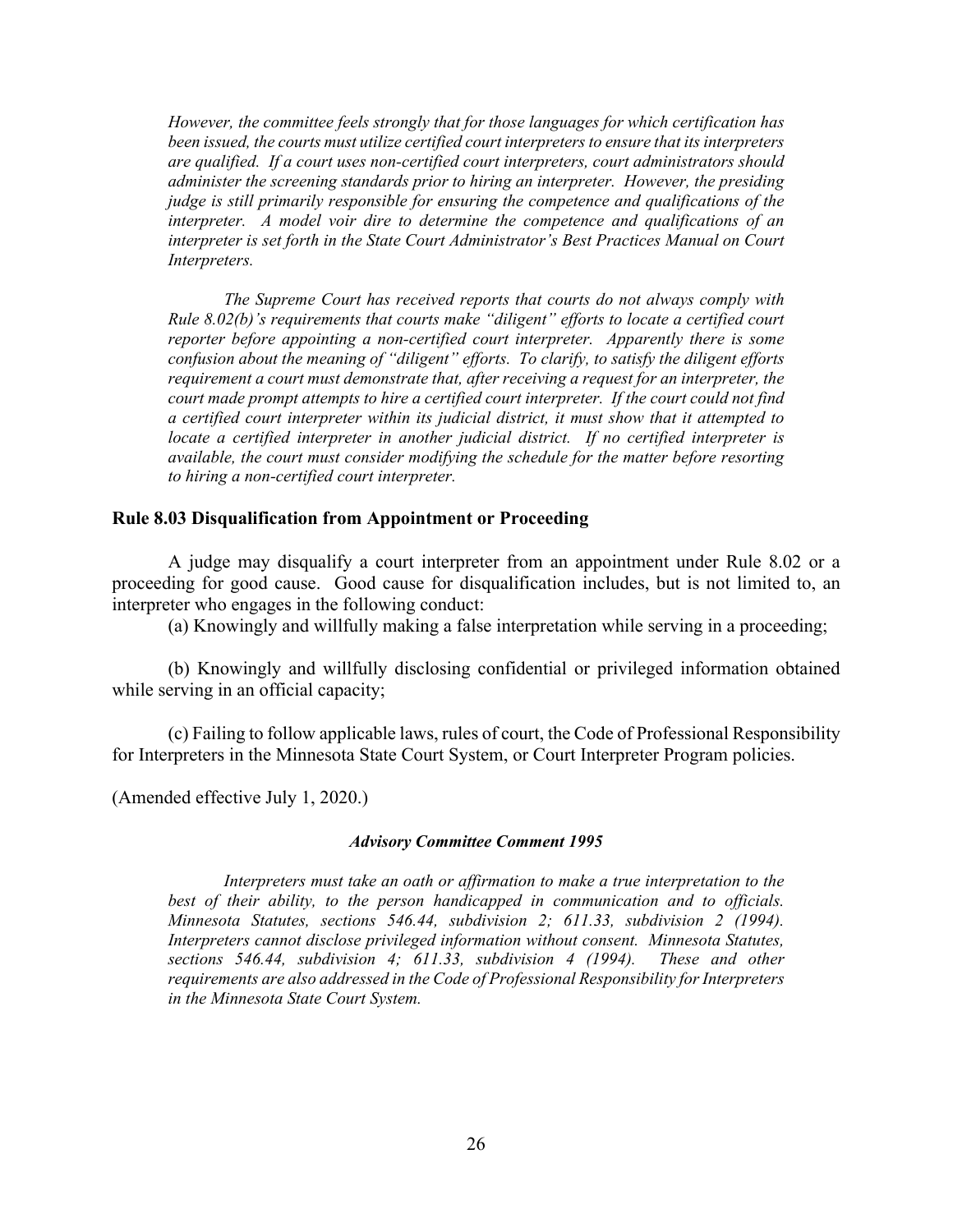*However, the committee feels strongly that for those languages for which certification has been issued, the courts must utilize certified court interpreters to ensure that its interpreters are qualified. If a court uses non-certified court interpreters, court administrators should administer the screening standards prior to hiring an interpreter. However, the presiding judge is still primarily responsible for ensuring the competence and qualifications of the interpreter. A model voir dire to determine the competence and qualifications of an interpreter is set forth in the State Court Administrator's Best Practices Manual on Court Interpreters.*

*The Supreme Court has received reports that courts do not always comply with Rule 8.02(b)'s requirements that courts make "diligent" efforts to locate a certified court reporter before appointing a non-certified court interpreter. Apparently there is some confusion about the meaning of "diligent" efforts. To clarify, to satisfy the diligent efforts requirement a court must demonstrate that, after receiving a request for an interpreter, the court made prompt attempts to hire a certified court interpreter. If the court could not find a certified court interpreter within its judicial district, it must show that it attempted to locate a certified interpreter in another judicial district. If no certified interpreter is available, the court must consider modifying the schedule for the matter before resorting to hiring a non-certified court interpreter.*

### Rule 8.03 Disqualification from Appointment or Proceeding

A judge may disqualify a court interpreter from an appointment under Rule 8.02 or a proceeding for good cause. Good cause for disqualification includes, but is not limited to, an interpreter who engages in the following conduct:

(a) Knowingly and willfully making a false interpretation while serving in a proceeding;

(b) Knowingly and willfully disclosing confidential or privileged information obtained while serving in an official capacity;

(c) Failing to follow applicable laws, rules of court, the Code of Professional Responsibility for Interpreters in the Minnesota State Court System, or Court Interpreter Program policies.

(Amended effective July 1, 2020.)

***Advisory Committee Comment 1995***

*Interpreters must take an oath or affirmation to make a true interpretation to the best of their ability, to the person handicapped in communication and to officials. Minnesota Statutes, sections 546.44, subdivision 2; 611.33, subdivision 2 (1994). Interpreters cannot disclose privileged information without consent. Minnesota Statutes, sections 546.44, subdivision 4; 611.33, subdivision 4 (1994). These and other requirements are also addressed in the Code of Professional Responsibility for Interpreters in the Minnesota State Court System.*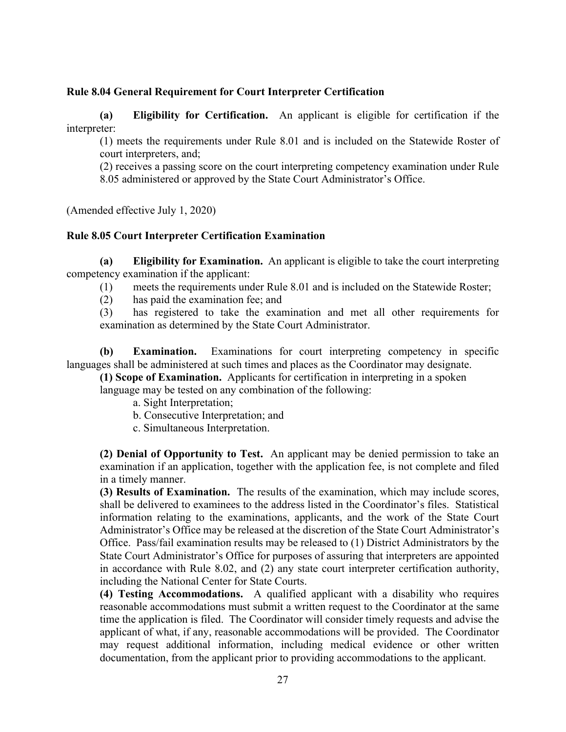**Rule 8.04 General Requirement for Court Interpreter Certification**

**(a) Eligibility for Certification.** An applicant is eligible for certification if the interpreter:

(1) meets the requirements under Rule 8.01 and is included on the Statewide Roster of court interpreters, and;

(2) receives a passing score on the court interpreting competency examination under Rule 8.05 administered or approved by the State Court Administrator's Office.

(Amended effective July 1, 2020)

**Rule 8.05 Court Interpreter Certification Examination**

**(a) Eligibility for Examination.** An applicant is eligible to take the court interpreting competency examination if the applicant:

(1) meets the requirements under Rule 8.01 and is included on the Statewide Roster;

(2) has paid the examination fee; and

(3) has registered to take the examination and met all other requirements for examination as determined by the State Court Administrator.

**(b) Examination.** Examinations for court interpreting competency in specific languages shall be administered at such times and places as the Coordinator may designate.

**(1) Scope of Examination.** Applicants for certification in interpreting in a spoken language may be tested on any combination of the following:

a. Sight Interpretation;

b. Consecutive Interpretation; and

c. Simultaneous Interpretation.

**(2) Denial of Opportunity to Test.** An applicant may be denied permission to take an examination if an application, together with the application fee, is not complete and filed in a timely manner.

**(3) Results of Examination.** The results of the examination, which may include scores, shall be delivered to examinees to the address listed in the Coordinator's files. Statistical information relating to the examinations, applicants, and the work of the State Court Administrator's Office may be released at the discretion of the State Court Administrator's Office. Pass/fail examination results may be released to (1) District Administrators by the State Court Administrator's Office for purposes of assuring that interpreters are appointed in accordance with Rule 8.02, and (2) any state court interpreter certification authority, including the National Center for State Courts.

**(4) Testing Accommodations.** A qualified applicant with a disability who requires reasonable accommodations must submit a written request to the Coordinator at the same time the application is filed. The Coordinator will consider timely requests and advise the applicant of what, if any, reasonable accommodations will be provided. The Coordinator may request additional information, including medical evidence or other written documentation, from the applicant prior to providing accommodations to the applicant.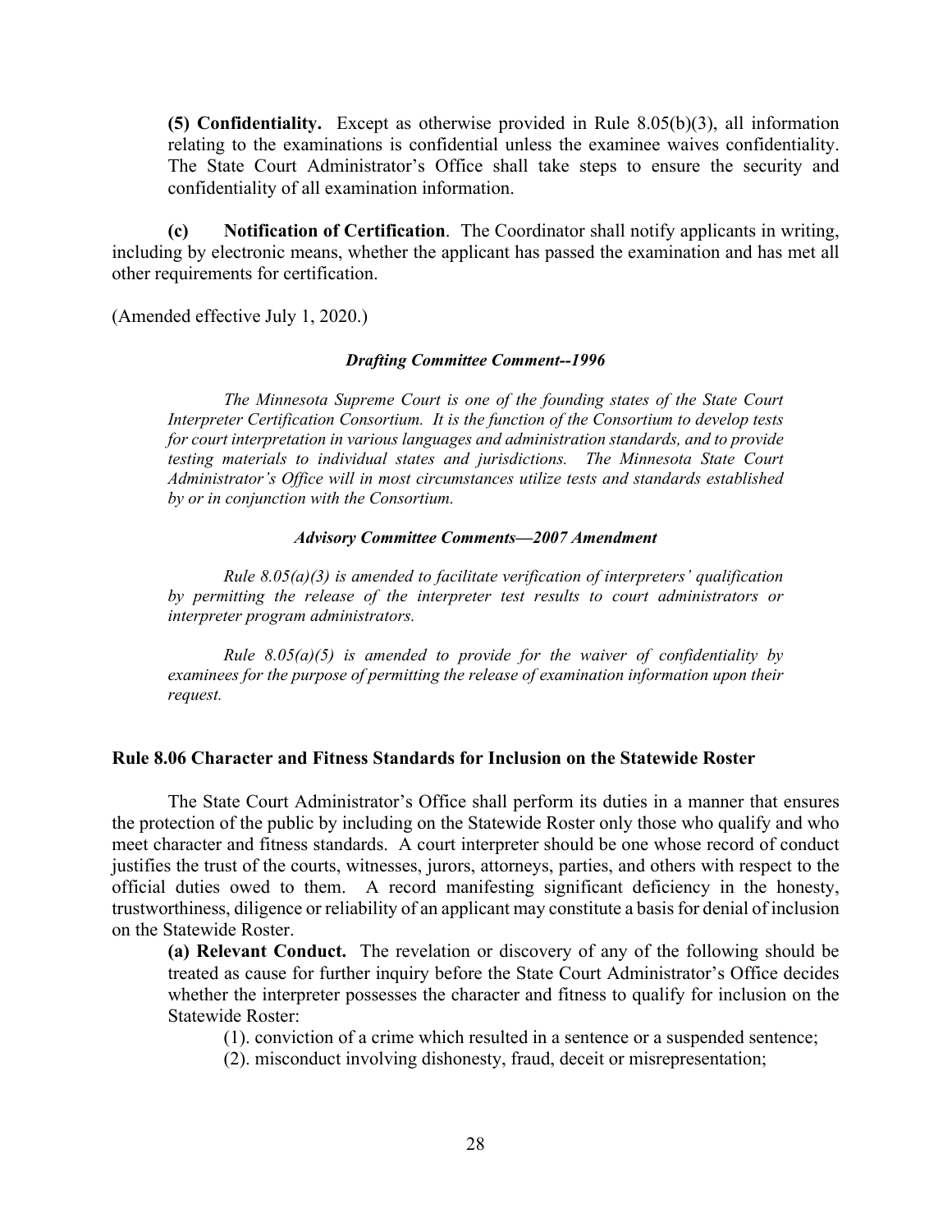**(5) Confidentiality.** Except as otherwise provided in Rule 8.05(b)(3), all information relating to the examinations is confidential unless the examinee waives confidentiality. The State Court Administrator's Office shall take steps to ensure the security and confidentiality of all examination information.

**(c) Notification of Certification**. The Coordinator shall notify applicants in writing, including by electronic means, whether the applicant has passed the examination and has met all other requirements for certification.

(Amended effective July 1, 2020.)

***Drafting Committee Comment--1996***

*The Minnesota Supreme Court is one of the founding states of the State Court Interpreter Certification Consortium. It is the function of the Consortium to develop tests for court interpretation in various languages and administration standards, and to provide testing materials to individual states and jurisdictions. The Minnesota State Court Administrator's Office will in most circumstances utilize tests and standards established by or in conjunction with the Consortium.*

***Advisory Committee Comments—2007 Amendment***

*Rule 8.05(a)(3) is amended to facilitate verification of interpreters' qualification by permitting the release of the interpreter test results to court administrators or interpreter program administrators.*

*Rule 8.05(a)(5) is amended to provide for the waiver of confidentiality by examinees for the purpose of permitting the release of examination information upon their request.*

### Rule 8.06 Character and Fitness Standards for Inclusion on the Statewide Roster

The State Court Administrator's Office shall perform its duties in a manner that ensures the protection of the public by including on the Statewide Roster only those who qualify and who meet character and fitness standards. A court interpreter should be one whose record of conduct justifies the trust of the courts, witnesses, jurors, attorneys, parties, and others with respect to the official duties owed to them. A record manifesting significant deficiency in the honesty, trustworthiness, diligence or reliability of an applicant may constitute a basis for denial of inclusion on the Statewide Roster.

**(a) Relevant Conduct.** The revelation or discovery of any of the following should be treated as cause for further inquiry before the State Court Administrator's Office decides whether the interpreter possesses the character and fitness to qualify for inclusion on the Statewide Roster:

(1). conviction of a crime which resulted in a sentence or a suspended sentence;

(2). misconduct involving dishonesty, fraud, deceit or misrepresentation;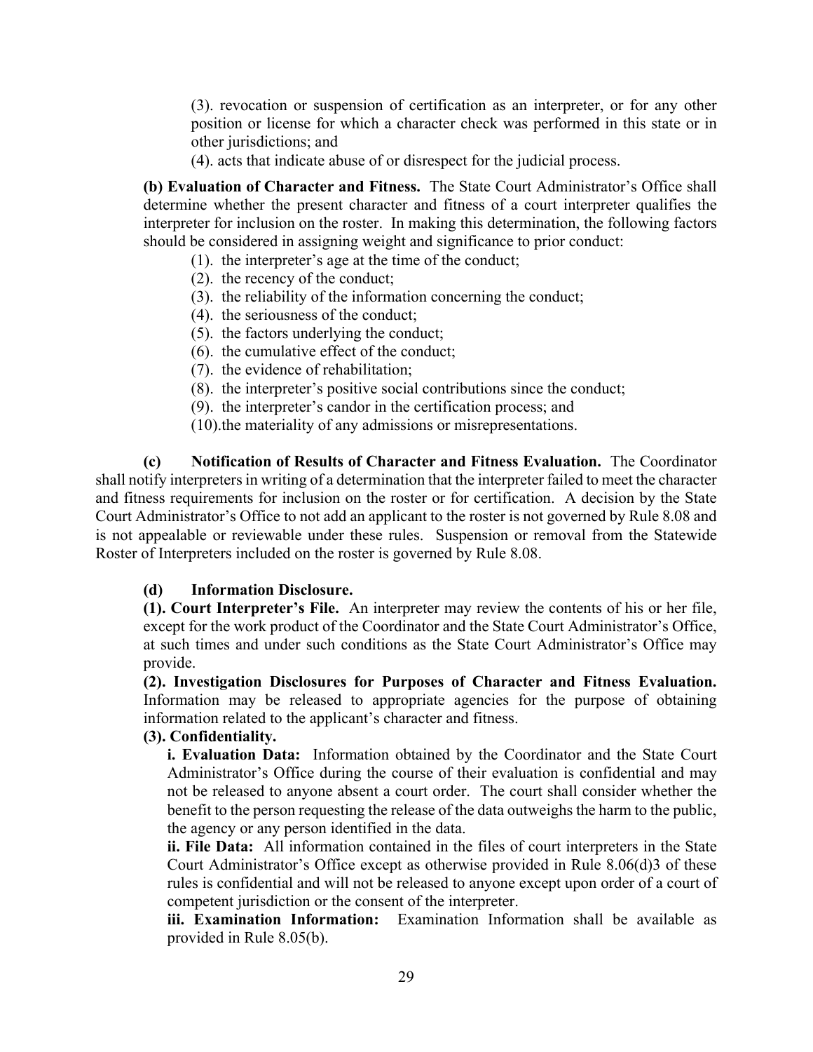(3). revocation or suspension of certification as an interpreter, or for any other position or license for which a character check was performed in this state or in other jurisdictions; and

(4). acts that indicate abuse of or disrespect for the judicial process.

**(b) Evaluation of Character and Fitness.** The State Court Administrator's Office shall determine whether the present character and fitness of a court interpreter qualifies the interpreter for inclusion on the roster. In making this determination, the following factors should be considered in assigning weight and significance to prior conduct:

(1). the interpreter's age at the time of the conduct;
(2). the recency of the conduct;
(3). the reliability of the information concerning the conduct;
(4). the seriousness of the conduct;
(5). the factors underlying the conduct;
(6). the cumulative effect of the conduct;
(7). the evidence of rehabilitation;
(8). the interpreter's positive social contributions since the conduct;
(9). the interpreter's candor in the certification process; and
(10).the materiality of any admissions or misrepresentations.

**(c) Notification of Results of Character and Fitness Evaluation.** The Coordinator shall notify interpreters in writing of a determination that the interpreter failed to meet the character and fitness requirements for inclusion on the roster or for certification. A decision by the State Court Administrator's Office to not add an applicant to the roster is not governed by Rule 8.08 and is not appealable or reviewable under these rules. Suspension or removal from the Statewide Roster of Interpreters included on the roster is governed by Rule 8.08.

**(d) Information Disclosure.**

**(1). Court Interpreter's File.** An interpreter may review the contents of his or her file, except for the work product of the Coordinator and the State Court Administrator's Office, at such times and under such conditions as the State Court Administrator's Office may provide.

**(2). Investigation Disclosures for Purposes of Character and Fitness Evaluation.** Information may be released to appropriate agencies for the purpose of obtaining information related to the applicant's character and fitness.

**(3). Confidentiality.**

**i. Evaluation Data:** Information obtained by the Coordinator and the State Court Administrator's Office during the course of their evaluation is confidential and may not be released to anyone absent a court order. The court shall consider whether the benefit to the person requesting the release of the data outweighs the harm to the public, the agency or any person identified in the data.

**ii. File Data:** All information contained in the files of court interpreters in the State Court Administrator's Office except as otherwise provided in Rule 8.06(d)3 of these rules is confidential and will not be released to anyone except upon order of a court of competent jurisdiction or the consent of the interpreter.

**iii. Examination Information:** Examination Information shall be available as provided in Rule 8.05(b).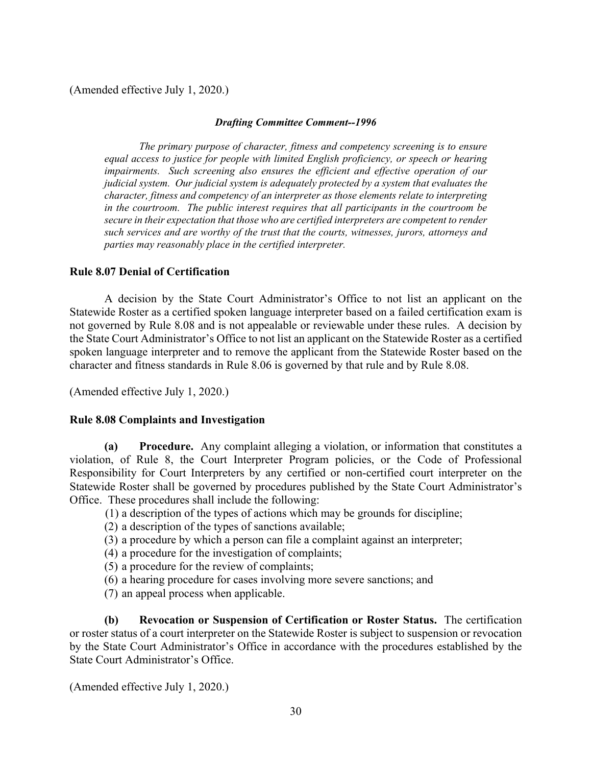(Amended effective July 1, 2020.)

***Drafting Committee Comment--1996***

*The primary purpose of character, fitness and competency screening is to ensure equal access to justice for people with limited English proficiency, or speech or hearing impairments. Such screening also ensures the efficient and effective operation of our judicial system. Our judicial system is adequately protected by a system that evaluates the character, fitness and competency of an interpreter as those elements relate to interpreting in the courtroom. The public interest requires that all participants in the courtroom be secure in their expectation that those who are certified interpreters are competent to render such services and are worthy of the trust that the courts, witnesses, jurors, attorneys and parties may reasonably place in the certified interpreter.*

### Rule 8.07 Denial of Certification

A decision by the State Court Administrator's Office to not list an applicant on the Statewide Roster as a certified spoken language interpreter based on a failed certification exam is not governed by Rule 8.08 and is not appealable or reviewable under these rules. A decision by the State Court Administrator's Office to not list an applicant on the Statewide Roster as a certified spoken language interpreter and to remove the applicant from the Statewide Roster based on the character and fitness standards in Rule 8.06 is governed by that rule and by Rule 8.08.

(Amended effective July 1, 2020.)

### Rule 8.08 Complaints and Investigation

**(a) Procedure.** Any complaint alleging a violation, or information that constitutes a violation, of Rule 8, the Court Interpreter Program policies, or the Code of Professional Responsibility for Court Interpreters by any certified or non-certified court interpreter on the Statewide Roster shall be governed by procedures published by the State Court Administrator's Office. These procedures shall include the following:

(1) a description of the types of actions which may be grounds for discipline;
(2) a description of the types of sanctions available;
(3) a procedure by which a person can file a complaint against an interpreter;
(4) a procedure for the investigation of complaints;
(5) a procedure for the review of complaints;
(6) a hearing procedure for cases involving more severe sanctions; and
(7) an appeal process when applicable.

**(b) Revocation or Suspension of Certification or Roster Status.** The certification or roster status of a court interpreter on the Statewide Roster is subject to suspension or revocation by the State Court Administrator's Office in accordance with the procedures established by the State Court Administrator's Office.

(Amended effective July 1, 2020.)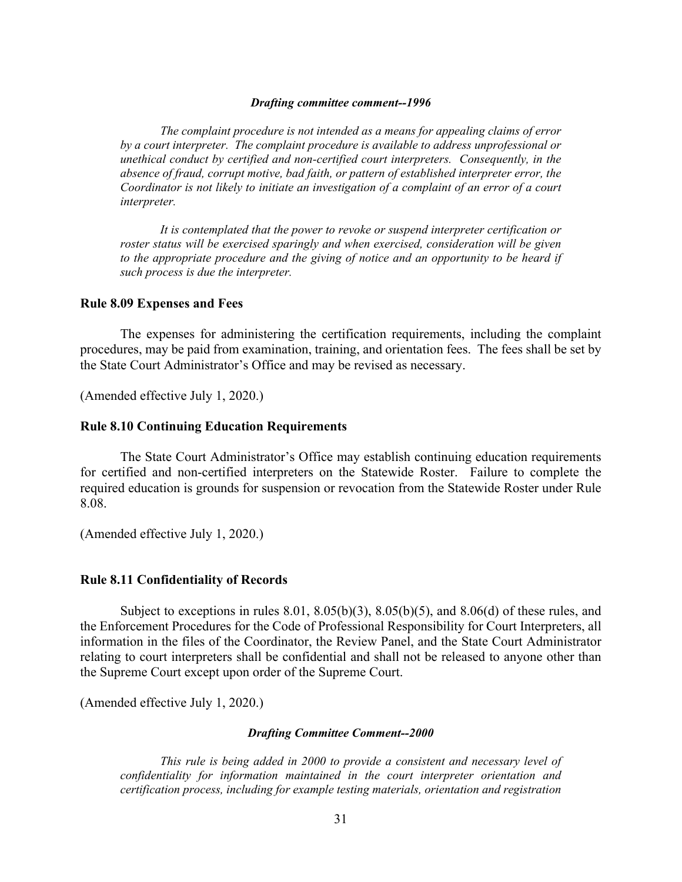***Drafting committee comment--1996***

*The complaint procedure is not intended as a means for appealing claims of error by a court interpreter. The complaint procedure is available to address unprofessional or unethical conduct by certified and non-certified court interpreters. Consequently, in the absence of fraud, corrupt motive, bad faith, or pattern of established interpreter error, the Coordinator is not likely to initiate an investigation of a complaint of an error of a court interpreter.*

*It is contemplated that the power to revoke or suspend interpreter certification or roster status will be exercised sparingly and when exercised, consideration will be given to the appropriate procedure and the giving of notice and an opportunity to be heard if such process is due the interpreter.*

**Rule 8.09 Expenses and Fees**

The expenses for administering the certification requirements, including the complaint procedures, may be paid from examination, training, and orientation fees. The fees shall be set by the State Court Administrator's Office and may be revised as necessary.

(Amended effective July 1, 2020.)

**Rule 8.10 Continuing Education Requirements**

The State Court Administrator's Office may establish continuing education requirements for certified and non-certified interpreters on the Statewide Roster. Failure to complete the required education is grounds for suspension or revocation from the Statewide Roster under Rule 8.08.

(Amended effective July 1, 2020.)

**Rule 8.11 Confidentiality of Records**

Subject to exceptions in rules 8.01, 8.05(b)(3), 8.05(b)(5), and 8.06(d) of these rules, and the Enforcement Procedures for the Code of Professional Responsibility for Court Interpreters, all information in the files of the Coordinator, the Review Panel, and the State Court Administrator relating to court interpreters shall be confidential and shall not be released to anyone other than the Supreme Court except upon order of the Supreme Court.

(Amended effective July 1, 2020.)

***Drafting Committee Comment--2000***

*This rule is being added in 2000 to provide a consistent and necessary level of confidentiality for information maintained in the court interpreter orientation and certification process, including for example testing materials, orientation and registration*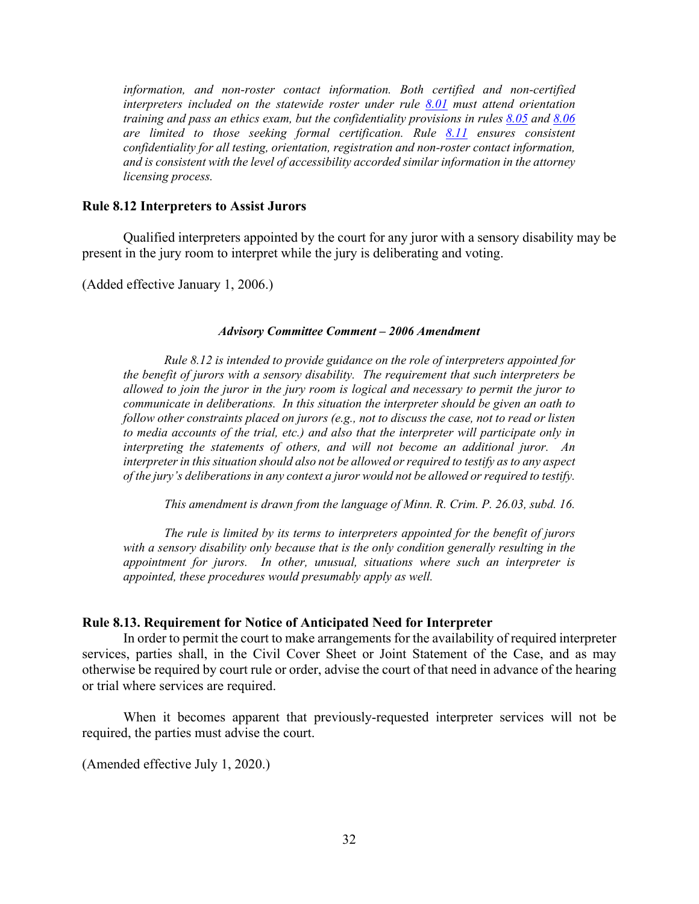*information, and non-roster contact information. Both certified and non-certified interpreters included on the statewide roster under rule [8.01](#) must attend orientation training and pass an ethics exam, but the confidentiality provisions in rules [8.05](#) and [8.06](#) are limited to those seeking formal certification. Rule [8.11](#) ensures consistent confidentiality for all testing, orientation, registration and non-roster contact information, and is consistent with the level of accessibility accorded similar information in the attorney licensing process.*

### Rule 8.12 Interpreters to Assist Jurors

Qualified interpreters appointed by the court for any juror with a sensory disability may be present in the jury room to interpret while the jury is deliberating and voting.

(Added effective January 1, 2006.)

#### *Advisory Committee Comment – 2006 Amendment*

*Rule 8.12 is intended to provide guidance on the role of interpreters appointed for the benefit of jurors with a sensory disability. The requirement that such interpreters be allowed to join the juror in the jury room is logical and necessary to permit the juror to communicate in deliberations. In this situation the interpreter should be given an oath to follow other constraints placed on jurors (e.g., not to discuss the case, not to read or listen to media accounts of the trial, etc.) and also that the interpreter will participate only in interpreting the statements of others, and will not become an additional juror. An interpreter in this situation should also not be allowed or required to testify as to any aspect of the jury's deliberations in any context a juror would not be allowed or required to testify.*

*This amendment is drawn from the language of Minn. R. Crim. P. 26.03, subd. 16.*

*The rule is limited by its terms to interpreters appointed for the benefit of jurors with a sensory disability only because that is the only condition generally resulting in the appointment for jurors. In other, unusual, situations where such an interpreter is appointed, these procedures would presumably apply as well.*

### Rule 8.13. Requirement for Notice of Anticipated Need for Interpreter

In order to permit the court to make arrangements for the availability of required interpreter services, parties shall, in the Civil Cover Sheet or Joint Statement of the Case, and as may otherwise be required by court rule or order, advise the court of that need in advance of the hearing or trial where services are required.

When it becomes apparent that previously-requested interpreter services will not be required, the parties must advise the court.

(Amended effective July 1, 2020.)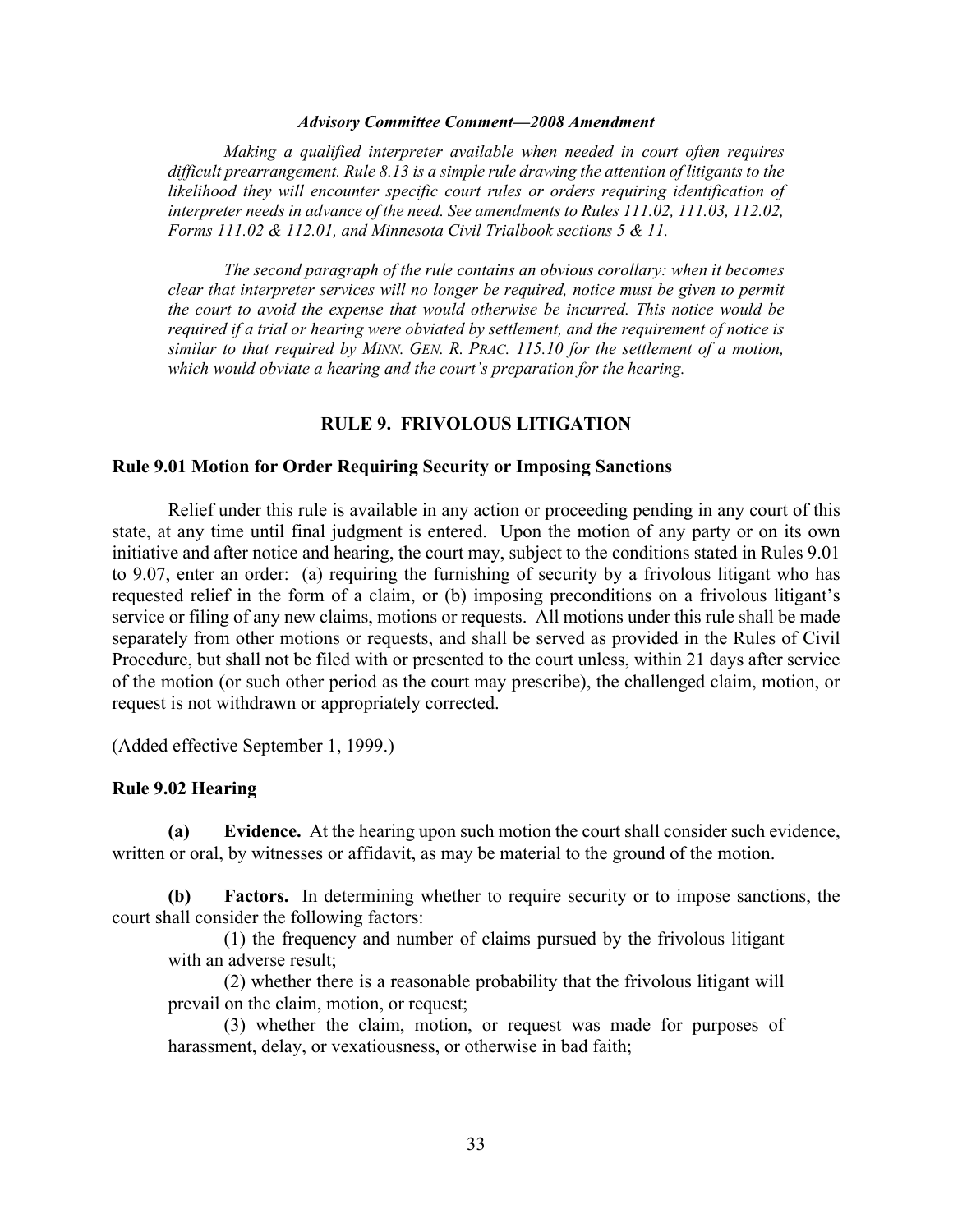***Advisory Committee Comment—2008 Amendment***

*Making a qualified interpreter available when needed in court often requires difficult prearrangement. Rule 8.13 is a simple rule drawing the attention of litigants to the likelihood they will encounter specific court rules or orders requiring identification of interpreter needs in advance of the need. See amendments to Rules 111.02, 111.03, 112.02, Forms 111.02 & 112.01, and Minnesota Civil Trialbook sections 5 & 11.*

*The second paragraph of the rule contains an obvious corollary: when it becomes clear that interpreter services will no longer be required, notice must be given to permit the court to avoid the expense that would otherwise be incurred. This notice would be required if a trial or hearing were obviated by settlement, and the requirement of notice is similar to that required by MINN. GEN. R. PRAC. 115.10 for the settlement of a motion, which would obviate a hearing and the court's preparation for the hearing.*

## RULE 9. FRIVOLOUS LITIGATION

### Rule 9.01 Motion for Order Requiring Security or Imposing Sanctions

Relief under this rule is available in any action or proceeding pending in any court of this state, at any time until final judgment is entered. Upon the motion of any party or on its own initiative and after notice and hearing, the court may, subject to the conditions stated in Rules 9.01 to 9.07, enter an order: (a) requiring the furnishing of security by a frivolous litigant who has requested relief in the form of a claim, or (b) imposing preconditions on a frivolous litigant's service or filing of any new claims, motions or requests. All motions under this rule shall be made separately from other motions or requests, and shall be served as provided in the Rules of Civil Procedure, but shall not be filed with or presented to the court unless, within 21 days after service of the motion (or such other period as the court may prescribe), the challenged claim, motion, or request is not withdrawn or appropriately corrected.

(Added effective September 1, 1999.)

### Rule 9.02 Hearing

**(a) Evidence.** At the hearing upon such motion the court shall consider such evidence, written or oral, by witnesses or affidavit, as may be material to the ground of the motion.

**(b) Factors.** In determining whether to require security or to impose sanctions, the court shall consider the following factors:

(1) the frequency and number of claims pursued by the frivolous litigant with an adverse result;

(2) whether there is a reasonable probability that the frivolous litigant will prevail on the claim, motion, or request;

(3) whether the claim, motion, or request was made for purposes of harassment, delay, or vexatiousness, or otherwise in bad faith;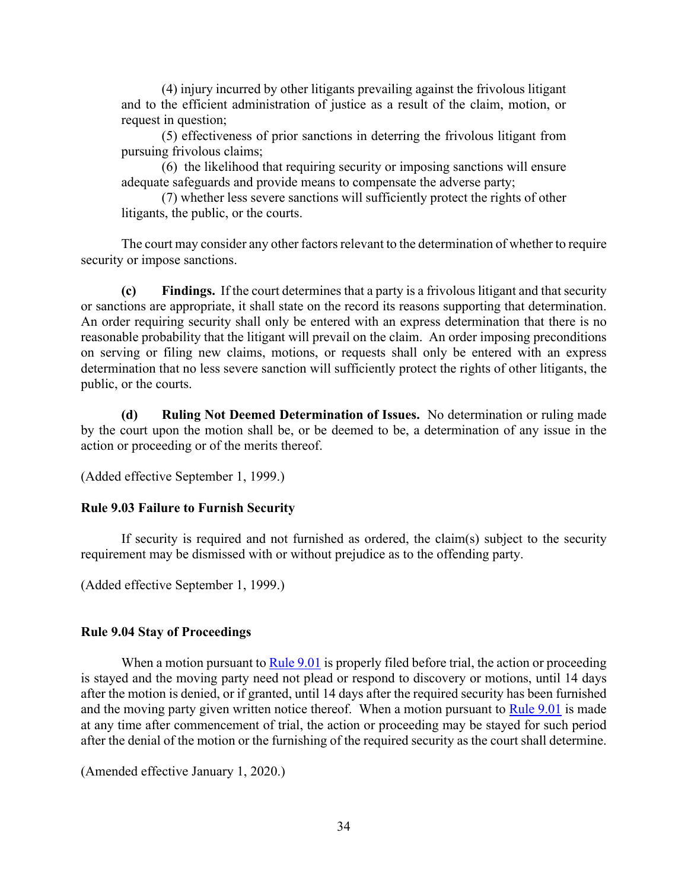(4) injury incurred by other litigants prevailing against the frivolous litigant and to the efficient administration of justice as a result of the claim, motion, or request in question;

(5) effectiveness of prior sanctions in deterring the frivolous litigant from pursuing frivolous claims;

(6) the likelihood that requiring security or imposing sanctions will ensure adequate safeguards and provide means to compensate the adverse party;

(7) whether less severe sanctions will sufficiently protect the rights of other litigants, the public, or the courts.

The court may consider any other factors relevant to the determination of whether to require security or impose sanctions.

**(c) Findings.** If the court determines that a party is a frivolous litigant and that security or sanctions are appropriate, it shall state on the record its reasons supporting that determination. An order requiring security shall only be entered with an express determination that there is no reasonable probability that the litigant will prevail on the claim. An order imposing preconditions on serving or filing new claims, motions, or requests shall only be entered with an express determination that no less severe sanction will sufficiently protect the rights of other litigants, the public, or the courts.

**(d) Ruling Not Deemed Determination of Issues.** No determination or ruling made by the court upon the motion shall be, or be deemed to be, a determination of any issue in the action or proceeding or of the merits thereof.

(Added effective September 1, 1999.)

### Rule 9.03 Failure to Furnish Security

If security is required and not furnished as ordered, the claim(s) subject to the security requirement may be dismissed with or without prejudice as to the offending party.

(Added effective September 1, 1999.)

### Rule 9.04 Stay of Proceedings

When a motion pursuant to Rule 9.01 is properly filed before trial, the action or proceeding is stayed and the moving party need not plead or respond to discovery or motions, until 14 days after the motion is denied, or if granted, until 14 days after the required security has been furnished and the moving party given written notice thereof. When a motion pursuant to Rule 9.01 is made at any time after commencement of trial, the action or proceeding may be stayed for such period after the denial of the motion or the furnishing of the required security as the court shall determine.

(Amended effective January 1, 2020.)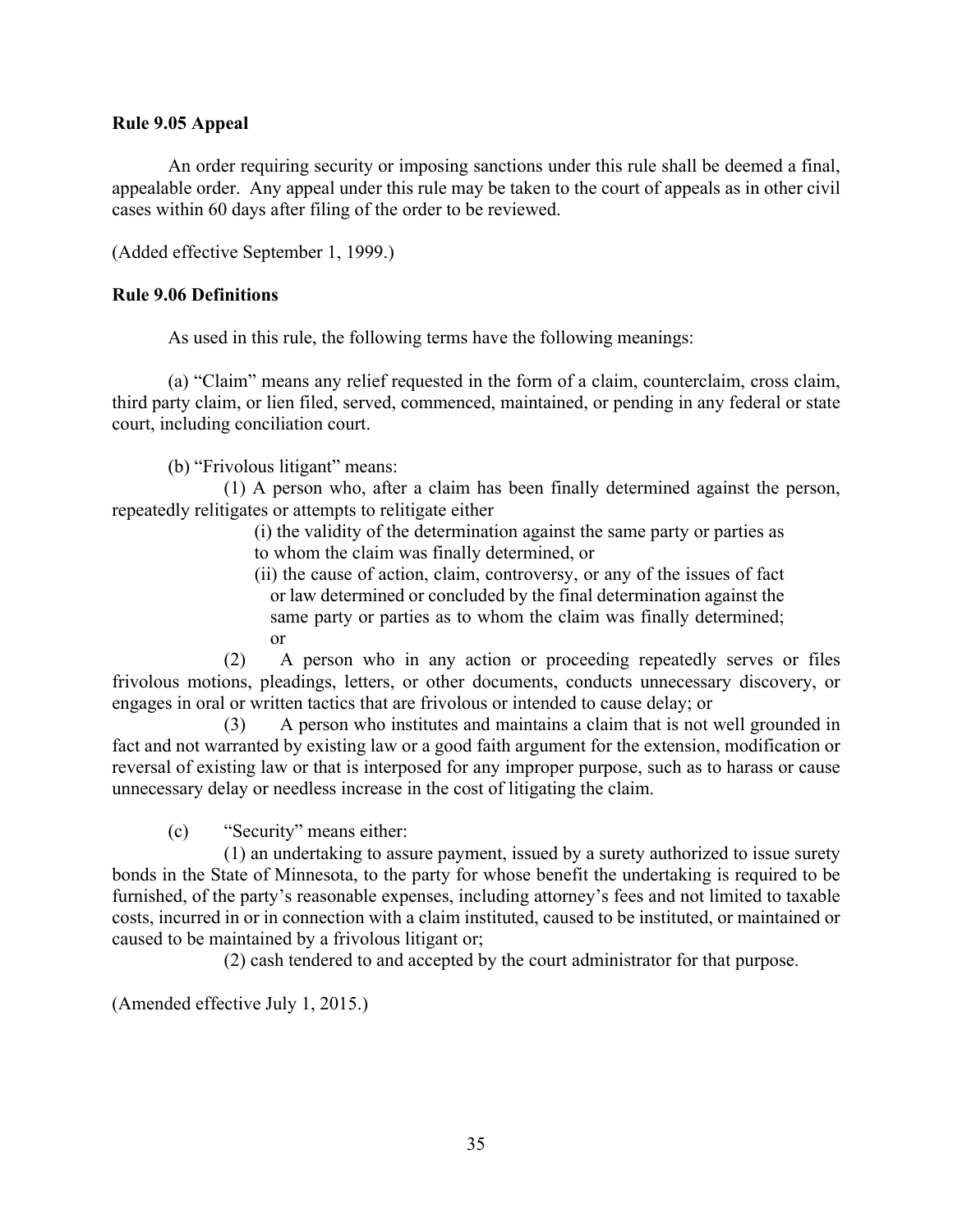**Rule 9.05 Appeal**

An order requiring security or imposing sanctions under this rule shall be deemed a final, appealable order. Any appeal under this rule may be taken to the court of appeals as in other civil cases within 60 days after filing of the order to be reviewed.

(Added effective September 1, 1999.)

**Rule 9.06 Definitions**

As used in this rule, the following terms have the following meanings:

(a) "Claim" means any relief requested in the form of a claim, counterclaim, cross claim, third party claim, or lien filed, served, commenced, maintained, or pending in any federal or state court, including conciliation court.

(b) "Frivolous litigant" means:

(1) A person who, after a claim has been finally determined against the person, repeatedly relitigates or attempts to relitigate either

(i) the validity of the determination against the same party or parties as to whom the claim was finally determined, or

(ii) the cause of action, claim, controversy, or any of the issues of fact or law determined or concluded by the final determination against the same party or parties as to whom the claim was finally determined; or

(2) A person who in any action or proceeding repeatedly serves or files frivolous motions, pleadings, letters, or other documents, conducts unnecessary discovery, or engages in oral or written tactics that are frivolous or intended to cause delay; or

(3) A person who institutes and maintains a claim that is not well grounded in fact and not warranted by existing law or a good faith argument for the extension, modification or reversal of existing law or that is interposed for any improper purpose, such as to harass or cause unnecessary delay or needless increase in the cost of litigating the claim.

(c) "Security" means either:

(1) an undertaking to assure payment, issued by a surety authorized to issue surety bonds in the State of Minnesota, to the party for whose benefit the undertaking is required to be furnished, of the party's reasonable expenses, including attorney's fees and not limited to taxable costs, incurred in or in connection with a claim instituted, caused to be instituted, or maintained or caused to be maintained by a frivolous litigant or;

(2) cash tendered to and accepted by the court administrator for that purpose.

(Amended effective July 1, 2015.)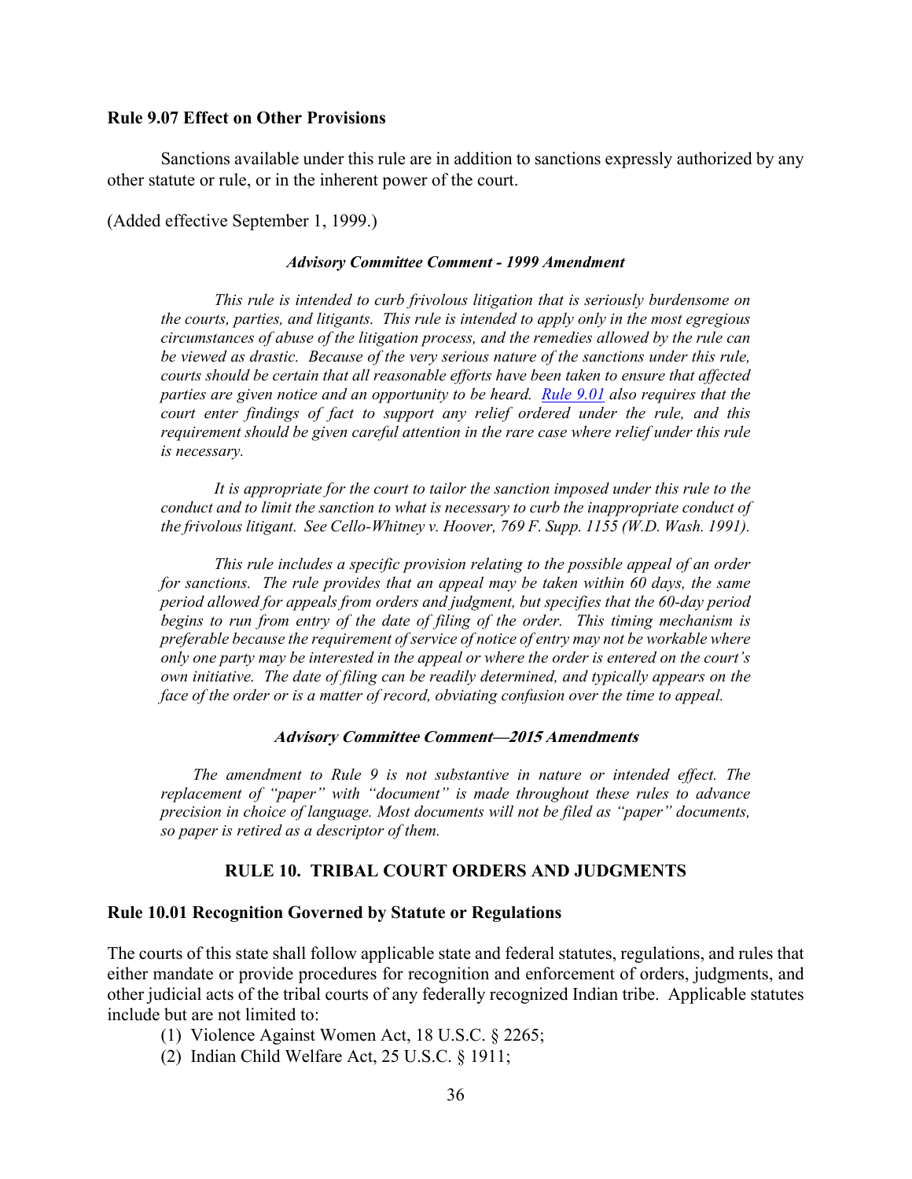### Rule 9.07 Effect on Other Provisions

Sanctions available under this rule are in addition to sanctions expressly authorized by any other statute or rule, or in the inherent power of the court.

(Added effective September 1, 1999.)

#### *Advisory Committee Comment - 1999 Amendment*

*This rule is intended to curb frivolous litigation that is seriously burdensome on the courts, parties, and litigants. This rule is intended to apply only in the most egregious circumstances of abuse of the litigation process, and the remedies allowed by the rule can be viewed as drastic. Because of the very serious nature of the sanctions under this rule, courts should be certain that all reasonable efforts have been taken to ensure that affected parties are given notice and an opportunity to be heard. Rule 9.01 also requires that the court enter findings of fact to support any relief ordered under the rule, and this requirement should be given careful attention in the rare case where relief under this rule is necessary.*

*It is appropriate for the court to tailor the sanction imposed under this rule to the conduct and to limit the sanction to what is necessary to curb the inappropriate conduct of the frivolous litigant. See Cello-Whitney v. Hoover, 769 F. Supp. 1155 (W.D. Wash. 1991).*

*This rule includes a specific provision relating to the possible appeal of an order for sanctions. The rule provides that an appeal may be taken within 60 days, the same period allowed for appeals from orders and judgment, but specifies that the 60-day period begins to run from entry of the date of filing of the order. This timing mechanism is preferable because the requirement of service of notice of entry may not be workable where only one party may be interested in the appeal or where the order is entered on the court's own initiative. The date of filing can be readily determined, and typically appears on the face of the order or is a matter of record, obviating confusion over the time to appeal.*

#### *Advisory Committee Comment—2015 Amendments*

*The amendment to Rule 9 is not substantive in nature or intended effect. The replacement of "paper" with "document" is made throughout these rules to advance precision in choice of language. Most documents will not be filed as "paper" documents, so paper is retired as a descriptor of them.*

## RULE 10. TRIBAL COURT ORDERS AND JUDGMENTS

### Rule 10.01 Recognition Governed by Statute or Regulations

The courts of this state shall follow applicable state and federal statutes, regulations, and rules that either mandate or provide procedures for recognition and enforcement of orders, judgments, and other judicial acts of the tribal courts of any federally recognized Indian tribe. Applicable statutes include but are not limited to:

(1) Violence Against Women Act, 18 U.S.C. § 2265;
(2) Indian Child Welfare Act, 25 U.S.C. § 1911;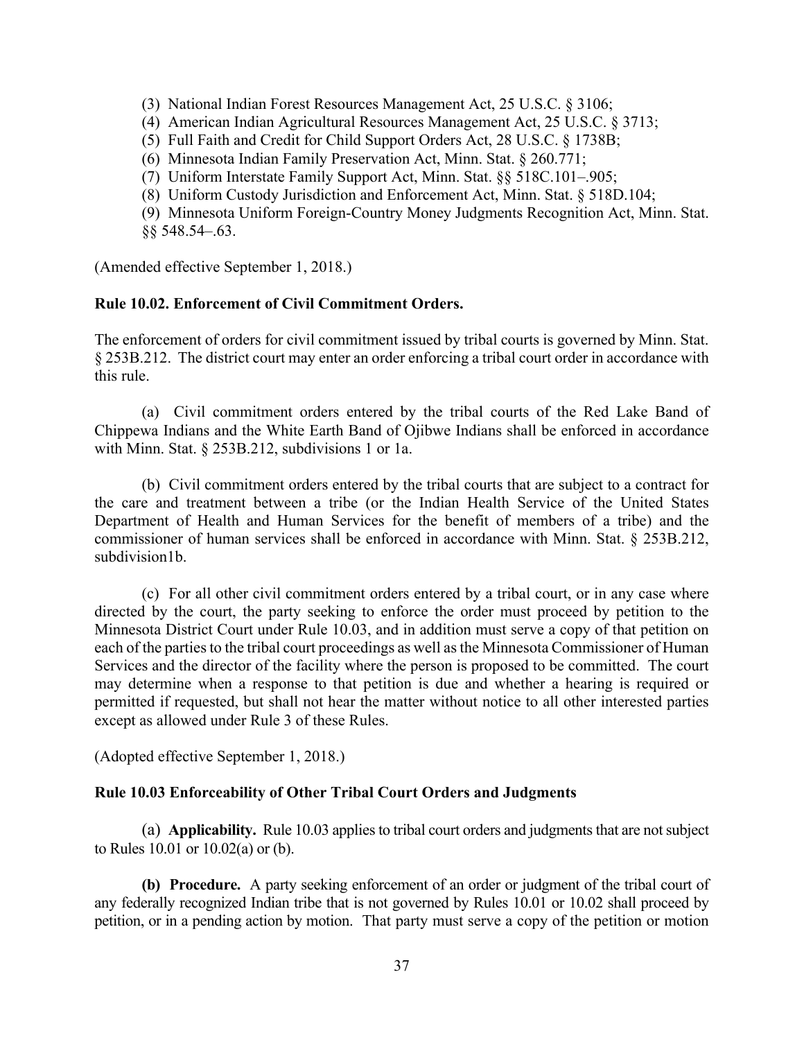(3) National Indian Forest Resources Management Act, 25 U.S.C. § 3106;
(4) American Indian Agricultural Resources Management Act, 25 U.S.C. § 3713;
(5) Full Faith and Credit for Child Support Orders Act, 28 U.S.C. § 1738B;
(6) Minnesota Indian Family Preservation Act, Minn. Stat. § 260.771;
(7) Uniform Interstate Family Support Act, Minn. Stat. §§ 518C.101–.905;
(8) Uniform Custody Jurisdiction and Enforcement Act, Minn. Stat. § 518D.104;
(9) Minnesota Uniform Foreign-Country Money Judgments Recognition Act, Minn. Stat. §§ 548.54–.63.

(Amended effective September 1, 2018.)

**Rule 10.02. Enforcement of Civil Commitment Orders.**

The enforcement of orders for civil commitment issued by tribal courts is governed by Minn. Stat. § 253B.212. The district court may enter an order enforcing a tribal court order in accordance with this rule.

(a) Civil commitment orders entered by the tribal courts of the Red Lake Band of Chippewa Indians and the White Earth Band of Ojibwe Indians shall be enforced in accordance with Minn. Stat. § 253B.212, subdivisions 1 or 1a.

(b) Civil commitment orders entered by the tribal courts that are subject to a contract for the care and treatment between a tribe (or the Indian Health Service of the United States Department of Health and Human Services for the benefit of members of a tribe) and the commissioner of human services shall be enforced in accordance with Minn. Stat. § 253B.212, subdivision1b.

(c) For all other civil commitment orders entered by a tribal court, or in any case where directed by the court, the party seeking to enforce the order must proceed by petition to the Minnesota District Court under Rule 10.03, and in addition must serve a copy of that petition on each of the parties to the tribal court proceedings as well as the Minnesota Commissioner of Human Services and the director of the facility where the person is proposed to be committed. The court may determine when a response to that petition is due and whether a hearing is required or permitted if requested, but shall not hear the matter without notice to all other interested parties except as allowed under Rule 3 of these Rules.

(Adopted effective September 1, 2018.)

**Rule 10.03 Enforceability of Other Tribal Court Orders and Judgments**

(a) **Applicability.** Rule 10.03 applies to tribal court orders and judgments that are not subject to Rules 10.01 or 10.02(a) or (b).

**(b) Procedure.** A party seeking enforcement of an order or judgment of the tribal court of any federally recognized Indian tribe that is not governed by Rules 10.01 or 10.02 shall proceed by petition, or in a pending action by motion. That party must serve a copy of the petition or motion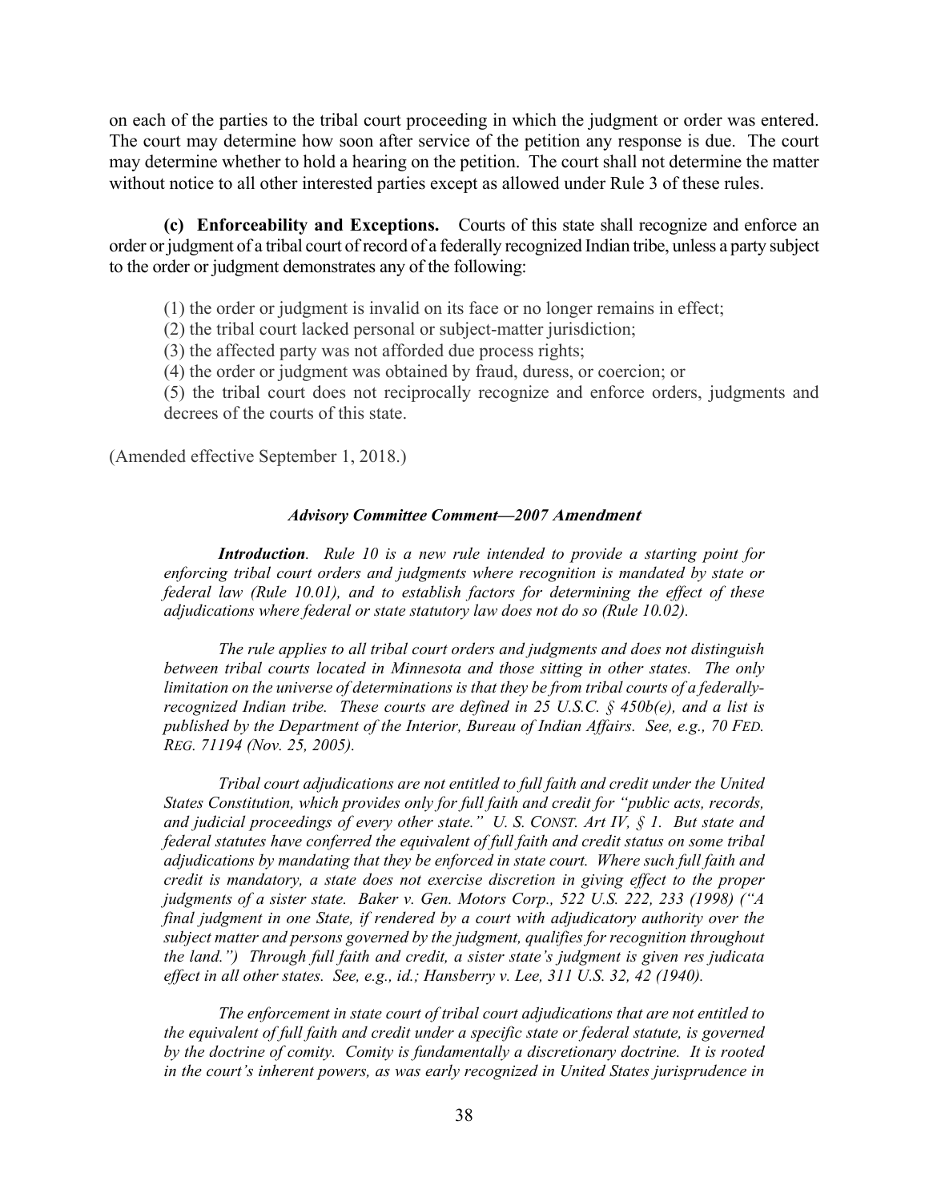on each of the parties to the tribal court proceeding in which the judgment or order was entered. The court may determine how soon after service of the petition any response is due. The court may determine whether to hold a hearing on the petition. The court shall not determine the matter without notice to all other interested parties except as allowed under Rule 3 of these rules.

**(c) Enforceability and Exceptions.** Courts of this state shall recognize and enforce an order or judgment of a tribal court of record of a federally recognized Indian tribe, unless a party subject to the order or judgment demonstrates any of the following:

(1) the order or judgment is invalid on its face or no longer remains in effect;
(2) the tribal court lacked personal or subject-matter jurisdiction;
(3) the affected party was not afforded due process rights;
(4) the order or judgment was obtained by fraud, duress, or coercion; or
(5) the tribal court does not reciprocally recognize and enforce orders, judgments and decrees of the courts of this state.

(Amended effective September 1, 2018.)

### *Advisory Committee Comment—2007 Amendment*

***Introduction***. *Rule 10 is a new rule intended to provide a starting point for enforcing tribal court orders and judgments where recognition is mandated by state or federal law (Rule 10.01), and to establish factors for determining the effect of these adjudications where federal or state statutory law does not do so (Rule 10.02).*

*The rule applies to all tribal court orders and judgments and does not distinguish between tribal courts located in Minnesota and those sitting in other states. The only limitation on the universe of determinations is that they be from tribal courts of a federally-recognized Indian tribe. These courts are defined in 25 U.S.C. § 450b(e), and a list is published by the Department of the Interior, Bureau of Indian Affairs. See, e.g., 70 FED. REG. 71194 (Nov. 25, 2005).*

*Tribal court adjudications are not entitled to full faith and credit under the United States Constitution, which provides only for full faith and credit for "public acts, records, and judicial proceedings of every other state." U. S. CONST. Art IV, § 1. But state and federal statutes have conferred the equivalent of full faith and credit status on some tribal adjudications by mandating that they be enforced in state court. Where such full faith and credit is mandatory, a state does not exercise discretion in giving effect to the proper judgments of a sister state. Baker v. Gen. Motors Corp., 522 U.S. 222, 233 (1998) ("A final judgment in one State, if rendered by a court with adjudicatory authority over the subject matter and persons governed by the judgment, qualifies for recognition throughout the land.") Through full faith and credit, a sister state's judgment is given res judicata effect in all other states. See, e.g., id.; Hansberry v. Lee, 311 U.S. 32, 42 (1940).*

*The enforcement in state court of tribal court adjudications that are not entitled to the equivalent of full faith and credit under a specific state or federal statute, is governed by the doctrine of comity. Comity is fundamentally a discretionary doctrine. It is rooted in the court's inherent powers, as was early recognized in United States jurisprudence in*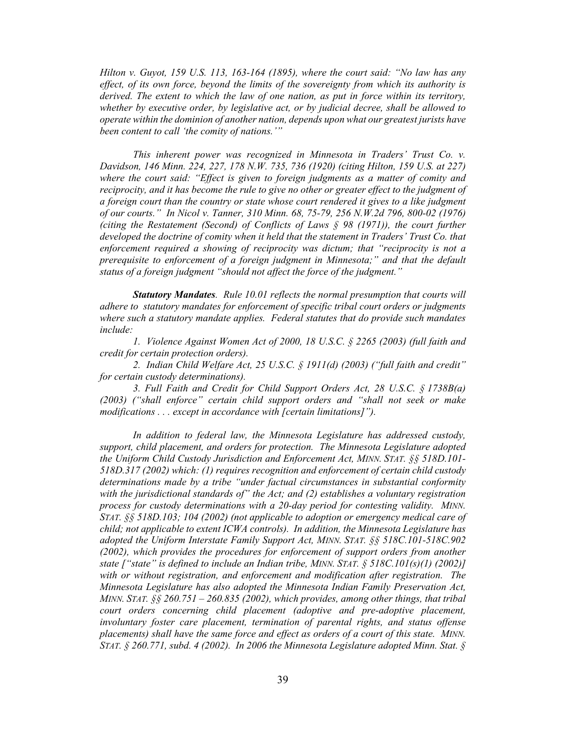*Hilton v. Guyot, 159 U.S. 113, 163-164 (1895), where the court said: "No law has any effect, of its own force, beyond the limits of the sovereignty from which its authority is derived. The extent to which the law of one nation, as put in force within its territory, whether by executive order, by legislative act, or by judicial decree, shall be allowed to operate within the dominion of another nation, depends upon what our greatest jurists have been content to call 'the comity of nations.'"*

*This inherent power was recognized in Minnesota in Traders' Trust Co. v. Davidson, 146 Minn. 224, 227, 178 N.W. 735, 736 (1920) (citing Hilton, 159 U.S. at 227) where the court said: "Effect is given to foreign judgments as a matter of comity and reciprocity, and it has become the rule to give no other or greater effect to the judgment of a foreign court than the country or state whose court rendered it gives to a like judgment of our courts." In Nicol v. Tanner, 310 Minn. 68, 75-79, 256 N.W.2d 796, 800-02 (1976) (citing the Restatement (Second) of Conflicts of Laws § 98 (1971)), the court further developed the doctrine of comity when it held that the statement in Traders' Trust Co. that enforcement required a showing of reciprocity was dictum; that "reciprocity is not a prerequisite to enforcement of a foreign judgment in Minnesota;" and that the default status of a foreign judgment "should not affect the force of the judgment."*

***Statutory Mandates**. Rule 10.01 reflects the normal presumption that courts will adhere to statutory mandates for enforcement of specific tribal court orders or judgments where such a statutory mandate applies. Federal statutes that do provide such mandates include:*

*1. Violence Against Women Act of 2000, 18 U.S.C. § 2265 (2003) (full faith and credit for certain protection orders).*

*2. Indian Child Welfare Act, 25 U.S.C. § 1911(d) (2003) ("full faith and credit" for certain custody determinations).*

*3. Full Faith and Credit for Child Support Orders Act, 28 U.S.C. § 1738B(a) (2003) ("shall enforce" certain child support orders and "shall not seek or make modifications . . . except in accordance with [certain limitations]").*

*In addition to federal law, the Minnesota Legislature has addressed custody, support, child placement, and orders for protection. The Minnesota Legislature adopted the Uniform Child Custody Jurisdiction and Enforcement Act, MINN. STAT. §§ 518D.101-518D.317 (2002) which: (1) requires recognition and enforcement of certain child custody determinations made by a tribe "under factual circumstances in substantial conformity with the jurisdictional standards of" the Act; and (2) establishes a voluntary registration process for custody determinations with a 20-day period for contesting validity. MINN. STAT. §§ 518D.103; 104 (2002) (not applicable to adoption or emergency medical care of child; not applicable to extent ICWA controls). In addition, the Minnesota Legislature has adopted the Uniform Interstate Family Support Act, MINN. STAT. §§ 518C.101-518C.902 (2002), which provides the procedures for enforcement of support orders from another state ["state" is defined to include an Indian tribe, MINN. STAT. § 518C.101(s)(1) (2002)] with or without registration, and enforcement and modification after registration. The Minnesota Legislature has also adopted the Minnesota Indian Family Preservation Act, MINN. STAT. §§ 260.751 – 260.835 (2002), which provides, among other things, that tribal court orders concerning child placement (adoptive and pre-adoptive placement, involuntary foster care placement, termination of parental rights, and status offense placements) shall have the same force and effect as orders of a court of this state. MINN. STAT. § 260.771, subd. 4 (2002). In 2006 the Minnesota Legislature adopted Minn. Stat. §*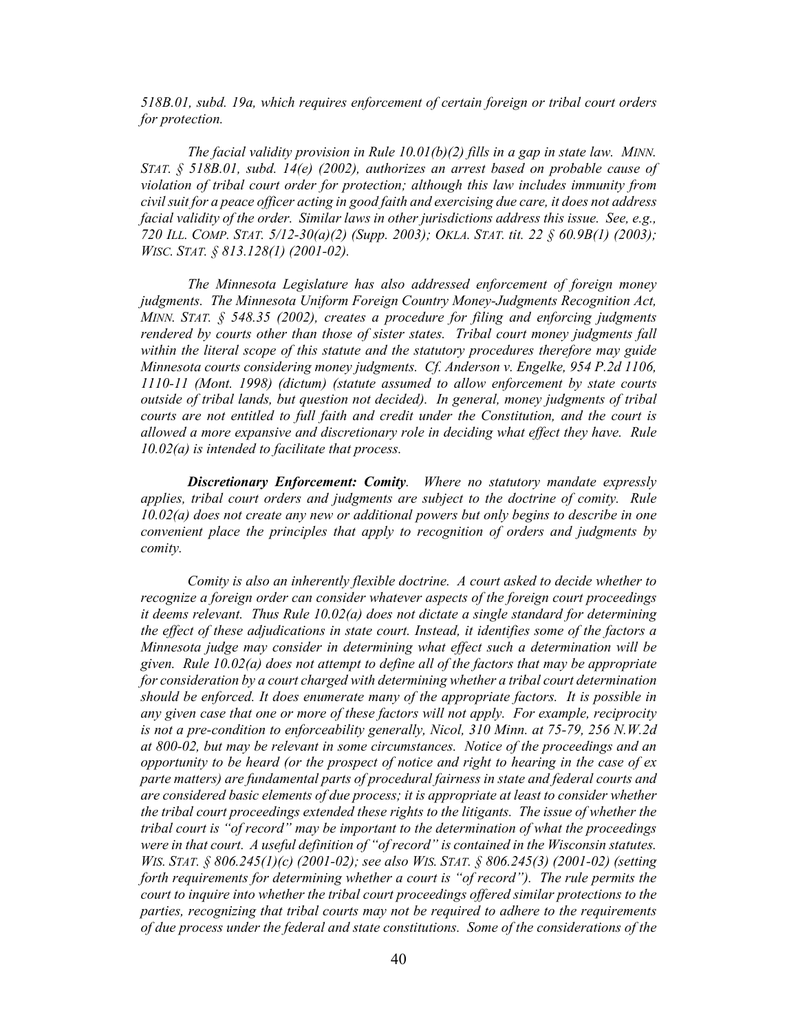*518B.01, subd. 19a, which requires enforcement of certain foreign or tribal court orders for protection.*

*The facial validity provision in Rule 10.01(b)(2) fills in a gap in state law. MINN. STAT. § 518B.01, subd. 14(e) (2002), authorizes an arrest based on probable cause of violation of tribal court order for protection; although this law includes immunity from civil suit for a peace officer acting in good faith and exercising due care, it does not address facial validity of the order. Similar laws in other jurisdictions address this issue. See, e.g., 720 ILL. COMP. STAT. 5/12-30(a)(2) (Supp. 2003); OKLA. STAT. tit. 22 § 60.9B(1) (2003); WISC. STAT. § 813.128(1) (2001-02).*

*The Minnesota Legislature has also addressed enforcement of foreign money judgments. The Minnesota Uniform Foreign Country Money-Judgments Recognition Act, MINN. STAT. § 548.35 (2002), creates a procedure for filing and enforcing judgments rendered by courts other than those of sister states. Tribal court money judgments fall within the literal scope of this statute and the statutory procedures therefore may guide Minnesota courts considering money judgments. Cf. Anderson v. Engelke, 954 P.2d 1106, 1110-11 (Mont. 1998) (dictum) (statute assumed to allow enforcement by state courts outside of tribal lands, but question not decided). In general, money judgments of tribal courts are not entitled to full faith and credit under the Constitution, and the court is allowed a more expansive and discretionary role in deciding what effect they have. Rule 10.02(a) is intended to facilitate that process.*

***Discretionary Enforcement: Comity****. Where no statutory mandate expressly applies, tribal court orders and judgments are subject to the doctrine of comity. Rule 10.02(a) does not create any new or additional powers but only begins to describe in one convenient place the principles that apply to recognition of orders and judgments by comity.*

*Comity is also an inherently flexible doctrine. A court asked to decide whether to recognize a foreign order can consider whatever aspects of the foreign court proceedings it deems relevant. Thus Rule 10.02(a) does not dictate a single standard for determining the effect of these adjudications in state court. Instead, it identifies some of the factors a Minnesota judge may consider in determining what effect such a determination will be given. Rule 10.02(a) does not attempt to define all of the factors that may be appropriate for consideration by a court charged with determining whether a tribal court determination should be enforced. It does enumerate many of the appropriate factors. It is possible in any given case that one or more of these factors will not apply. For example, reciprocity is not a pre-condition to enforceability generally, Nicol, 310 Minn. at 75-79, 256 N.W.2d at 800-02, but may be relevant in some circumstances. Notice of the proceedings and an opportunity to be heard (or the prospect of notice and right to hearing in the case of ex parte matters) are fundamental parts of procedural fairness in state and federal courts and are considered basic elements of due process; it is appropriate at least to consider whether the tribal court proceedings extended these rights to the litigants. The issue of whether the tribal court is "of record" may be important to the determination of what the proceedings were in that court. A useful definition of "of record" is contained in the Wisconsin statutes. WIS. STAT. § 806.245(1)(c) (2001-02); see also WIS. STAT. § 806.245(3) (2001-02) (setting forth requirements for determining whether a court is "of record"). The rule permits the court to inquire into whether the tribal court proceedings offered similar protections to the parties, recognizing that tribal courts may not be required to adhere to the requirements of due process under the federal and state constitutions. Some of the considerations of the*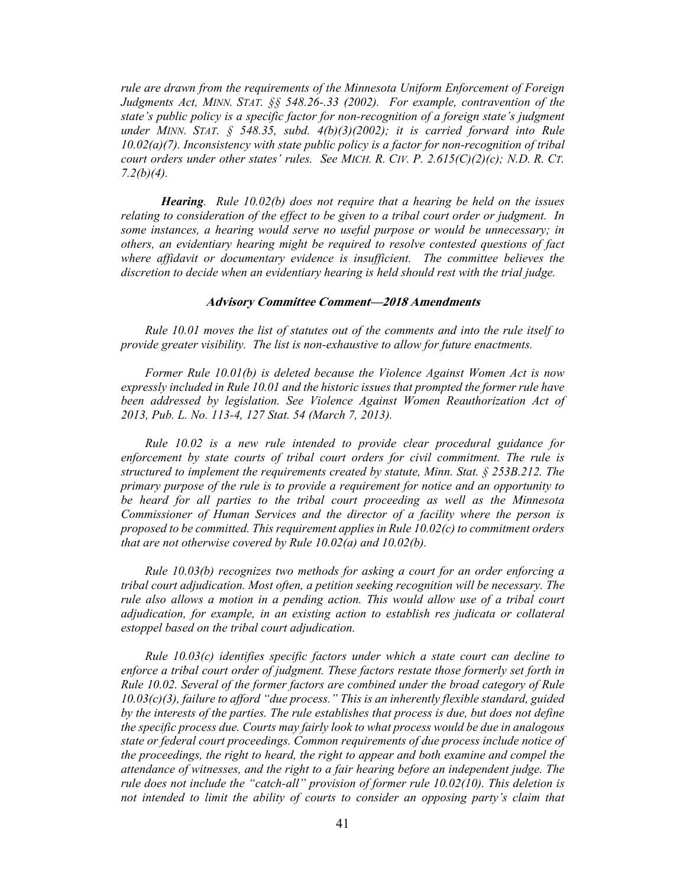*rule are drawn from the requirements of the Minnesota Uniform Enforcement of Foreign Judgments Act, MINN. STAT. §§ 548.26-.33 (2002). For example, contravention of the state's public policy is a specific factor for non-recognition of a foreign state's judgment under MINN. STAT. § 548.35, subd. 4(b)(3)(2002); it is carried forward into Rule 10.02(a)(7). Inconsistency with state public policy is a factor for non-recognition of tribal court orders under other states' rules. See MICH. R. CIV. P. 2.615(C)(2)(c); N.D. R. CT. 7.2(b)(4).*

***Hearing**. Rule 10.02(b) does not require that a hearing be held on the issues relating to consideration of the effect to be given to a tribal court order or judgment. In some instances, a hearing would serve no useful purpose or would be unnecessary; in others, an evidentiary hearing might be required to resolve contested questions of fact where affidavit or documentary evidence is insufficient. The committee believes the discretion to decide when an evidentiary hearing is held should rest with the trial judge.*

### *Advisory Committee Comment—2018 Amendments*

*Rule 10.01 moves the list of statutes out of the comments and into the rule itself to provide greater visibility. The list is non-exhaustive to allow for future enactments.*

*Former Rule 10.01(b) is deleted because the Violence Against Women Act is now expressly included in Rule 10.01 and the historic issues that prompted the former rule have been addressed by legislation. See Violence Against Women Reauthorization Act of 2013, Pub. L. No. 113-4, 127 Stat. 54 (March 7, 2013).*

*Rule 10.02 is a new rule intended to provide clear procedural guidance for enforcement by state courts of tribal court orders for civil commitment. The rule is structured to implement the requirements created by statute, Minn. Stat. § 253B.212. The primary purpose of the rule is to provide a requirement for notice and an opportunity to be heard for all parties to the tribal court proceeding as well as the Minnesota Commissioner of Human Services and the director of a facility where the person is proposed to be committed. This requirement applies in Rule 10.02(c) to commitment orders that are not otherwise covered by Rule 10.02(a) and 10.02(b).*

*Rule 10.03(b) recognizes two methods for asking a court for an order enforcing a tribal court adjudication. Most often, a petition seeking recognition will be necessary. The rule also allows a motion in a pending action. This would allow use of a tribal court adjudication, for example, in an existing action to establish res judicata or collateral estoppel based on the tribal court adjudication.*

*Rule 10.03(c) identifies specific factors under which a state court can decline to enforce a tribal court order of judgment. These factors restate those formerly set forth in Rule 10.02. Several of the former factors are combined under the broad category of Rule 10.03(c)(3), failure to afford "due process." This is an inherently flexible standard, guided by the interests of the parties. The rule establishes that process is due, but does not define the specific process due. Courts may fairly look to what process would be due in analogous state or federal court proceedings. Common requirements of due process include notice of the proceedings, the right to heard, the right to appear and both examine and compel the attendance of witnesses, and the right to a fair hearing before an independent judge. The rule does not include the "catch-all" provision of former rule 10.02(10). This deletion is not intended to limit the ability of courts to consider an opposing party's claim that*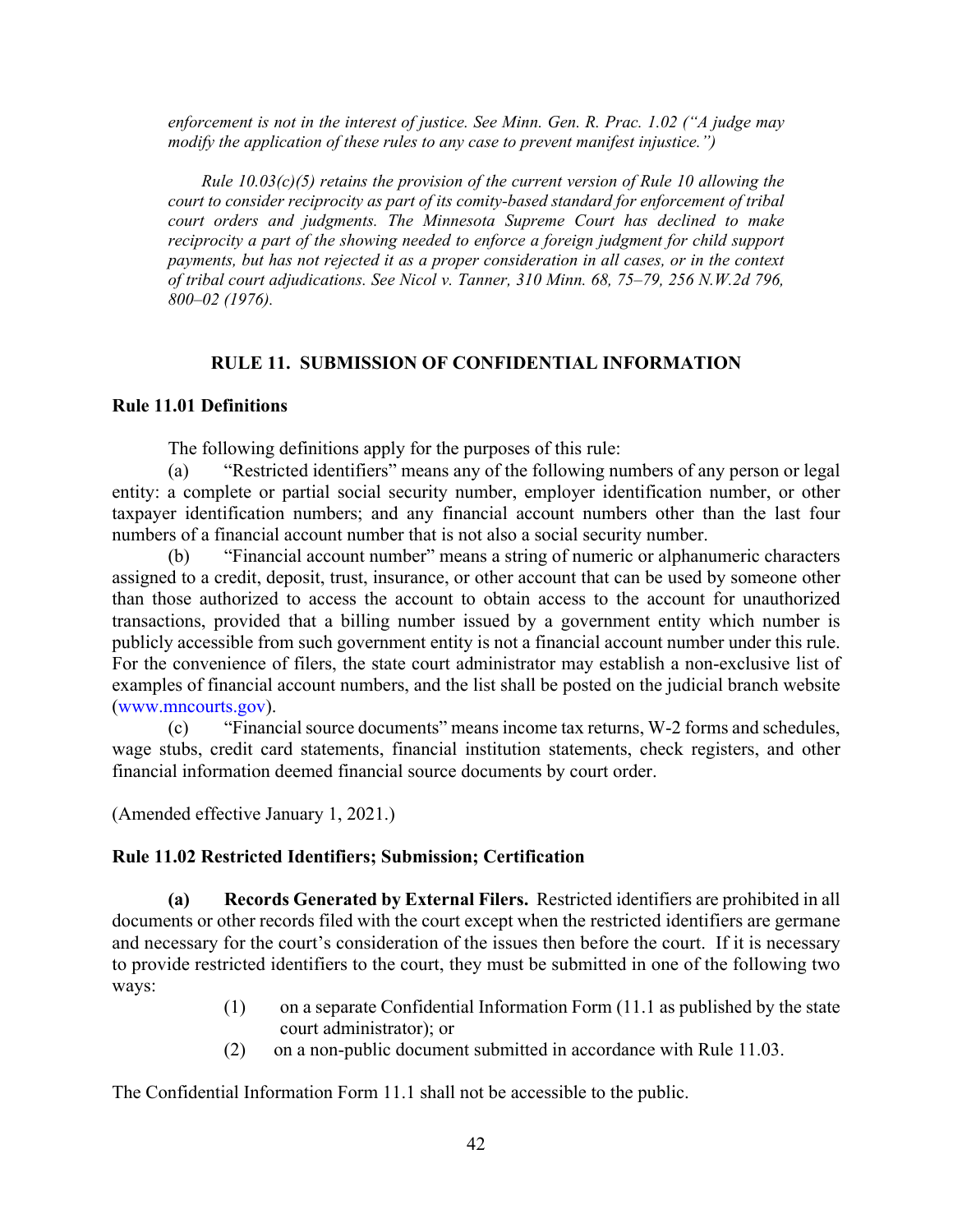*enforcement is not in the interest of justice. See Minn. Gen. R. Prac. 1.02 ("A judge may modify the application of these rules to any case to prevent manifest injustice.")*

*Rule 10.03(c)(5) retains the provision of the current version of Rule 10 allowing the court to consider reciprocity as part of its comity-based standard for enforcement of tribal court orders and judgments. The Minnesota Supreme Court has declined to make reciprocity a part of the showing needed to enforce a foreign judgment for child support payments, but has not rejected it as a proper consideration in all cases, or in the context of tribal court adjudications. See Nicol v. Tanner, 310 Minn. 68, 75–79, 256 N.W.2d 796, 800–02 (1976).*

## RULE 11. SUBMISSION OF CONFIDENTIAL INFORMATION

### Rule 11.01 Definitions

The following definitions apply for the purposes of this rule:

(a) "Restricted identifiers" means any of the following numbers of any person or legal entity: a complete or partial social security number, employer identification number, or other taxpayer identification numbers; and any financial account numbers other than the last four numbers of a financial account number that is not also a social security number.

(b) "Financial account number" means a string of numeric or alphanumeric characters assigned to a credit, deposit, trust, insurance, or other account that can be used by someone other than those authorized to access the account to obtain access to the account for unauthorized transactions, provided that a billing number issued by a government entity which number is publicly accessible from such government entity is not a financial account number under this rule. For the convenience of filers, the state court administrator may establish a non-exclusive list of examples of financial account numbers, and the list shall be posted on the judicial branch website (www.mncourts.gov).

(c) "Financial source documents" means income tax returns, W-2 forms and schedules, wage stubs, credit card statements, financial institution statements, check registers, and other financial information deemed financial source documents by court order.

(Amended effective January 1, 2021.)

### Rule 11.02 Restricted Identifiers; Submission; Certification

**(a) Records Generated by External Filers.** Restricted identifiers are prohibited in all documents or other records filed with the court except when the restricted identifiers are germane and necessary for the court's consideration of the issues then before the court. If it is necessary to provide restricted identifiers to the court, they must be submitted in one of the following two ways:

(1) on a separate Confidential Information Form (11.1 as published by the state court administrator); or

(2) on a non-public document submitted in accordance with Rule 11.03.

The Confidential Information Form 11.1 shall not be accessible to the public.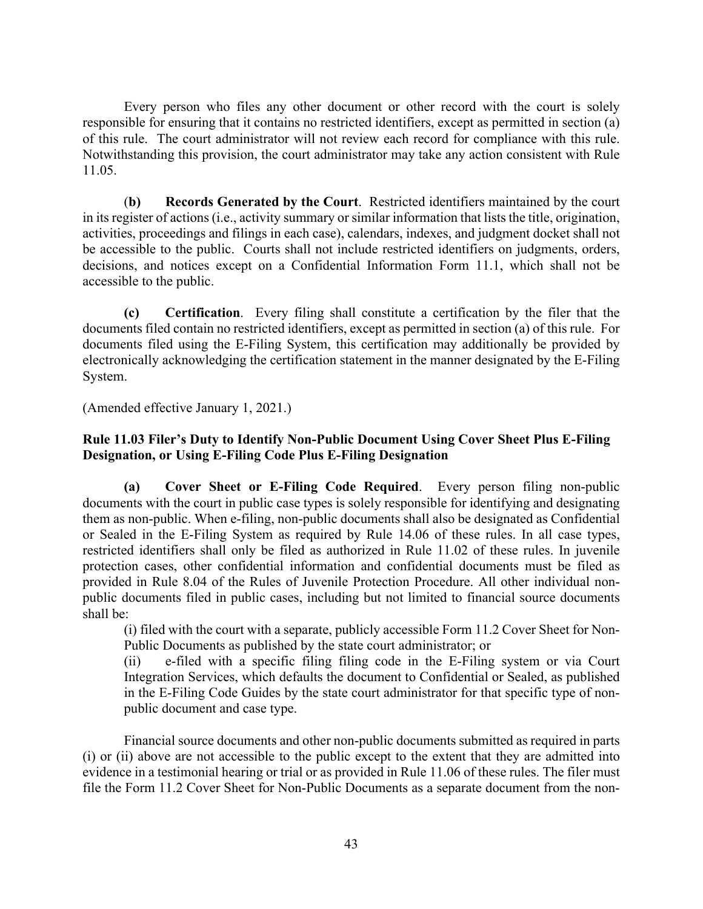Every person who files any other document or other record with the court is solely responsible for ensuring that it contains no restricted identifiers, except as permitted in section (a) of this rule. The court administrator will not review each record for compliance with this rule. Notwithstanding this provision, the court administrator may take any action consistent with Rule 11.05.

(**b)** **Records Generated by the Court**. Restricted identifiers maintained by the court in its register of actions (i.e., activity summary or similar information that lists the title, origination, activities, proceedings and filings in each case), calendars, indexes, and judgment docket shall not be accessible to the public. Courts shall not include restricted identifiers on judgments, orders, decisions, and notices except on a Confidential Information Form 11.1, which shall not be accessible to the public.

**(c)** **Certification**. Every filing shall constitute a certification by the filer that the documents filed contain no restricted identifiers, except as permitted in section (a) of this rule. For documents filed using the E-Filing System, this certification may additionally be provided by electronically acknowledging the certification statement in the manner designated by the E-Filing System.

(Amended effective January 1, 2021.)

**Rule 11.03 Filer's Duty to Identify Non-Public Document Using Cover Sheet Plus E-Filing Designation, or Using E-Filing Code Plus E-Filing Designation**

**(a)** **Cover Sheet or E-Filing Code Required**. Every person filing non-public documents with the court in public case types is solely responsible for identifying and designating them as non-public. When e-filing, non-public documents shall also be designated as Confidential or Sealed in the E-Filing System as required by Rule 14.06 of these rules. In all case types, restricted identifiers shall only be filed as authorized in Rule 11.02 of these rules. In juvenile protection cases, other confidential information and confidential documents must be filed as provided in Rule 8.04 of the Rules of Juvenile Protection Procedure. All other individual non-public documents filed in public cases, including but not limited to financial source documents shall be:

(i) filed with the court with a separate, publicly accessible Form 11.2 Cover Sheet for Non-Public Documents as published by the state court administrator; or

(ii) e-filed with a specific filing filing code in the E-Filing system or via Court Integration Services, which defaults the document to Confidential or Sealed, as published in the E-Filing Code Guides by the state court administrator for that specific type of non-public document and case type.

Financial source documents and other non-public documents submitted as required in parts (i) or (ii) above are not accessible to the public except to the extent that they are admitted into evidence in a testimonial hearing or trial or as provided in Rule 11.06 of these rules. The filer must file the Form 11.2 Cover Sheet for Non-Public Documents as a separate document from the non-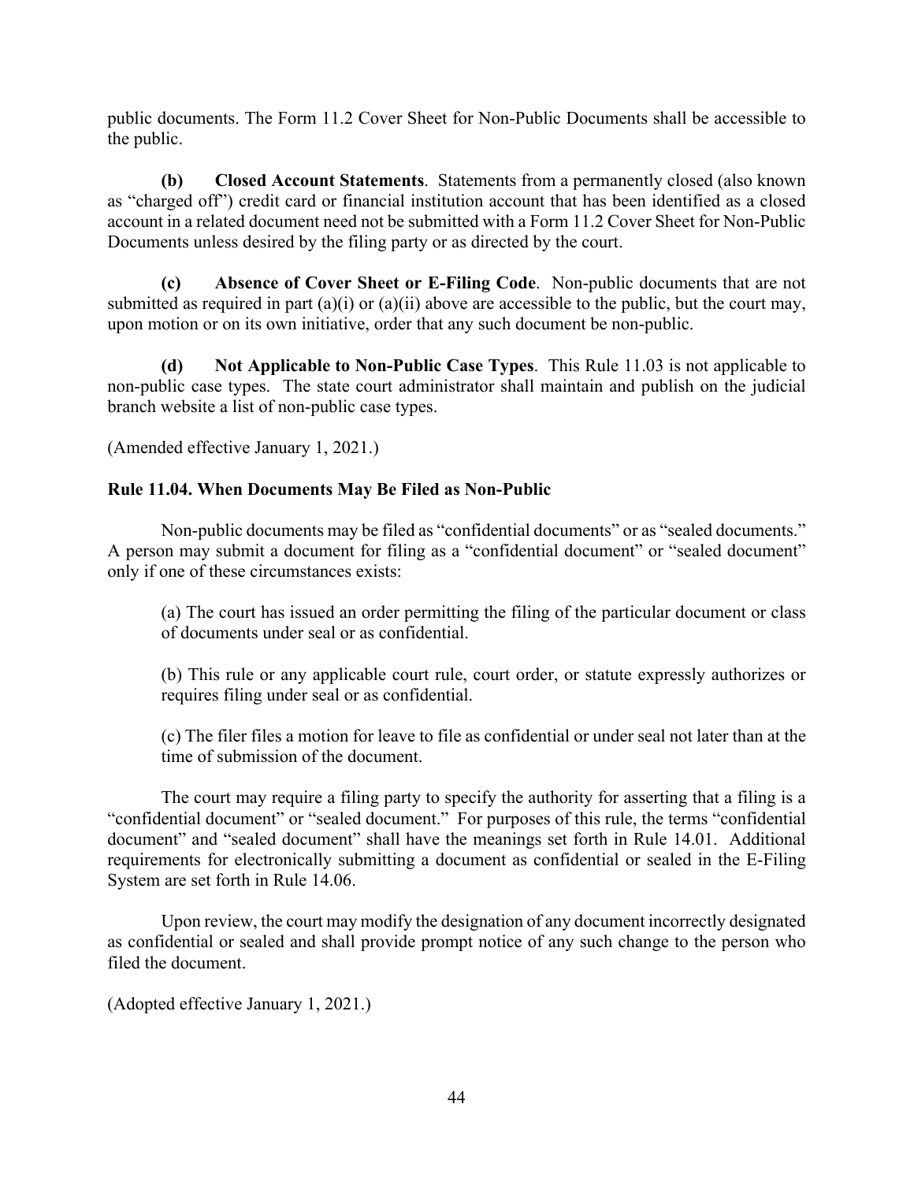public documents. The Form 11.2 Cover Sheet for Non-Public Documents shall be accessible to the public.

**(b) Closed Account Statements**. Statements from a permanently closed (also known as "charged off") credit card or financial institution account that has been identified as a closed account in a related document need not be submitted with a Form 11.2 Cover Sheet for Non-Public Documents unless desired by the filing party or as directed by the court.

**(c) Absence of Cover Sheet or E-Filing Code**. Non-public documents that are not submitted as required in part (a)(i) or (a)(ii) above are accessible to the public, but the court may, upon motion or on its own initiative, order that any such document be non-public.

**(d) Not Applicable to Non-Public Case Types**. This Rule 11.03 is not applicable to non-public case types. The state court administrator shall maintain and publish on the judicial branch website a list of non-public case types.

(Amended effective January 1, 2021.)

**Rule 11.04. When Documents May Be Filed as Non-Public**

Non-public documents may be filed as "confidential documents" or as "sealed documents." A person may submit a document for filing as a "confidential document" or "sealed document" only if one of these circumstances exists:

> (a) The court has issued an order permitting the filing of the particular document or class of documents under seal or as confidential.
>
> (b) This rule or any applicable court rule, court order, or statute expressly authorizes or requires filing under seal or as confidential.
>
> (c) The filer files a motion for leave to file as confidential or under seal not later than at the time of submission of the document.

The court may require a filing party to specify the authority for asserting that a filing is a "confidential document" or "sealed document." For purposes of this rule, the terms "confidential document" and "sealed document" shall have the meanings set forth in Rule 14.01. Additional requirements for electronically submitting a document as confidential or sealed in the E-Filing System are set forth in Rule 14.06.

Upon review, the court may modify the designation of any document incorrectly designated as confidential or sealed and shall provide prompt notice of any such change to the person who filed the document.

(Adopted effective January 1, 2021.)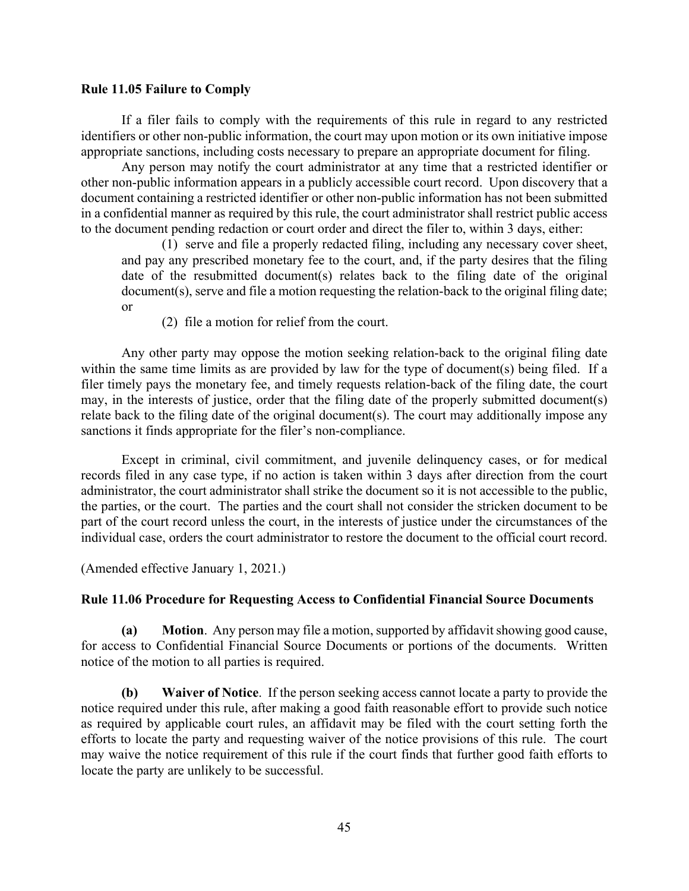**Rule 11.05 Failure to Comply**

If a filer fails to comply with the requirements of this rule in regard to any restricted identifiers or other non-public information, the court may upon motion or its own initiative impose appropriate sanctions, including costs necessary to prepare an appropriate document for filing.

Any person may notify the court administrator at any time that a restricted identifier or other non-public information appears in a publicly accessible court record. Upon discovery that a document containing a restricted identifier or other non-public information has not been submitted in a confidential manner as required by this rule, the court administrator shall restrict public access to the document pending redaction or court order and direct the filer to, within 3 days, either:

> (1) serve and file a properly redacted filing, including any necessary cover sheet, and pay any prescribed monetary fee to the court, and, if the party desires that the filing date of the resubmitted document(s) relates back to the filing date of the original document(s), serve and file a motion requesting the relation-back to the original filing date; or
>
> (2) file a motion for relief from the court.

Any other party may oppose the motion seeking relation-back to the original filing date within the same time limits as are provided by law for the type of document(s) being filed. If a filer timely pays the monetary fee, and timely requests relation-back of the filing date, the court may, in the interests of justice, order that the filing date of the properly submitted document(s) relate back to the filing date of the original document(s). The court may additionally impose any sanctions it finds appropriate for the filer's non-compliance.

Except in criminal, civil commitment, and juvenile delinquency cases, or for medical records filed in any case type, if no action is taken within 3 days after direction from the court administrator, the court administrator shall strike the document so it is not accessible to the public, the parties, or the court. The parties and the court shall not consider the stricken document to be part of the court record unless the court, in the interests of justice under the circumstances of the individual case, orders the court administrator to restore the document to the official court record.

(Amended effective January 1, 2021.)

**Rule 11.06 Procedure for Requesting Access to Confidential Financial Source Documents**

**(a) Motion**. Any person may file a motion, supported by affidavit showing good cause, for access to Confidential Financial Source Documents or portions of the documents. Written notice of the motion to all parties is required.

**(b) Waiver of Notice**. If the person seeking access cannot locate a party to provide the notice required under this rule, after making a good faith reasonable effort to provide such notice as required by applicable court rules, an affidavit may be filed with the court setting forth the efforts to locate the party and requesting waiver of the notice provisions of this rule. The court may waive the notice requirement of this rule if the court finds that further good faith efforts to locate the party are unlikely to be successful.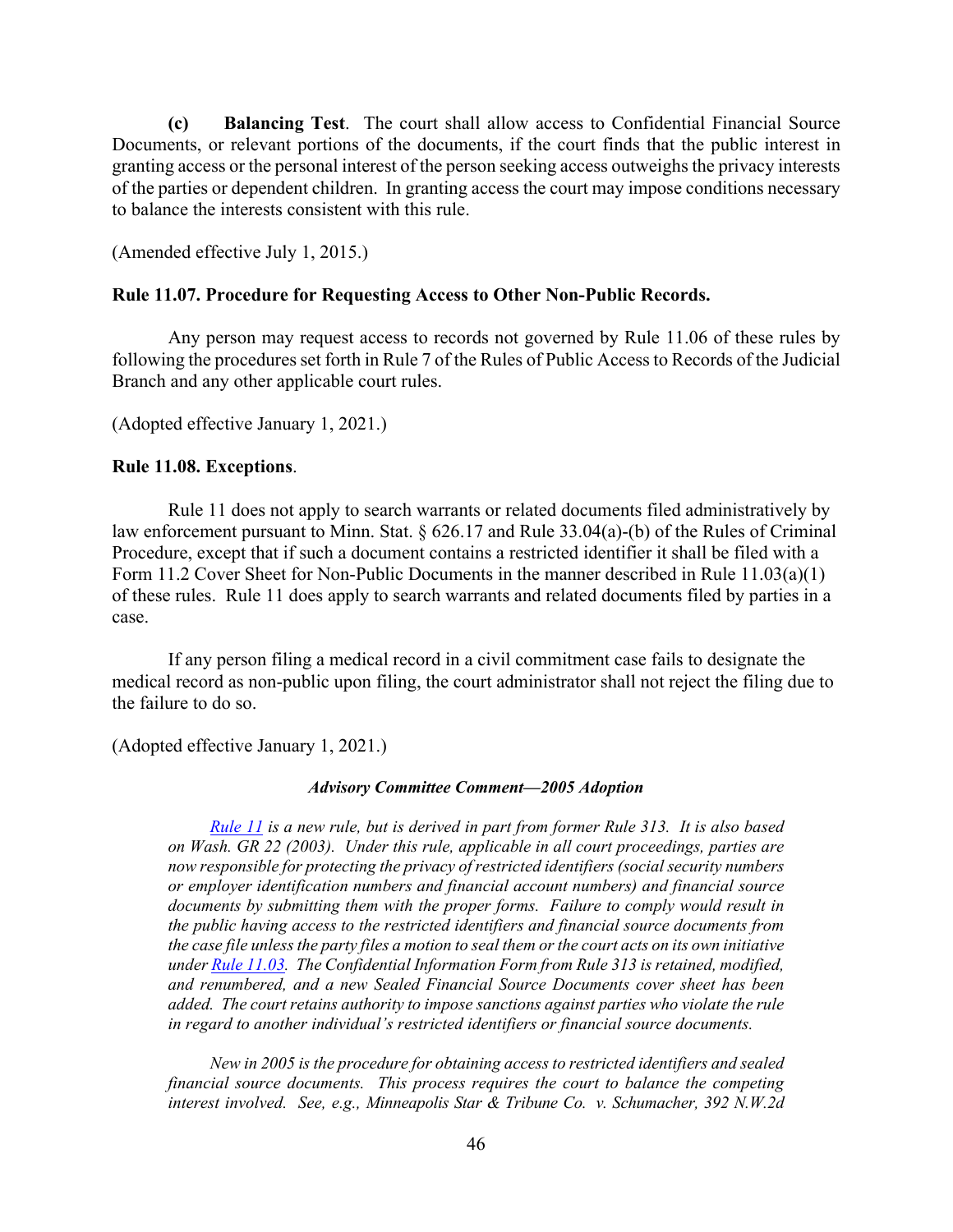**(c) Balancing Test**. The court shall allow access to Confidential Financial Source Documents, or relevant portions of the documents, if the court finds that the public interest in granting access or the personal interest of the person seeking access outweighs the privacy interests of the parties or dependent children. In granting access the court may impose conditions necessary to balance the interests consistent with this rule.

(Amended effective July 1, 2015.)

**Rule 11.07. Procedure for Requesting Access to Other Non-Public Records.**

Any person may request access to records not governed by Rule 11.06 of these rules by following the procedures set forth in Rule 7 of the Rules of Public Access to Records of the Judicial Branch and any other applicable court rules.

(Adopted effective January 1, 2021.)

**Rule 11.08. Exceptions**.

Rule 11 does not apply to search warrants or related documents filed administratively by law enforcement pursuant to Minn. Stat. § 626.17 and Rule 33.04(a)-(b) of the Rules of Criminal Procedure, except that if such a document contains a restricted identifier it shall be filed with a Form 11.2 Cover Sheet for Non-Public Documents in the manner described in Rule 11.03(a)(1) of these rules. Rule 11 does apply to search warrants and related documents filed by parties in a case.

If any person filing a medical record in a civil commitment case fails to designate the medical record as non-public upon filing, the court administrator shall not reject the filing due to the failure to do so.

(Adopted effective January 1, 2021.)

***Advisory Committee Comment—2005 Adoption***

*Rule 11 is a new rule, but is derived in part from former Rule 313. It is also based on Wash. GR 22 (2003). Under this rule, applicable in all court proceedings, parties are now responsible for protecting the privacy of restricted identifiers (social security numbers or employer identification numbers and financial account numbers) and financial source documents by submitting them with the proper forms. Failure to comply would result in the public having access to the restricted identifiers and financial source documents from the case file unless the party files a motion to seal them or the court acts on its own initiative under Rule 11.03. The Confidential Information Form from Rule 313 is retained, modified, and renumbered, and a new Sealed Financial Source Documents cover sheet has been added. The court retains authority to impose sanctions against parties who violate the rule in regard to another individual's restricted identifiers or financial source documents.*

*New in 2005 is the procedure for obtaining access to restricted identifiers and sealed financial source documents. This process requires the court to balance the competing interest involved. See, e.g., Minneapolis Star & Tribune Co. v. Schumacher, 392 N.W.2d*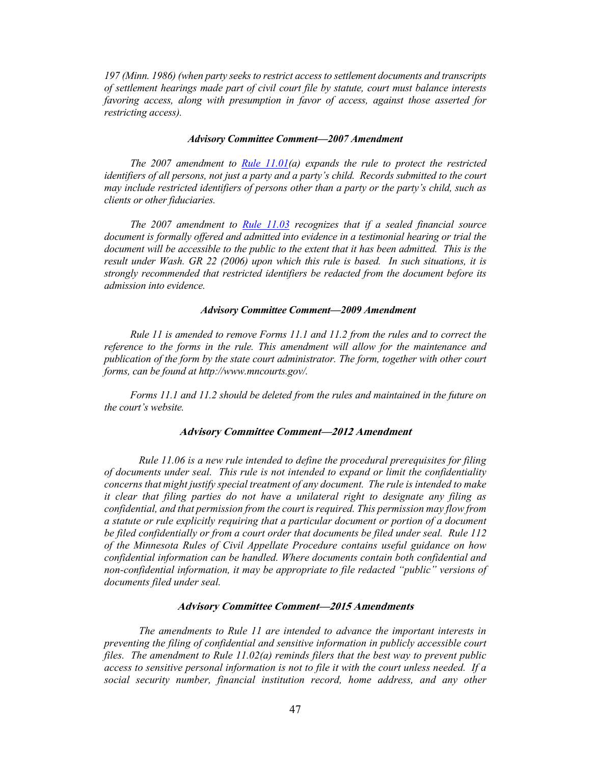*197 (Minn. 1986) (when party seeks to restrict access to settlement documents and transcripts of settlement hearings made part of civil court file by statute, court must balance interests favoring access, along with presumption in favor of access, against those asserted for restricting access).*

### *Advisory Committee Comment—2007 Amendment*

*The 2007 amendment to [Rule 11.01](a) expands the rule to protect the restricted identifiers of all persons, not just a party and a party's child. Records submitted to the court may include restricted identifiers of persons other than a party or the party's child, such as clients or other fiduciaries.*

*The 2007 amendment to [Rule 11.03] recognizes that if a sealed financial source document is formally offered and admitted into evidence in a testimonial hearing or trial the document will be accessible to the public to the extent that it has been admitted. This is the result under Wash. GR 22 (2006) upon which this rule is based. In such situations, it is strongly recommended that restricted identifiers be redacted from the document before its admission into evidence.*

### *Advisory Committee Comment—2009 Amendment*

*Rule 11 is amended to remove Forms 11.1 and 11.2 from the rules and to correct the reference to the forms in the rule. This amendment will allow for the maintenance and publication of the form by the state court administrator. The form, together with other court forms, can be found at http://www.mncourts.gov/.*

*Forms 11.1 and 11.2 should be deleted from the rules and maintained in the future on the court's website.*

### *Advisory Committee Comment—2012 Amendment*

*Rule 11.06 is a new rule intended to define the procedural prerequisites for filing of documents under seal. This rule is not intended to expand or limit the confidentiality concerns that might justify special treatment of any document. The rule is intended to make it clear that filing parties do not have a unilateral right to designate any filing as confidential, and that permission from the court is required. This permission may flow from a statute or rule explicitly requiring that a particular document or portion of a document be filed confidentially or from a court order that documents be filed under seal. Rule 112 of the Minnesota Rules of Civil Appellate Procedure contains useful guidance on how confidential information can be handled. Where documents contain both confidential and non-confidential information, it may be appropriate to file redacted "public" versions of documents filed under seal.*

### *Advisory Committee Comment—2015 Amendments*

*The amendments to Rule 11 are intended to advance the important interests in preventing the filing of confidential and sensitive information in publicly accessible court files. The amendment to Rule 11.02(a) reminds filers that the best way to prevent public access to sensitive personal information is not to file it with the court unless needed. If a social security number, financial institution record, home address, and any other*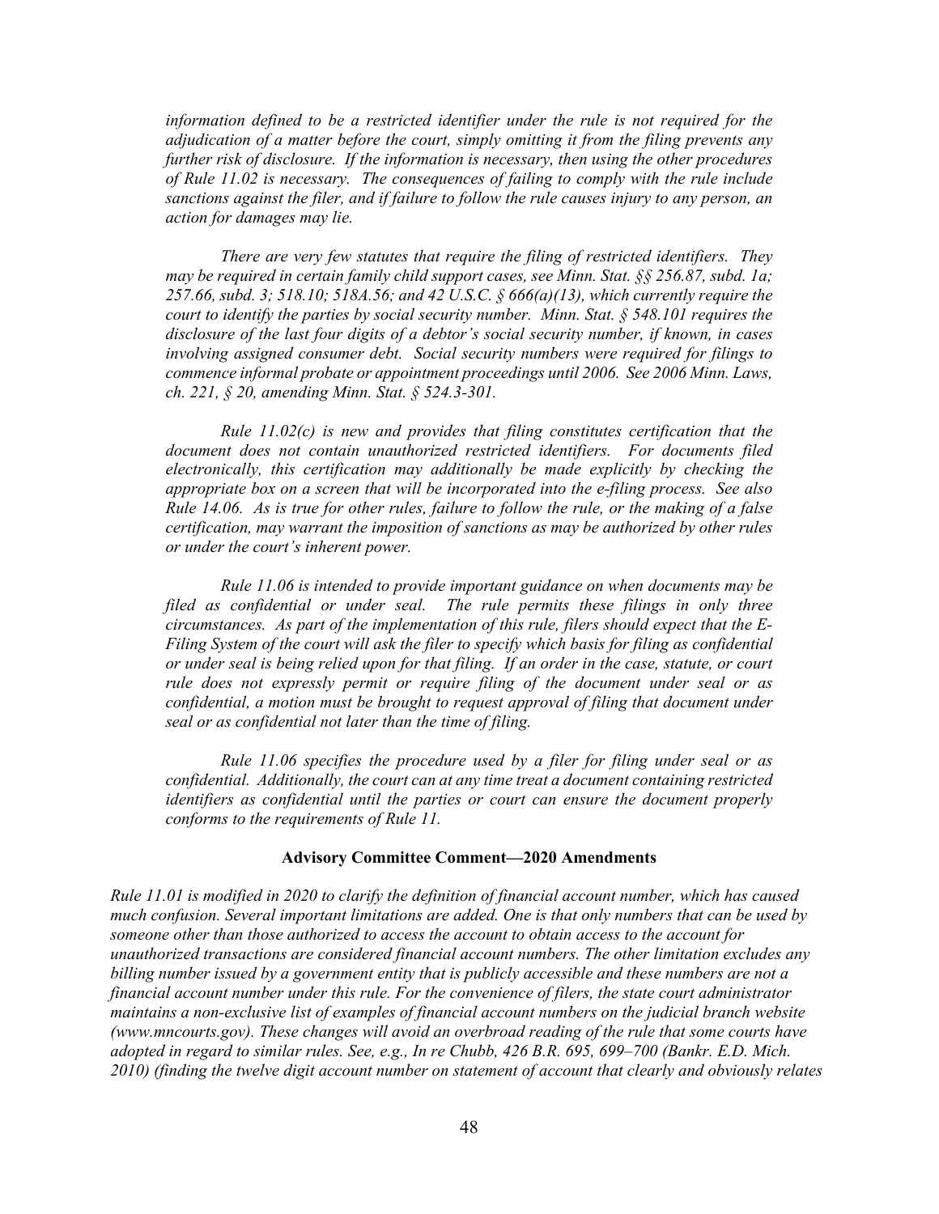*information defined to be a restricted identifier under the rule is not required for the adjudication of a matter before the court, simply omitting it from the filing prevents any further risk of disclosure. If the information is necessary, then using the other procedures of Rule 11.02 is necessary. The consequences of failing to comply with the rule include sanctions against the filer, and if failure to follow the rule causes injury to any person, an action for damages may lie.*

*There are very few statutes that require the filing of restricted identifiers. They may be required in certain family child support cases, see Minn. Stat. §§ 256.87, subd. 1a; 257.66, subd. 3; 518.10; 518A.56; and 42 U.S.C. § 666(a)(13), which currently require the court to identify the parties by social security number. Minn. Stat. § 548.101 requires the disclosure of the last four digits of a debtor's social security number, if known, in cases involving assigned consumer debt. Social security numbers were required for filings to commence informal probate or appointment proceedings until 2006. See 2006 Minn. Laws, ch. 221, § 20, amending Minn. Stat. § 524.3-301.*

*Rule 11.02(c) is new and provides that filing constitutes certification that the document does not contain unauthorized restricted identifiers. For documents filed electronically, this certification may additionally be made explicitly by checking the appropriate box on a screen that will be incorporated into the e-filing process. See also Rule 14.06. As is true for other rules, failure to follow the rule, or the making of a false certification, may warrant the imposition of sanctions as may be authorized by other rules or under the court's inherent power.*

*Rule 11.06 is intended to provide important guidance on when documents may be filed as confidential or under seal. The rule permits these filings in only three circumstances. As part of the implementation of this rule, filers should expect that the E-Filing System of the court will ask the filer to specify which basis for filing as confidential or under seal is being relied upon for that filing. If an order in the case, statute, or court rule does not expressly permit or require filing of the document under seal or as confidential, a motion must be brought to request approval of filing that document under seal or as confidential not later than the time of filing.*

*Rule 11.06 specifies the procedure used by a filer for filing under seal or as confidential. Additionally, the court can at any time treat a document containing restricted identifiers as confidential until the parties or court can ensure the document properly conforms to the requirements of Rule 11.*

**Advisory Committee Comment—2020 Amendments**

*Rule 11.01 is modified in 2020 to clarify the definition of financial account number, which has caused much confusion. Several important limitations are added. One is that only numbers that can be used by someone other than those authorized to access the account to obtain access to the account for unauthorized transactions are considered financial account numbers. The other limitation excludes any billing number issued by a government entity that is publicly accessible and these numbers are not a financial account number under this rule. For the convenience of filers, the state court administrator maintains a non-exclusive list of examples of financial account numbers on the judicial branch website (www.mncourts.gov). These changes will avoid an overbroad reading of the rule that some courts have adopted in regard to similar rules. See, e.g., In re Chubb, 426 B.R. 695, 699–700 (Bankr. E.D. Mich. 2010) (finding the twelve digit account number on statement of account that clearly and obviously relates*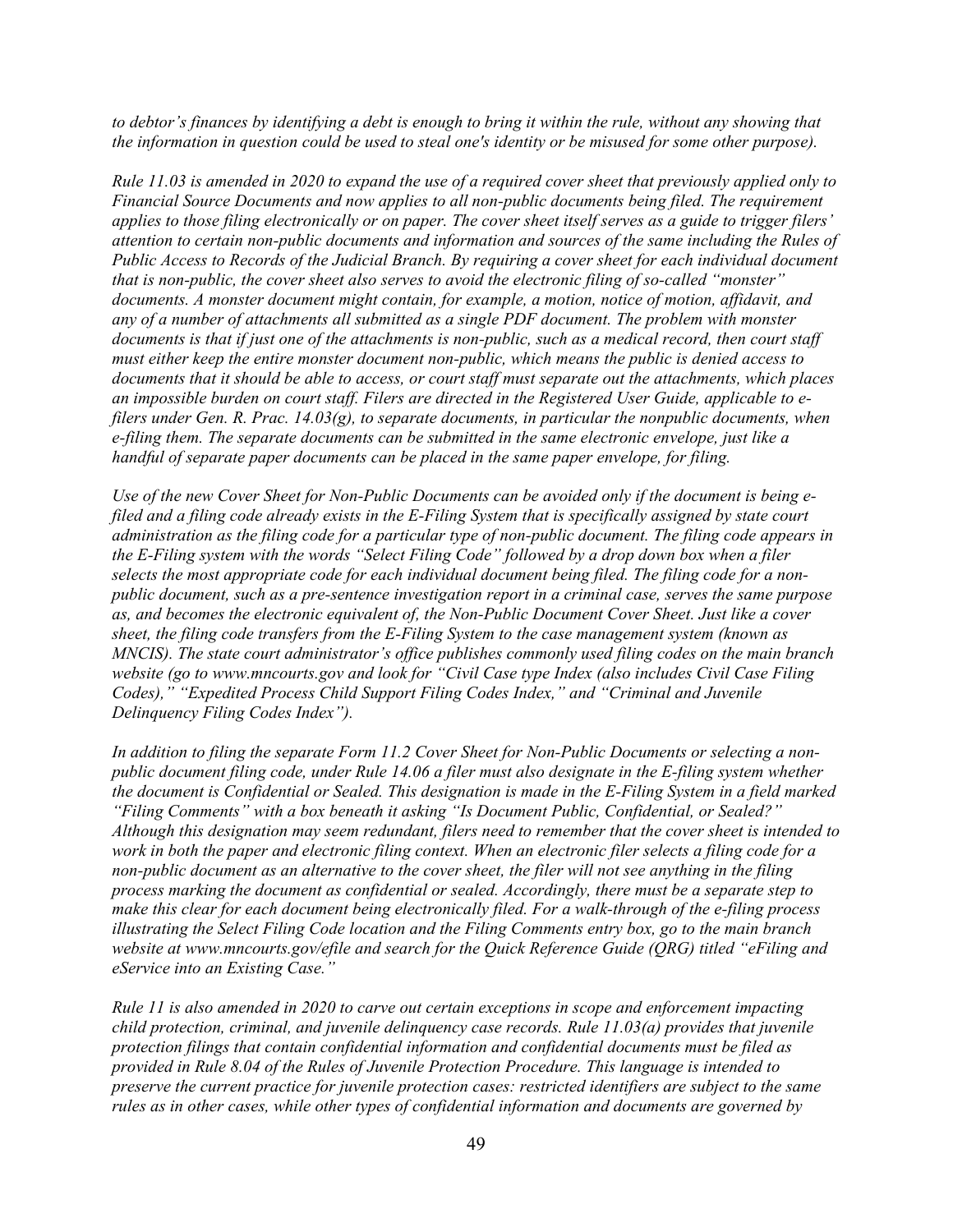*to debtor's finances by identifying a debt is enough to bring it within the rule, without any showing that the information in question could be used to steal one's identity or be misused for some other purpose).*

*Rule 11.03 is amended in 2020 to expand the use of a required cover sheet that previously applied only to Financial Source Documents and now applies to all non-public documents being filed. The requirement applies to those filing electronically or on paper. The cover sheet itself serves as a guide to trigger filers' attention to certain non-public documents and information and sources of the same including the Rules of Public Access to Records of the Judicial Branch. By requiring a cover sheet for each individual document that is non-public, the cover sheet also serves to avoid the electronic filing of so-called "monster" documents. A monster document might contain, for example, a motion, notice of motion, affidavit, and any of a number of attachments all submitted as a single PDF document. The problem with monster documents is that if just one of the attachments is non-public, such as a medical record, then court staff must either keep the entire monster document non-public, which means the public is denied access to documents that it should be able to access, or court staff must separate out the attachments, which places an impossible burden on court staff. Filers are directed in the Registered User Guide, applicable to e-filers under Gen. R. Prac. 14.03(g), to separate documents, in particular the nonpublic documents, when e-filing them. The separate documents can be submitted in the same electronic envelope, just like a handful of separate paper documents can be placed in the same paper envelope, for filing.*

*Use of the new Cover Sheet for Non-Public Documents can be avoided only if the document is being e-filed and a filing code already exists in the E-Filing System that is specifically assigned by state court administration as the filing code for a particular type of non-public document. The filing code appears in the E-Filing system with the words "Select Filing Code" followed by a drop down box when a filer selects the most appropriate code for each individual document being filed. The filing code for a non-public document, such as a pre-sentence investigation report in a criminal case, serves the same purpose as, and becomes the electronic equivalent of, the Non-Public Document Cover Sheet. Just like a cover sheet, the filing code transfers from the E-Filing System to the case management system (known as MNCIS). The state court administrator's office publishes commonly used filing codes on the main branch website (go to www.mncourts.gov and look for "Civil Case type Index (also includes Civil Case Filing Codes)," "Expedited Process Child Support Filing Codes Index," and "Criminal and Juvenile Delinquency Filing Codes Index").*

*In addition to filing the separate Form 11.2 Cover Sheet for Non-Public Documents or selecting a non-public document filing code, under Rule 14.06 a filer must also designate in the E-filing system whether the document is Confidential or Sealed. This designation is made in the E-Filing System in a field marked "Filing Comments" with a box beneath it asking "Is Document Public, Confidential, or Sealed?" Although this designation may seem redundant, filers need to remember that the cover sheet is intended to work in both the paper and electronic filing context. When an electronic filer selects a filing code for a non-public document as an alternative to the cover sheet, the filer will not see anything in the filing process marking the document as confidential or sealed. Accordingly, there must be a separate step to make this clear for each document being electronically filed. For a walk-through of the e-filing process illustrating the Select Filing Code location and the Filing Comments entry box, go to the main branch website at www.mncourts.gov/efile and search for the Quick Reference Guide (QRG) titled "eFiling and eService into an Existing Case."*

*Rule 11 is also amended in 2020 to carve out certain exceptions in scope and enforcement impacting child protection, criminal, and juvenile delinquency case records. Rule 11.03(a) provides that juvenile protection filings that contain confidential information and confidential documents must be filed as provided in Rule 8.04 of the Rules of Juvenile Protection Procedure. This language is intended to preserve the current practice for juvenile protection cases: restricted identifiers are subject to the same rules as in other cases, while other types of confidential information and documents are governed by*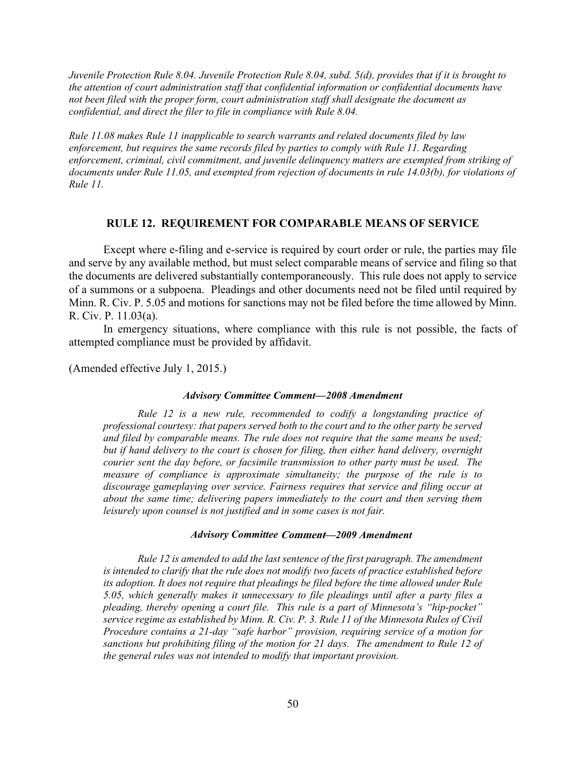*Juvenile Protection Rule 8.04. Juvenile Protection Rule 8.04, subd. 5(d), provides that if it is brought to the attention of court administration staff that confidential information or confidential documents have not been filed with the proper form, court administration staff shall designate the document as confidential, and direct the filer to file in compliance with Rule 8.04.*

*Rule 11.08 makes Rule 11 inapplicable to search warrants and related documents filed by law enforcement, but requires the same records filed by parties to comply with Rule 11. Regarding enforcement, criminal, civil commitment, and juvenile delinquency matters are exempted from striking of documents under Rule 11.05, and exempted from rejection of documents in rule 14.03(b), for violations of Rule 11.*

## RULE 12. REQUIREMENT FOR COMPARABLE MEANS OF SERVICE

Except where e-filing and e-service is required by court order or rule, the parties may file and serve by any available method, but must select comparable means of service and filing so that the documents are delivered substantially contemporaneously. This rule does not apply to service of a summons or a subpoena. Pleadings and other documents need not be filed until required by Minn. R. Civ. P. 5.05 and motions for sanctions may not be filed before the time allowed by Minn. R. Civ. P. 11.03(a).

In emergency situations, where compliance with this rule is not possible, the facts of attempted compliance must be provided by affidavit.

(Amended effective July 1, 2015.)

#### *Advisory Committee Comment—2008 Amendment*

*Rule 12 is a new rule, recommended to codify a longstanding practice of professional courtesy: that papers served both to the court and to the other party be served and filed by comparable means. The rule does not require that the same means be used; but if hand delivery to the court is chosen for filing, then either hand delivery, overnight courier sent the day before, or facsimile transmission to other party must be used. The measure of compliance is approximate simultaneity; the purpose of the rule is to discourage gameplaying over service. Fairness requires that service and filing occur at about the same time; delivering papers immediately to the court and then serving them leisurely upon counsel is not justified and in some cases is not fair.*

#### *Advisory Committee Comment—2009 Amendment*

*Rule 12 is amended to add the last sentence of the first paragraph. The amendment is intended to clarify that the rule does not modify two facets of practice established before its adoption. It does not require that pleadings be filed before the time allowed under Rule 5.05, which generally makes it unnecessary to file pleadings until after a party files a pleading, thereby opening a court file. This rule is a part of Minnesota's "hip-pocket" service regime as established by Minn. R. Civ. P. 3. Rule 11 of the Minnesota Rules of Civil Procedure contains a 21-day "safe harbor" provision, requiring service of a motion for sanctions but prohibiting filing of the motion for 21 days. The amendment to Rule 12 of the general rules was not intended to modify that important provision.*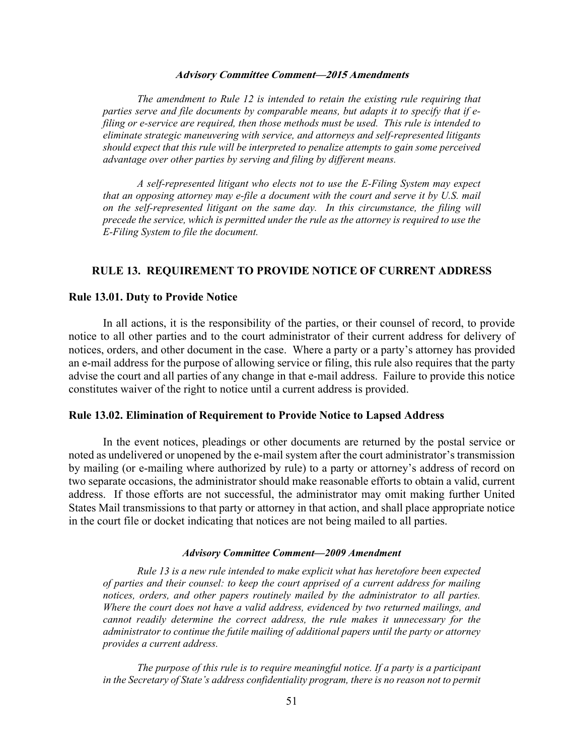***Advisory Committee Comment—2015 Amendments***

*The amendment to Rule 12 is intended to retain the existing rule requiring that parties serve and file documents by comparable means, but adapts it to specify that if e-filing or e-service are required, then those methods must be used. This rule is intended to eliminate strategic maneuvering with service, and attorneys and self-represented litigants should expect that this rule will be interpreted to penalize attempts to gain some perceived advantage over other parties by serving and filing by different means.*

*A self-represented litigant who elects not to use the E-Filing System may expect that an opposing attorney may e-file a document with the court and serve it by U.S. mail on the self-represented litigant on the same day. In this circumstance, the filing will precede the service, which is permitted under the rule as the attorney is required to use the E-Filing System to file the document.*

## RULE 13. REQUIREMENT TO PROVIDE NOTICE OF CURRENT ADDRESS

### Rule 13.01. Duty to Provide Notice

In all actions, it is the responsibility of the parties, or their counsel of record, to provide notice to all other parties and to the court administrator of their current address for delivery of notices, orders, and other document in the case. Where a party or a party's attorney has provided an e-mail address for the purpose of allowing service or filing, this rule also requires that the party advise the court and all parties of any change in that e-mail address. Failure to provide this notice constitutes waiver of the right to notice until a current address is provided.

### Rule 13.02. Elimination of Requirement to Provide Notice to Lapsed Address

In the event notices, pleadings or other documents are returned by the postal service or noted as undelivered or unopened by the e-mail system after the court administrator's transmission by mailing (or e-mailing where authorized by rule) to a party or attorney's address of record on two separate occasions, the administrator should make reasonable efforts to obtain a valid, current address. If those efforts are not successful, the administrator may omit making further United States Mail transmissions to that party or attorney in that action, and shall place appropriate notice in the court file or docket indicating that notices are not being mailed to all parties.

***Advisory Committee Comment—2009 Amendment***

*Rule 13 is a new rule intended to make explicit what has heretofore been expected of parties and their counsel: to keep the court apprised of a current address for mailing notices, orders, and other papers routinely mailed by the administrator to all parties. Where the court does not have a valid address, evidenced by two returned mailings, and cannot readily determine the correct address, the rule makes it unnecessary for the administrator to continue the futile mailing of additional papers until the party or attorney provides a current address.*

*The purpose of this rule is to require meaningful notice. If a party is a participant in the Secretary of State's address confidentiality program, there is no reason not to permit*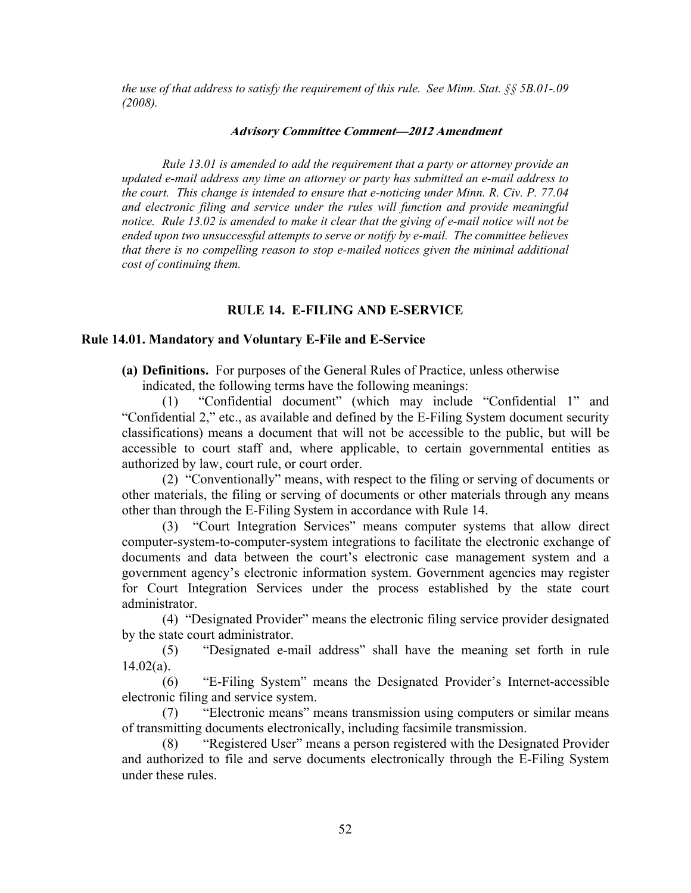*the use of that address to satisfy the requirement of this rule. See Minn. Stat. §§ 5B.01-.09 (2008).*

#### *Advisory Committee Comment—2012 Amendment*

*Rule 13.01 is amended to add the requirement that a party or attorney provide an updated e-mail address any time an attorney or party has submitted an e-mail address to the court. This change is intended to ensure that e-noticing under Minn. R. Civ. P. 77.04 and electronic filing and service under the rules will function and provide meaningful notice. Rule 13.02 is amended to make it clear that the giving of e-mail notice will not be ended upon two unsuccessful attempts to serve or notify by e-mail. The committee believes that there is no compelling reason to stop e-mailed notices given the minimal additional cost of continuing them.*

## RULE 14. E-FILING AND E-SERVICE

### Rule 14.01. Mandatory and Voluntary E-File and E-Service

**(a) Definitions.** For purposes of the General Rules of Practice, unless otherwise indicated, the following terms have the following meanings:

(1) "Confidential document" (which may include "Confidential 1" and "Confidential 2," etc., as available and defined by the E-Filing System document security classifications) means a document that will not be accessible to the public, but will be accessible to court staff and, where applicable, to certain governmental entities as authorized by law, court rule, or court order.

(2) "Conventionally" means, with respect to the filing or serving of documents or other materials, the filing or serving of documents or other materials through any means other than through the E-Filing System in accordance with Rule 14.

(3) "Court Integration Services" means computer systems that allow direct computer-system-to-computer-system integrations to facilitate the electronic exchange of documents and data between the court's electronic case management system and a government agency's electronic information system. Government agencies may register for Court Integration Services under the process established by the state court administrator.

(4) "Designated Provider" means the electronic filing service provider designated by the state court administrator.

(5) "Designated e-mail address" shall have the meaning set forth in rule 14.02(a).

(6) "E-Filing System" means the Designated Provider's Internet-accessible electronic filing and service system.

(7) "Electronic means" means transmission using computers or similar means of transmitting documents electronically, including facsimile transmission.

(8) "Registered User" means a person registered with the Designated Provider and authorized to file and serve documents electronically through the E-Filing System under these rules.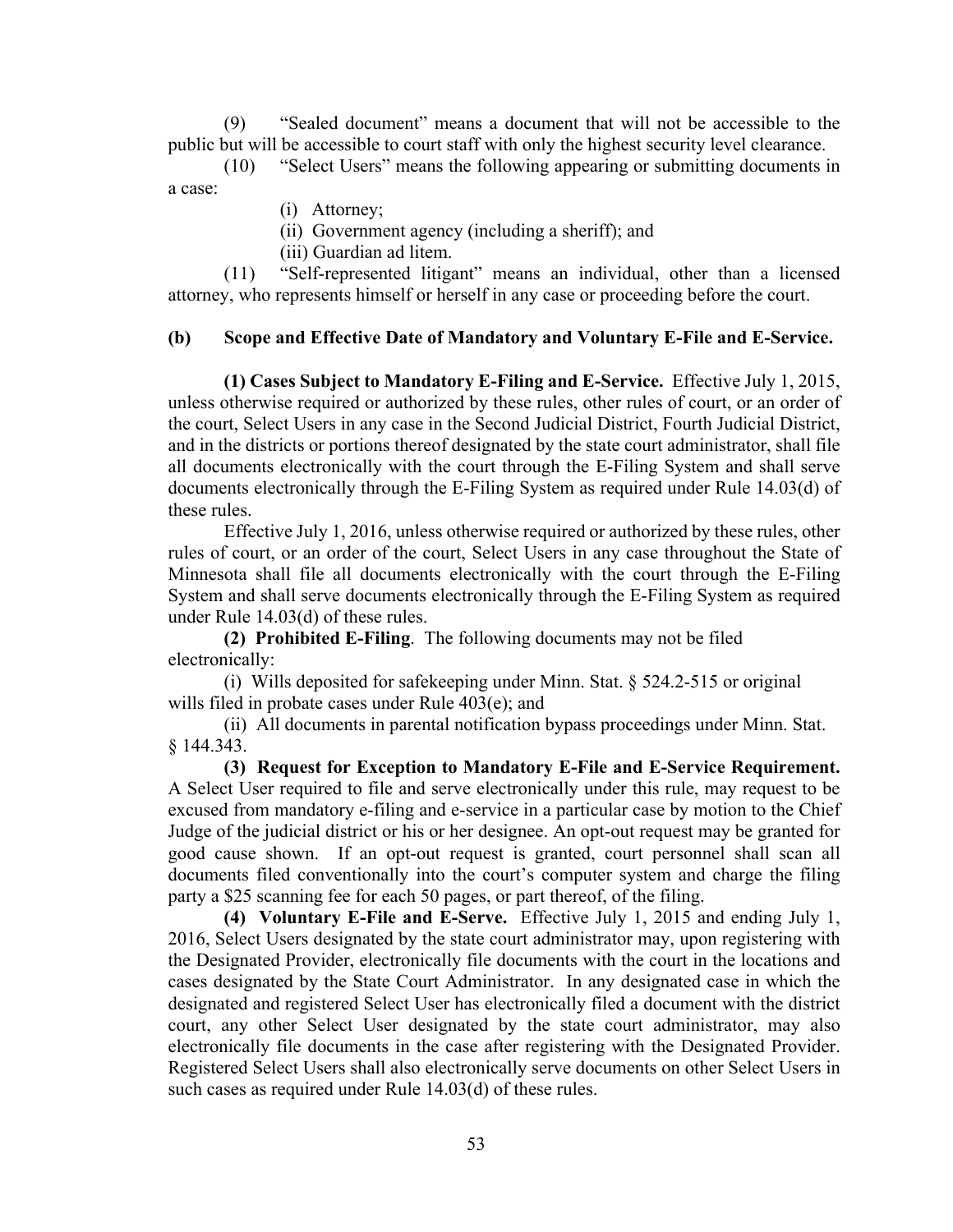(9) "Sealed document" means a document that will not be accessible to the public but will be accessible to court staff with only the highest security level clearance.

(10) "Select Users" means the following appearing or submitting documents in a case:

(i) Attorney;

(ii) Government agency (including a sheriff); and

(iii) Guardian ad litem.

(11) "Self-represented litigant" means an individual, other than a licensed attorney, who represents himself or herself in any case or proceeding before the court.

**(b) Scope and Effective Date of Mandatory and Voluntary E-File and E-Service.**

**(1) Cases Subject to Mandatory E-Filing and E-Service.** Effective July 1, 2015, unless otherwise required or authorized by these rules, other rules of court, or an order of the court, Select Users in any case in the Second Judicial District, Fourth Judicial District, and in the districts or portions thereof designated by the state court administrator, shall file all documents electronically with the court through the E-Filing System and shall serve documents electronically through the E-Filing System as required under Rule 14.03(d) of these rules.

Effective July 1, 2016, unless otherwise required or authorized by these rules, other rules of court, or an order of the court, Select Users in any case throughout the State of Minnesota shall file all documents electronically with the court through the E-Filing System and shall serve documents electronically through the E-Filing System as required under Rule 14.03(d) of these rules.

**(2) Prohibited E-Filing**. The following documents may not be filed electronically:

(i) Wills deposited for safekeeping under Minn. Stat. § 524.2-515 or original wills filed in probate cases under Rule 403(e); and

(ii) All documents in parental notification bypass proceedings under Minn. Stat. § 144.343.

**(3) Request for Exception to Mandatory E-File and E-Service Requirement.** A Select User required to file and serve electronically under this rule, may request to be excused from mandatory e-filing and e-service in a particular case by motion to the Chief Judge of the judicial district or his or her designee. An opt-out request may be granted for good cause shown. If an opt-out request is granted, court personnel shall scan all documents filed conventionally into the court's computer system and charge the filing party a $25 scanning fee for each 50 pages, or part thereof, of the filing.

**(4) Voluntary E-File and E-Serve.** Effective July 1, 2015 and ending July 1, 2016, Select Users designated by the state court administrator may, upon registering with the Designated Provider, electronically file documents with the court in the locations and cases designated by the State Court Administrator. In any designated case in which the designated and registered Select User has electronically filed a document with the district court, any other Select User designated by the state court administrator, may also electronically file documents in the case after registering with the Designated Provider. Registered Select Users shall also electronically serve documents on other Select Users in such cases as required under Rule 14.03(d) of these rules.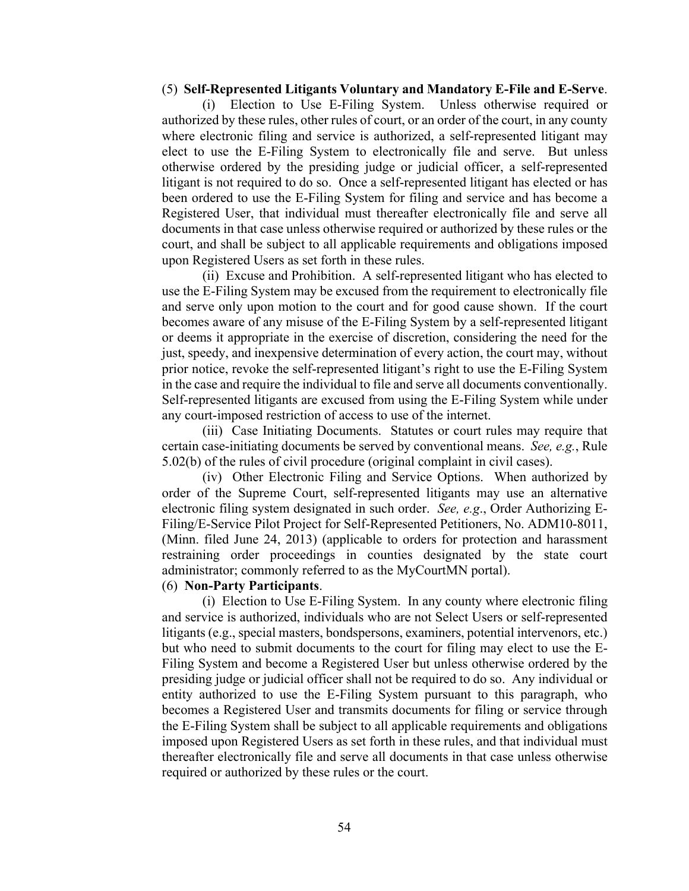(5) **Self-Represented Litigants Voluntary and Mandatory E-File and E-Serve**.

(i) Election to Use E-Filing System. Unless otherwise required or authorized by these rules, other rules of court, or an order of the court, in any county where electronic filing and service is authorized, a self-represented litigant may elect to use the E-Filing System to electronically file and serve. But unless otherwise ordered by the presiding judge or judicial officer, a self-represented litigant is not required to do so. Once a self-represented litigant has elected or has been ordered to use the E-Filing System for filing and service and has become a Registered User, that individual must thereafter electronically file and serve all documents in that case unless otherwise required or authorized by these rules or the court, and shall be subject to all applicable requirements and obligations imposed upon Registered Users as set forth in these rules.

(ii) Excuse and Prohibition. A self-represented litigant who has elected to use the E-Filing System may be excused from the requirement to electronically file and serve only upon motion to the court and for good cause shown. If the court becomes aware of any misuse of the E-Filing System by a self-represented litigant or deems it appropriate in the exercise of discretion, considering the need for the just, speedy, and inexpensive determination of every action, the court may, without prior notice, revoke the self-represented litigant's right to use the E-Filing System in the case and require the individual to file and serve all documents conventionally. Self-represented litigants are excused from using the E-Filing System while under any court-imposed restriction of access to use of the internet.

(iii) Case Initiating Documents. Statutes or court rules may require that certain case-initiating documents be served by conventional means. *See, e.g.*, Rule 5.02(b) of the rules of civil procedure (original complaint in civil cases).

(iv) Other Electronic Filing and Service Options. When authorized by order of the Supreme Court, self-represented litigants may use an alternative electronic filing system designated in such order. *See, e.g*., Order Authorizing E-Filing/E-Service Pilot Project for Self-Represented Petitioners, No. ADM10-8011, (Minn. filed June 24, 2013) (applicable to orders for protection and harassment restraining order proceedings in counties designated by the state court administrator; commonly referred to as the MyCourtMN portal).

(6) **Non-Party Participants**.

(i) Election to Use E-Filing System. In any county where electronic filing and service is authorized, individuals who are not Select Users or self-represented litigants (e.g., special masters, bondspersons, examiners, potential intervenors, etc.) but who need to submit documents to the court for filing may elect to use the E-Filing System and become a Registered User but unless otherwise ordered by the presiding judge or judicial officer shall not be required to do so. Any individual or entity authorized to use the E-Filing System pursuant to this paragraph, who becomes a Registered User and transmits documents for filing or service through the E-Filing System shall be subject to all applicable requirements and obligations imposed upon Registered Users as set forth in these rules, and that individual must thereafter electronically file and serve all documents in that case unless otherwise required or authorized by these rules or the court.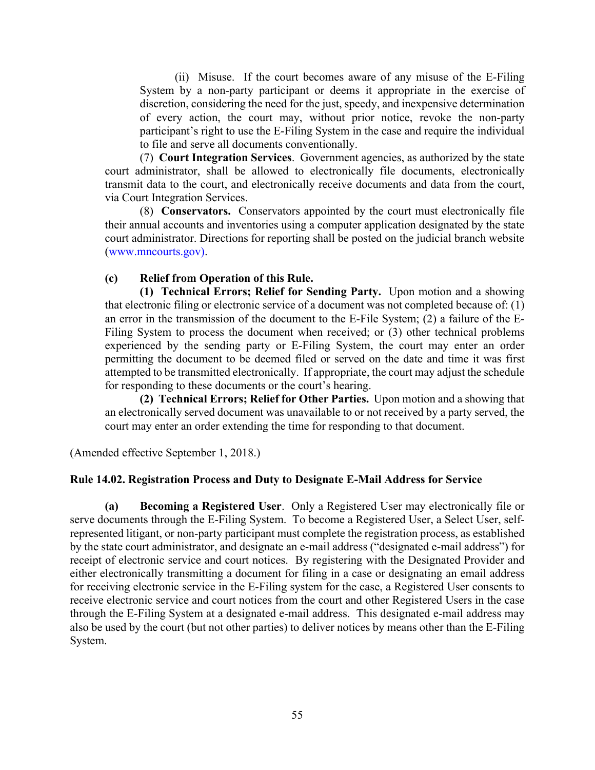(ii) Misuse. If the court becomes aware of any misuse of the E-Filing System by a non-party participant or deems it appropriate in the exercise of discretion, considering the need for the just, speedy, and inexpensive determination of every action, the court may, without prior notice, revoke the non-party participant's right to use the E-Filing System in the case and require the individual to file and serve all documents conventionally.

(7) **Court Integration Services**. Government agencies, as authorized by the state court administrator, shall be allowed to electronically file documents, electronically transmit data to the court, and electronically receive documents and data from the court, via Court Integration Services.

(8) **Conservators.** Conservators appointed by the court must electronically file their annual accounts and inventories using a computer application designated by the state court administrator. Directions for reporting shall be posted on the judicial branch website (www.mncourts.gov).

**(c) Relief from Operation of this Rule.**

**(1) Technical Errors; Relief for Sending Party.** Upon motion and a showing that electronic filing or electronic service of a document was not completed because of: (1) an error in the transmission of the document to the E-File System; (2) a failure of the E-Filing System to process the document when received; or (3) other technical problems experienced by the sending party or E-Filing System, the court may enter an order permitting the document to be deemed filed or served on the date and time it was first attempted to be transmitted electronically. If appropriate, the court may adjust the schedule for responding to these documents or the court's hearing.

**(2) Technical Errors; Relief for Other Parties.** Upon motion and a showing that an electronically served document was unavailable to or not received by a party served, the court may enter an order extending the time for responding to that document.

(Amended effective September 1, 2018.)

### Rule 14.02. Registration Process and Duty to Designate E-Mail Address for Service

**(a) Becoming a Registered User**. Only a Registered User may electronically file or serve documents through the E-Filing System. To become a Registered User, a Select User, self-represented litigant, or non-party participant must complete the registration process, as established by the state court administrator, and designate an e-mail address ("designated e-mail address") for receipt of electronic service and court notices. By registering with the Designated Provider and either electronically transmitting a document for filing in a case or designating an email address for receiving electronic service in the E-Filing system for the case, a Registered User consents to receive electronic service and court notices from the court and other Registered Users in the case through the E-Filing System at a designated e-mail address. This designated e-mail address may also be used by the court (but not other parties) to deliver notices by means other than the E-Filing System.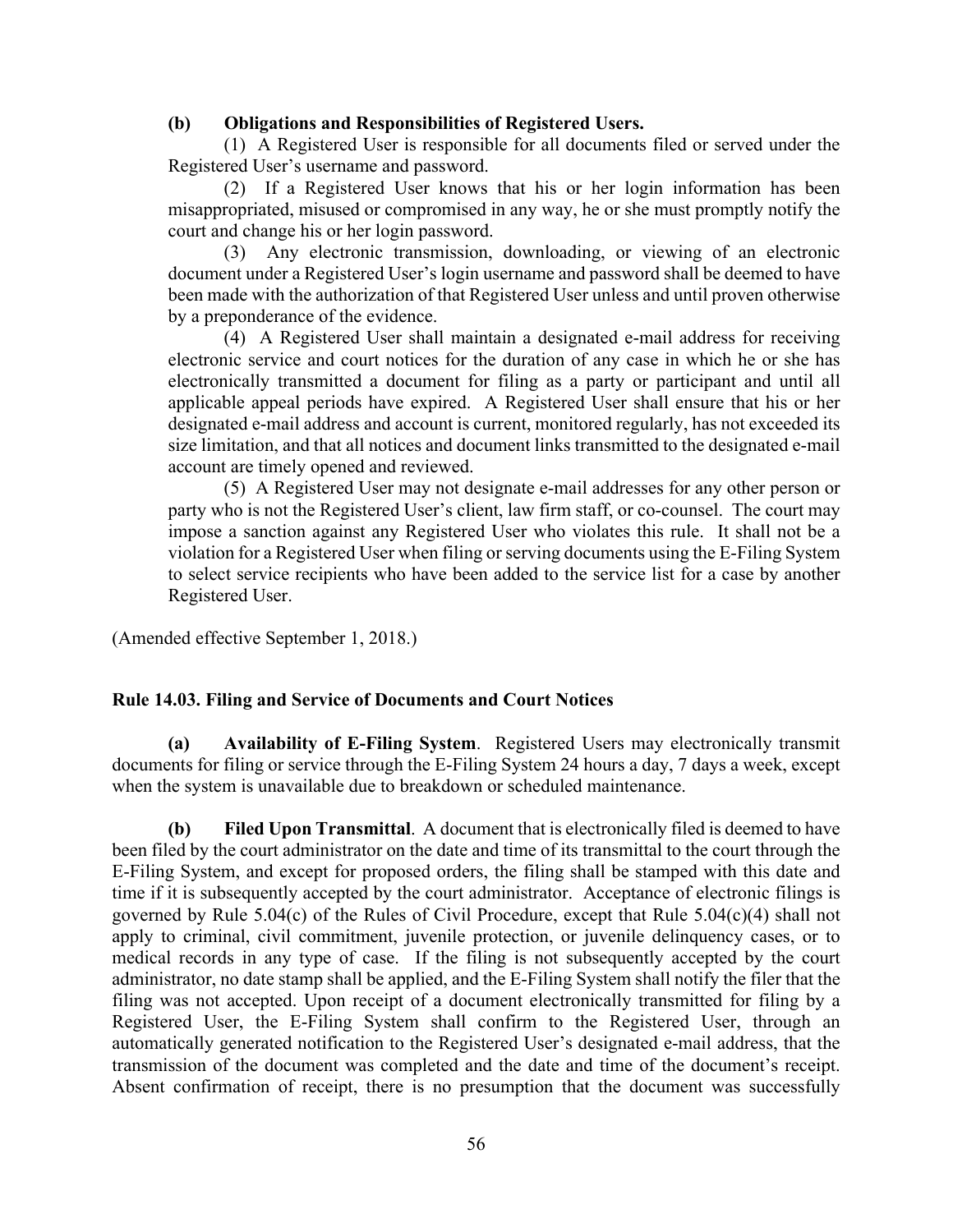**(b) Obligations and Responsibilities of Registered Users.**

(1) A Registered User is responsible for all documents filed or served under the Registered User's username and password.

(2) If a Registered User knows that his or her login information has been misappropriated, misused or compromised in any way, he or she must promptly notify the court and change his or her login password.

(3) Any electronic transmission, downloading, or viewing of an electronic document under a Registered User's login username and password shall be deemed to have been made with the authorization of that Registered User unless and until proven otherwise by a preponderance of the evidence.

(4) A Registered User shall maintain a designated e-mail address for receiving electronic service and court notices for the duration of any case in which he or she has electronically transmitted a document for filing as a party or participant and until all applicable appeal periods have expired. A Registered User shall ensure that his or her designated e-mail address and account is current, monitored regularly, has not exceeded its size limitation, and that all notices and document links transmitted to the designated e-mail account are timely opened and reviewed.

(5) A Registered User may not designate e-mail addresses for any other person or party who is not the Registered User's client, law firm staff, or co-counsel. The court may impose a sanction against any Registered User who violates this rule. It shall not be a violation for a Registered User when filing or serving documents using the E-Filing System to select service recipients who have been added to the service list for a case by another Registered User.

(Amended effective September 1, 2018.)

### Rule 14.03. Filing and Service of Documents and Court Notices

**(a) Availability of E-Filing System**. Registered Users may electronically transmit documents for filing or service through the E-Filing System 24 hours a day, 7 days a week, except when the system is unavailable due to breakdown or scheduled maintenance.

**(b) Filed Upon Transmittal**. A document that is electronically filed is deemed to have been filed by the court administrator on the date and time of its transmittal to the court through the E-Filing System, and except for proposed orders, the filing shall be stamped with this date and time if it is subsequently accepted by the court administrator. Acceptance of electronic filings is governed by Rule 5.04(c) of the Rules of Civil Procedure, except that Rule 5.04(c)(4) shall not apply to criminal, civil commitment, juvenile protection, or juvenile delinquency cases, or to medical records in any type of case. If the filing is not subsequently accepted by the court administrator, no date stamp shall be applied, and the E-Filing System shall notify the filer that the filing was not accepted. Upon receipt of a document electronically transmitted for filing by a Registered User, the E-Filing System shall confirm to the Registered User, through an automatically generated notification to the Registered User's designated e-mail address, that the transmission of the document was completed and the date and time of the document's receipt. Absent confirmation of receipt, there is no presumption that the document was successfully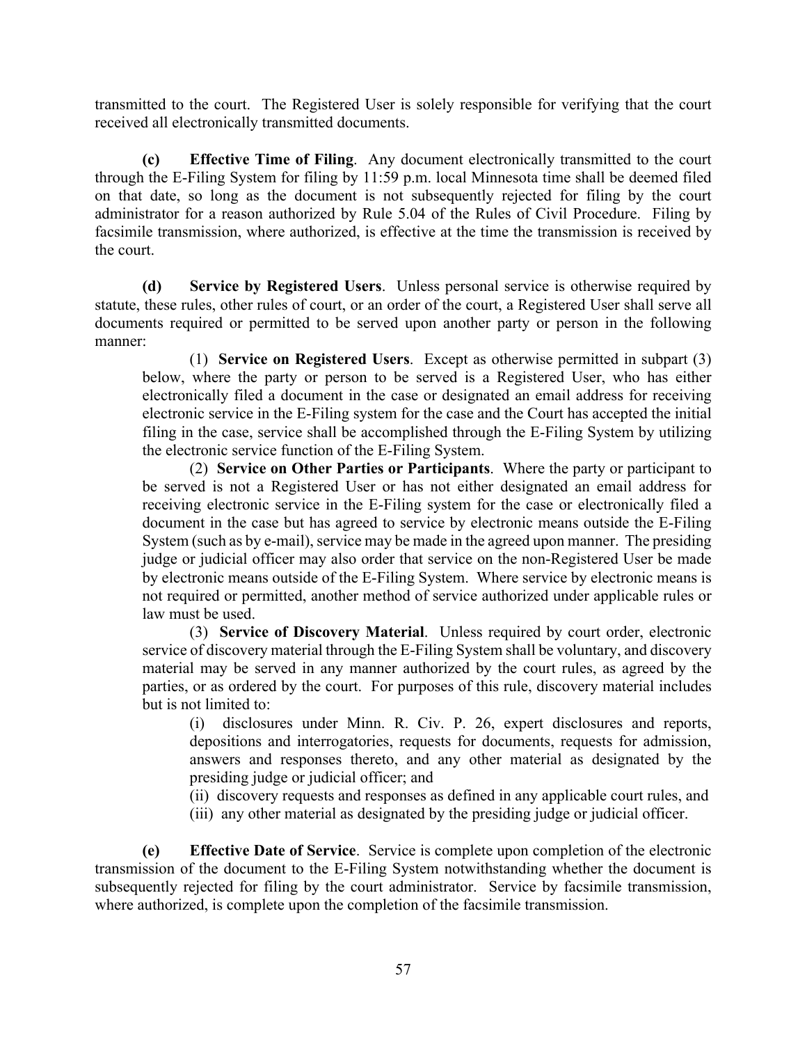transmitted to the court. The Registered User is solely responsible for verifying that the court received all electronically transmitted documents.

**(c) Effective Time of Filing**. Any document electronically transmitted to the court through the E-Filing System for filing by 11:59 p.m. local Minnesota time shall be deemed filed on that date, so long as the document is not subsequently rejected for filing by the court administrator for a reason authorized by Rule 5.04 of the Rules of Civil Procedure. Filing by facsimile transmission, where authorized, is effective at the time the transmission is received by the court.

**(d) Service by Registered Users**. Unless personal service is otherwise required by statute, these rules, other rules of court, or an order of the court, a Registered User shall serve all documents required or permitted to be served upon another party or person in the following manner:

(1) **Service on Registered Users**. Except as otherwise permitted in subpart (3) below, where the party or person to be served is a Registered User, who has either electronically filed a document in the case or designated an email address for receiving electronic service in the E-Filing system for the case and the Court has accepted the initial filing in the case, service shall be accomplished through the E-Filing System by utilizing the electronic service function of the E-Filing System.

(2) **Service on Other Parties or Participants**. Where the party or participant to be served is not a Registered User or has not either designated an email address for receiving electronic service in the E-Filing system for the case or electronically filed a document in the case but has agreed to service by electronic means outside the E-Filing System (such as by e-mail), service may be made in the agreed upon manner. The presiding judge or judicial officer may also order that service on the non-Registered User be made by electronic means outside of the E-Filing System. Where service by electronic means is not required or permitted, another method of service authorized under applicable rules or law must be used.

(3) **Service of Discovery Material**. Unless required by court order, electronic service of discovery material through the E-Filing System shall be voluntary, and discovery material may be served in any manner authorized by the court rules, as agreed by the parties, or as ordered by the court. For purposes of this rule, discovery material includes but is not limited to:

(i) disclosures under Minn. R. Civ. P. 26, expert disclosures and reports, depositions and interrogatories, requests for documents, requests for admission, answers and responses thereto, and any other material as designated by the presiding judge or judicial officer; and

(ii) discovery requests and responses as defined in any applicable court rules, and

(iii) any other material as designated by the presiding judge or judicial officer.

**(e) Effective Date of Service**. Service is complete upon completion of the electronic transmission of the document to the E-Filing System notwithstanding whether the document is subsequently rejected for filing by the court administrator. Service by facsimile transmission, where authorized, is complete upon the completion of the facsimile transmission.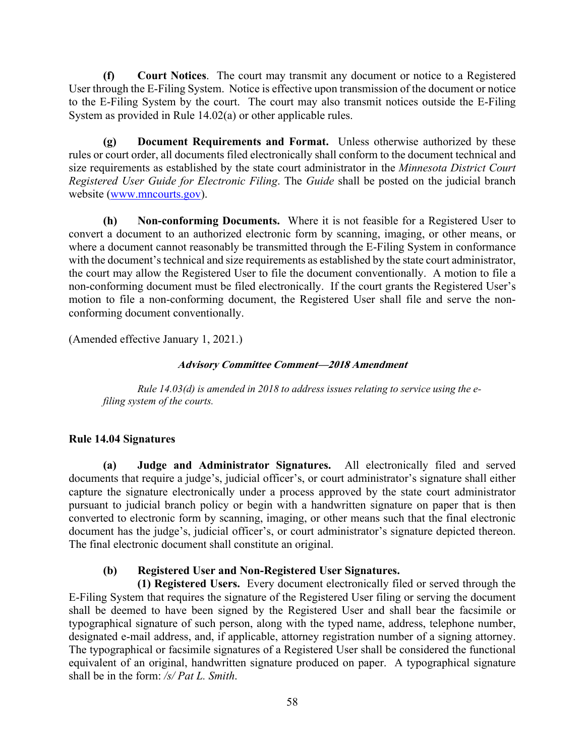**(f) Court Notices**. The court may transmit any document or notice to a Registered User through the E-Filing System. Notice is effective upon transmission of the document or notice to the E-Filing System by the court. The court may also transmit notices outside the E-Filing System as provided in Rule 14.02(a) or other applicable rules.

**(g) Document Requirements and Format.** Unless otherwise authorized by these rules or court order, all documents filed electronically shall conform to the document technical and size requirements as established by the state court administrator in the *Minnesota District Court Registered User Guide for Electronic Filing*. The *Guide* shall be posted on the judicial branch website (www.mncourts.gov).

**(h) Non-conforming Documents.** Where it is not feasible for a Registered User to convert a document to an authorized electronic form by scanning, imaging, or other means, or where a document cannot reasonably be transmitted through the E-Filing System in conformance with the document's technical and size requirements as established by the state court administrator, the court may allow the Registered User to file the document conventionally. A motion to file a non-conforming document must be filed electronically. If the court grants the Registered User's motion to file a non-conforming document, the Registered User shall file and serve the non-conforming document conventionally.

(Amended effective January 1, 2021.)

***Advisory Committee Comment—2018 Amendment***

*Rule 14.03(d) is amended in 2018 to address issues relating to service using the e-filing system of the courts.*

### Rule 14.04 Signatures

**(a) Judge and Administrator Signatures.** All electronically filed and served documents that require a judge's, judicial officer's, or court administrator's signature shall either capture the signature electronically under a process approved by the state court administrator pursuant to judicial branch policy or begin with a handwritten signature on paper that is then converted to electronic form by scanning, imaging, or other means such that the final electronic document has the judge's, judicial officer's, or court administrator's signature depicted thereon. The final electronic document shall constitute an original.

**(b) Registered User and Non-Registered User Signatures.**

**(1) Registered Users.** Every document electronically filed or served through the E-Filing System that requires the signature of the Registered User filing or serving the document shall be deemed to have been signed by the Registered User and shall bear the facsimile or typographical signature of such person, along with the typed name, address, telephone number, designated e-mail address, and, if applicable, attorney registration number of a signing attorney. The typographical or facsimile signatures of a Registered User shall be considered the functional equivalent of an original, handwritten signature produced on paper. A typographical signature shall be in the form: */s/ Pat L. Smith*.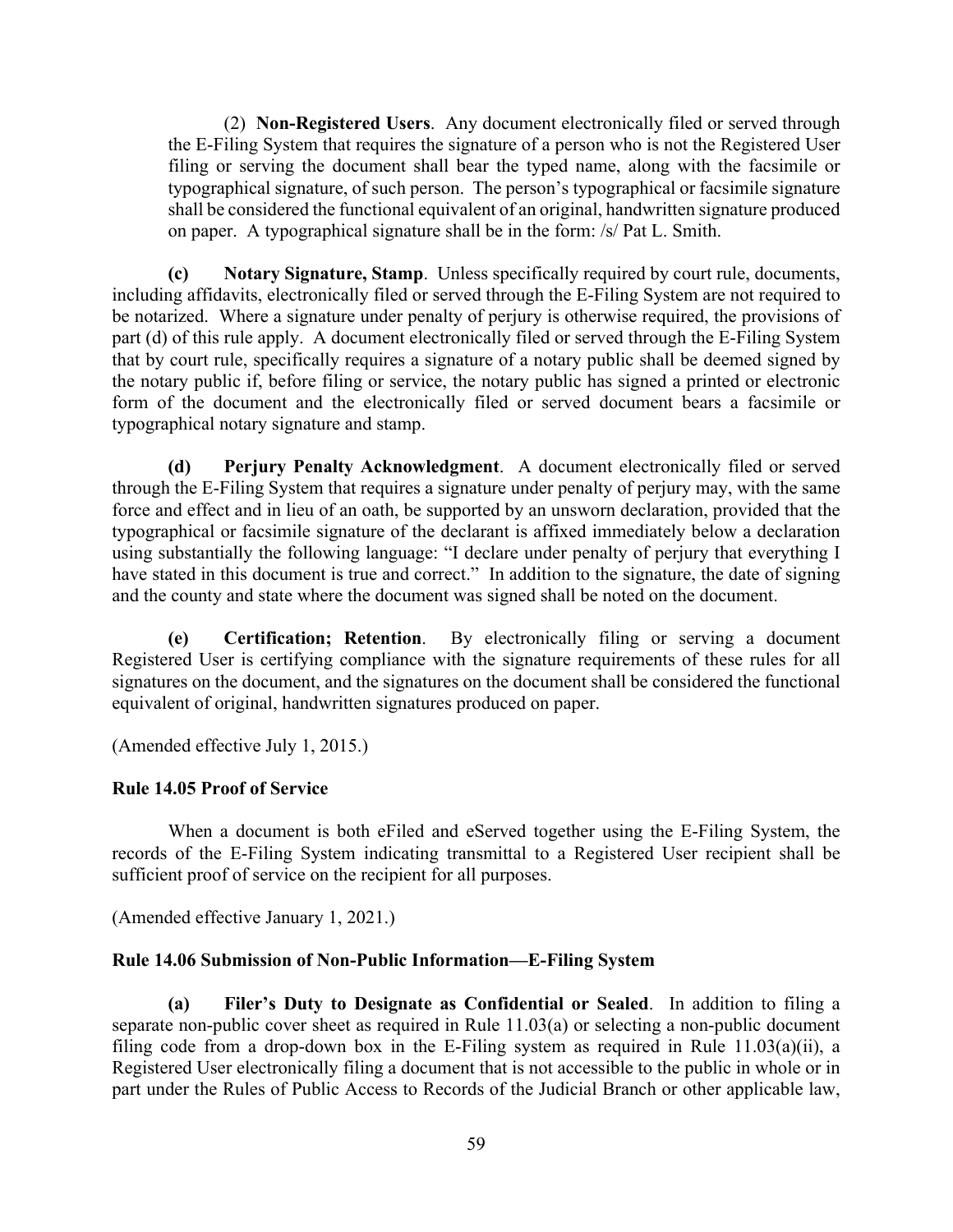(2) **Non-Registered Users**. Any document electronically filed or served through the E-Filing System that requires the signature of a person who is not the Registered User filing or serving the document shall bear the typed name, along with the facsimile or typographical signature, of such person. The person's typographical or facsimile signature shall be considered the functional equivalent of an original, handwritten signature produced on paper. A typographical signature shall be in the form: /s/ Pat L. Smith.

**(c) Notary Signature, Stamp**. Unless specifically required by court rule, documents, including affidavits, electronically filed or served through the E-Filing System are not required to be notarized. Where a signature under penalty of perjury is otherwise required, the provisions of part (d) of this rule apply. A document electronically filed or served through the E-Filing System that by court rule, specifically requires a signature of a notary public shall be deemed signed by the notary public if, before filing or service, the notary public has signed a printed or electronic form of the document and the electronically filed or served document bears a facsimile or typographical notary signature and stamp.

**(d) Perjury Penalty Acknowledgment**. A document electronically filed or served through the E-Filing System that requires a signature under penalty of perjury may, with the same force and effect and in lieu of an oath, be supported by an unsworn declaration, provided that the typographical or facsimile signature of the declarant is affixed immediately below a declaration using substantially the following language: "I declare under penalty of perjury that everything I have stated in this document is true and correct." In addition to the signature, the date of signing and the county and state where the document was signed shall be noted on the document.

**(e) Certification; Retention**. By electronically filing or serving a document Registered User is certifying compliance with the signature requirements of these rules for all signatures on the document, and the signatures on the document shall be considered the functional equivalent of original, handwritten signatures produced on paper.

(Amended effective July 1, 2015.)

**Rule 14.05 Proof of Service**

When a document is both eFiled and eServed together using the E-Filing System, the records of the E-Filing System indicating transmittal to a Registered User recipient shall be sufficient proof of service on the recipient for all purposes.

(Amended effective January 1, 2021.)

**Rule 14.06 Submission of Non-Public Information—E-Filing System**

**(a) Filer's Duty to Designate as Confidential or Sealed**. In addition to filing a separate non-public cover sheet as required in Rule 11.03(a) or selecting a non-public document filing code from a drop-down box in the E-Filing system as required in Rule 11.03(a)(ii), a Registered User electronically filing a document that is not accessible to the public in whole or in part under the Rules of Public Access to Records of the Judicial Branch or other applicable law,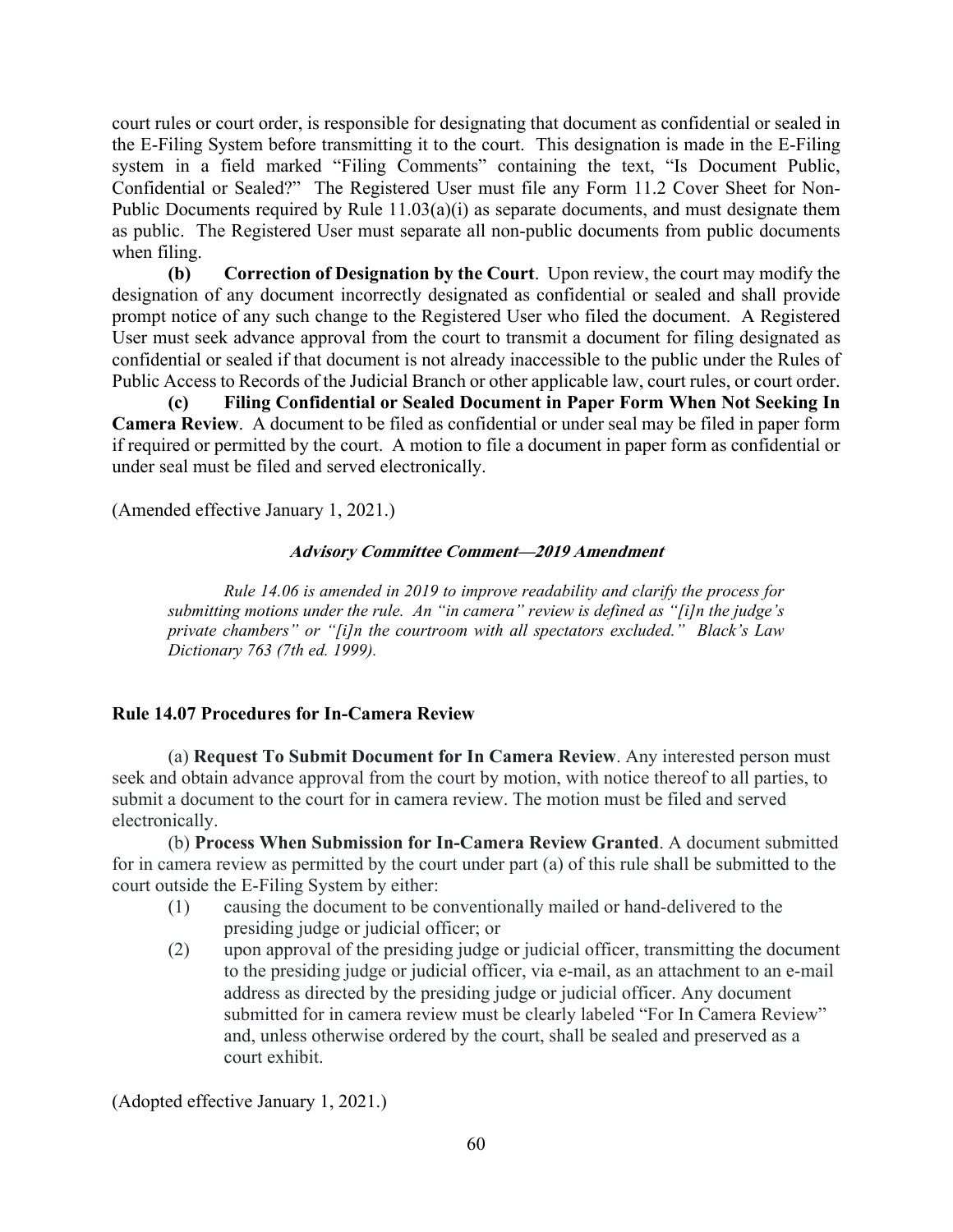court rules or court order, is responsible for designating that document as confidential or sealed in the E-Filing System before transmitting it to the court. This designation is made in the E-Filing system in a field marked "Filing Comments" containing the text, "Is Document Public, Confidential or Sealed?" The Registered User must file any Form 11.2 Cover Sheet for Non-Public Documents required by Rule 11.03(a)(i) as separate documents, and must designate them as public. The Registered User must separate all non-public documents from public documents when filing.

**(b) Correction of Designation by the Court**. Upon review, the court may modify the designation of any document incorrectly designated as confidential or sealed and shall provide prompt notice of any such change to the Registered User who filed the document. A Registered User must seek advance approval from the court to transmit a document for filing designated as confidential or sealed if that document is not already inaccessible to the public under the Rules of Public Access to Records of the Judicial Branch or other applicable law, court rules, or court order.

**(c) Filing Confidential or Sealed Document in Paper Form When Not Seeking In Camera Review**. A document to be filed as confidential or under seal may be filed in paper form if required or permitted by the court. A motion to file a document in paper form as confidential or under seal must be filed and served electronically.

(Amended effective January 1, 2021.)

***Advisory Committee Comment—2019 Amendment***

*Rule 14.06 is amended in 2019 to improve readability and clarify the process for submitting motions under the rule. An "in camera" review is defined as "[i]n the judge's private chambers" or "[i]n the courtroom with all spectators excluded." Black's Law Dictionary 763 (7th ed. 1999).*

### Rule 14.07 Procedures for In-Camera Review

(a) **Request To Submit Document for In Camera Review**. Any interested person must seek and obtain advance approval from the court by motion, with notice thereof to all parties, to submit a document to the court for in camera review. The motion must be filed and served electronically.

(b) **Process When Submission for In-Camera Review Granted**. A document submitted for in camera review as permitted by the court under part (a) of this rule shall be submitted to the court outside the E-Filing System by either:

(1) causing the document to be conventionally mailed or hand-delivered to the presiding judge or judicial officer; or

(2) upon approval of the presiding judge or judicial officer, transmitting the document to the presiding judge or judicial officer, via e-mail, as an attachment to an e-mail address as directed by the presiding judge or judicial officer. Any document submitted for in camera review must be clearly labeled "For In Camera Review" and, unless otherwise ordered by the court, shall be sealed and preserved as a court exhibit.

(Adopted effective January 1, 2021.)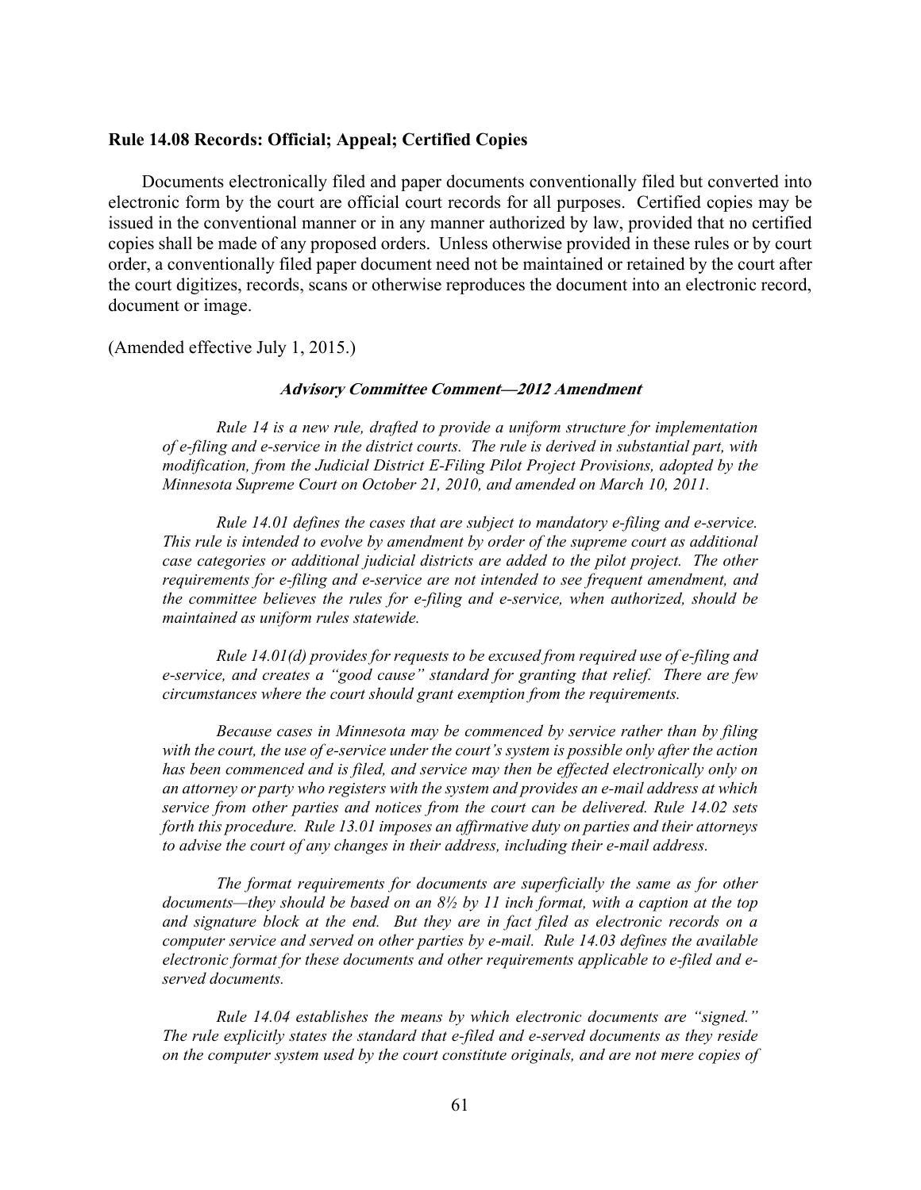### Rule 14.08 Records: Official; Appeal; Certified Copies

Documents electronically filed and paper documents conventionally filed but converted into electronic form by the court are official court records for all purposes. Certified copies may be issued in the conventional manner or in any manner authorized by law, provided that no certified copies shall be made of any proposed orders. Unless otherwise provided in these rules or by court order, a conventionally filed paper document need not be maintained or retained by the court after the court digitizes, records, scans or otherwise reproduces the document into an electronic record, document or image.

(Amended effective July 1, 2015.)

***Advisory Committee Comment—2012 Amendment***

*Rule 14 is a new rule, drafted to provide a uniform structure for implementation of e-filing and e-service in the district courts. The rule is derived in substantial part, with modification, from the Judicial District E-Filing Pilot Project Provisions, adopted by the Minnesota Supreme Court on October 21, 2010, and amended on March 10, 2011.*

*Rule 14.01 defines the cases that are subject to mandatory e-filing and e-service. This rule is intended to evolve by amendment by order of the supreme court as additional case categories or additional judicial districts are added to the pilot project. The other requirements for e-filing and e-service are not intended to see frequent amendment, and the committee believes the rules for e-filing and e-service, when authorized, should be maintained as uniform rules statewide.*

*Rule 14.01(d) provides for requests to be excused from required use of e-filing and e-service, and creates a "good cause" standard for granting that relief. There are few circumstances where the court should grant exemption from the requirements.*

*Because cases in Minnesota may be commenced by service rather than by filing with the court, the use of e-service under the court's system is possible only after the action has been commenced and is filed, and service may then be effected electronically only on an attorney or party who registers with the system and provides an e-mail address at which service from other parties and notices from the court can be delivered. Rule 14.02 sets forth this procedure. Rule 13.01 imposes an affirmative duty on parties and their attorneys to advise the court of any changes in their address, including their e-mail address.*

*The format requirements for documents are superficially the same as for other documents—they should be based on an 8½ by 11 inch format, with a caption at the top and signature block at the end. But they are in fact filed as electronic records on a computer service and served on other parties by e-mail. Rule 14.03 defines the available electronic format for these documents and other requirements applicable to e-filed and e-served documents.*

*Rule 14.04 establishes the means by which electronic documents are "signed." The rule explicitly states the standard that e-filed and e-served documents as they reside on the computer system used by the court constitute originals, and are not mere copies of*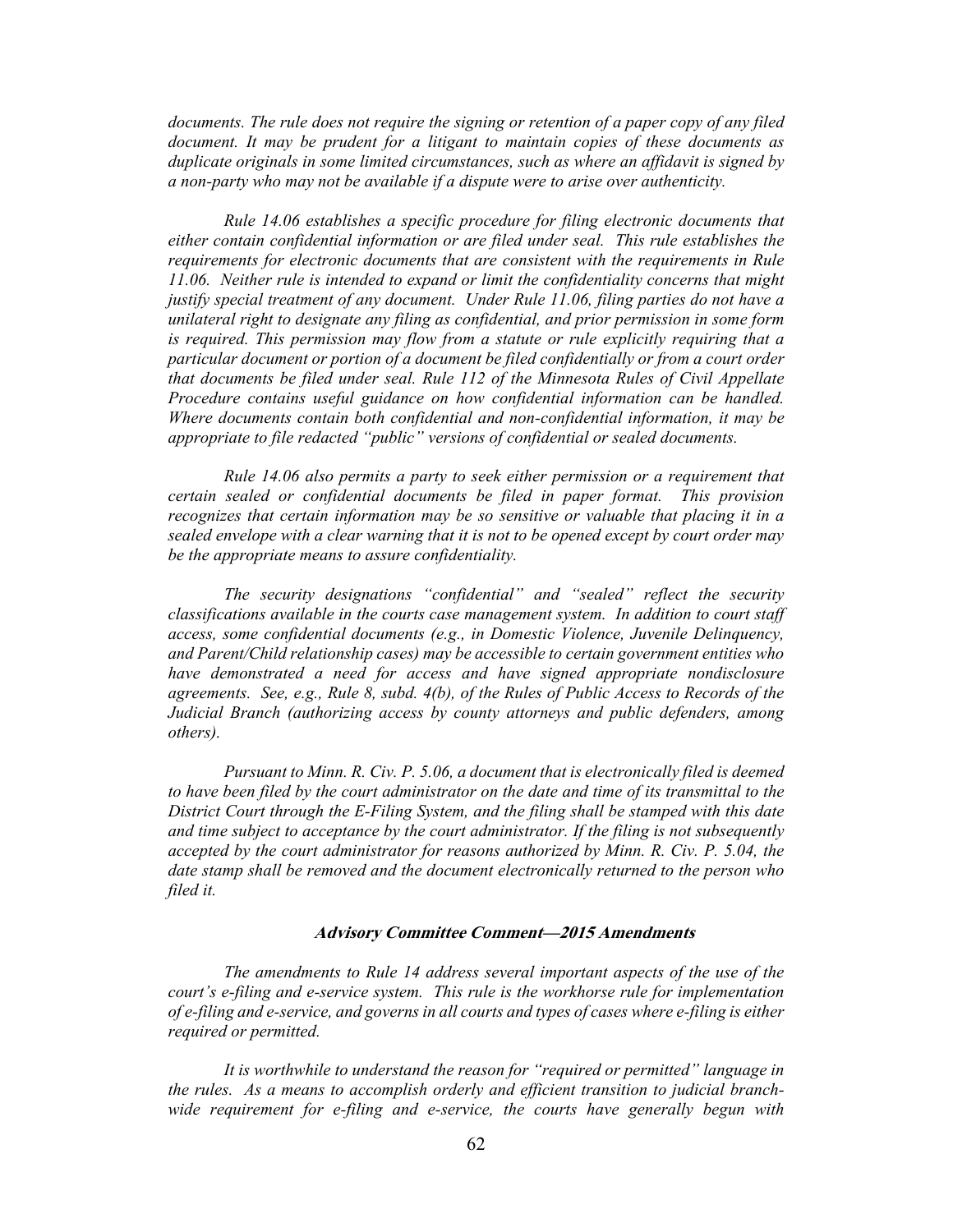*documents. The rule does not require the signing or retention of a paper copy of any filed document. It may be prudent for a litigant to maintain copies of these documents as duplicate originals in some limited circumstances, such as where an affidavit is signed by a non-party who may not be available if a dispute were to arise over authenticity.*

*Rule 14.06 establishes a specific procedure for filing electronic documents that either contain confidential information or are filed under seal. This rule establishes the requirements for electronic documents that are consistent with the requirements in Rule 11.06. Neither rule is intended to expand or limit the confidentiality concerns that might justify special treatment of any document. Under Rule 11.06, filing parties do not have a unilateral right to designate any filing as confidential, and prior permission in some form is required. This permission may flow from a statute or rule explicitly requiring that a particular document or portion of a document be filed confidentially or from a court order that documents be filed under seal. Rule 112 of the Minnesota Rules of Civil Appellate Procedure contains useful guidance on how confidential information can be handled. Where documents contain both confidential and non-confidential information, it may be appropriate to file redacted "public" versions of confidential or sealed documents.*

*Rule 14.06 also permits a party to seek either permission or a requirement that certain sealed or confidential documents be filed in paper format. This provision recognizes that certain information may be so sensitive or valuable that placing it in a sealed envelope with a clear warning that it is not to be opened except by court order may be the appropriate means to assure confidentiality.*

*The security designations "confidential" and "sealed" reflect the security classifications available in the courts case management system. In addition to court staff access, some confidential documents (e.g., in Domestic Violence, Juvenile Delinquency, and Parent/Child relationship cases) may be accessible to certain government entities who have demonstrated a need for access and have signed appropriate nondisclosure agreements. See, e.g., Rule 8, subd. 4(b), of the Rules of Public Access to Records of the Judicial Branch (authorizing access by county attorneys and public defenders, among others).*

*Pursuant to Minn. R. Civ. P. 5.06, a document that is electronically filed is deemed to have been filed by the court administrator on the date and time of its transmittal to the District Court through the E-Filing System, and the filing shall be stamped with this date and time subject to acceptance by the court administrator. If the filing is not subsequently accepted by the court administrator for reasons authorized by Minn. R. Civ. P. 5.04, the date stamp shall be removed and the document electronically returned to the person who filed it.*

### ***Advisory Committee Comment—2015 Amendments***

*The amendments to Rule 14 address several important aspects of the use of the court's e-filing and e-service system. This rule is the workhorse rule for implementation of e-filing and e-service, and governs in all courts and types of cases where e-filing is either required or permitted.*

*It is worthwhile to understand the reason for "required or permitted" language in the rules. As a means to accomplish orderly and efficient transition to judicial branch-wide requirement for e-filing and e-service, the courts have generally begun with*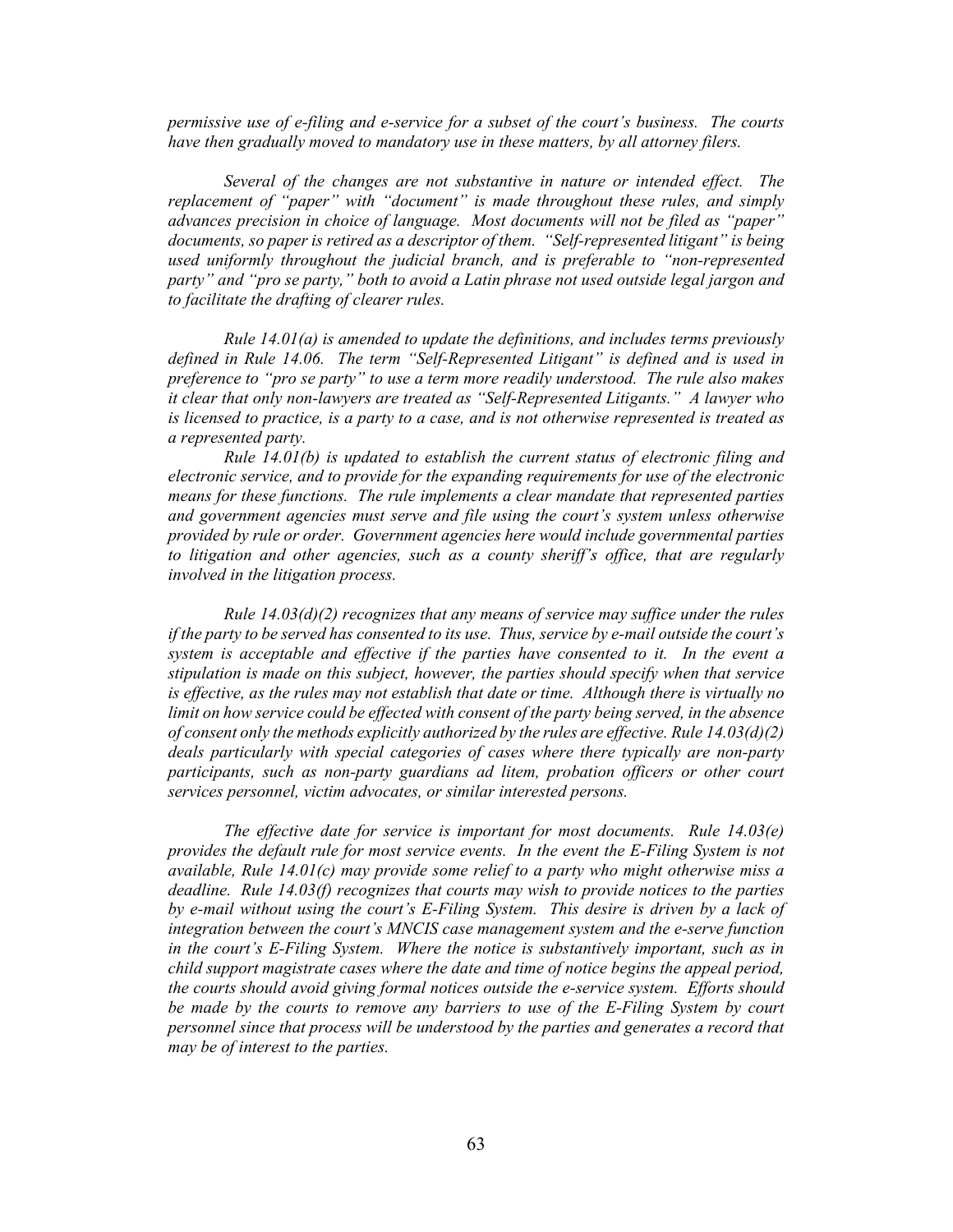*permissive use of e-filing and e-service for a subset of the court's business. The courts have then gradually moved to mandatory use in these matters, by all attorney filers.*

*Several of the changes are not substantive in nature or intended effect. The replacement of "paper" with "document" is made throughout these rules, and simply advances precision in choice of language. Most documents will not be filed as "paper" documents, so paper is retired as a descriptor of them. "Self-represented litigant" is being used uniformly throughout the judicial branch, and is preferable to "non-represented party" and "pro se party," both to avoid a Latin phrase not used outside legal jargon and to facilitate the drafting of clearer rules.*

*Rule 14.01(a) is amended to update the definitions, and includes terms previously defined in Rule 14.06. The term "Self-Represented Litigant" is defined and is used in preference to "pro se party" to use a term more readily understood. The rule also makes it clear that only non-lawyers are treated as "Self-Represented Litigants." A lawyer who is licensed to practice, is a party to a case, and is not otherwise represented is treated as a represented party.*

*Rule 14.01(b) is updated to establish the current status of electronic filing and electronic service, and to provide for the expanding requirements for use of the electronic means for these functions. The rule implements a clear mandate that represented parties and government agencies must serve and file using the court's system unless otherwise provided by rule or order. Government agencies here would include governmental parties to litigation and other agencies, such as a county sheriff's office, that are regularly involved in the litigation process.*

*Rule 14.03(d)(2) recognizes that any means of service may suffice under the rules if the party to be served has consented to its use. Thus, service by e-mail outside the court's system is acceptable and effective if the parties have consented to it. In the event a stipulation is made on this subject, however, the parties should specify when that service is effective, as the rules may not establish that date or time. Although there is virtually no limit on how service could be effected with consent of the party being served, in the absence of consent only the methods explicitly authorized by the rules are effective. Rule 14.03(d)(2) deals particularly with special categories of cases where there typically are non-party participants, such as non-party guardians ad litem, probation officers or other court services personnel, victim advocates, or similar interested persons.*

*The effective date for service is important for most documents. Rule 14.03(e) provides the default rule for most service events. In the event the E-Filing System is not available, Rule 14.01(c) may provide some relief to a party who might otherwise miss a deadline. Rule 14.03(f) recognizes that courts may wish to provide notices to the parties by e-mail without using the court's E-Filing System. This desire is driven by a lack of integration between the court's MNCIS case management system and the e-serve function in the court's E-Filing System. Where the notice is substantively important, such as in child support magistrate cases where the date and time of notice begins the appeal period, the courts should avoid giving formal notices outside the e-service system. Efforts should be made by the courts to remove any barriers to use of the E-Filing System by court personnel since that process will be understood by the parties and generates a record that may be of interest to the parties.*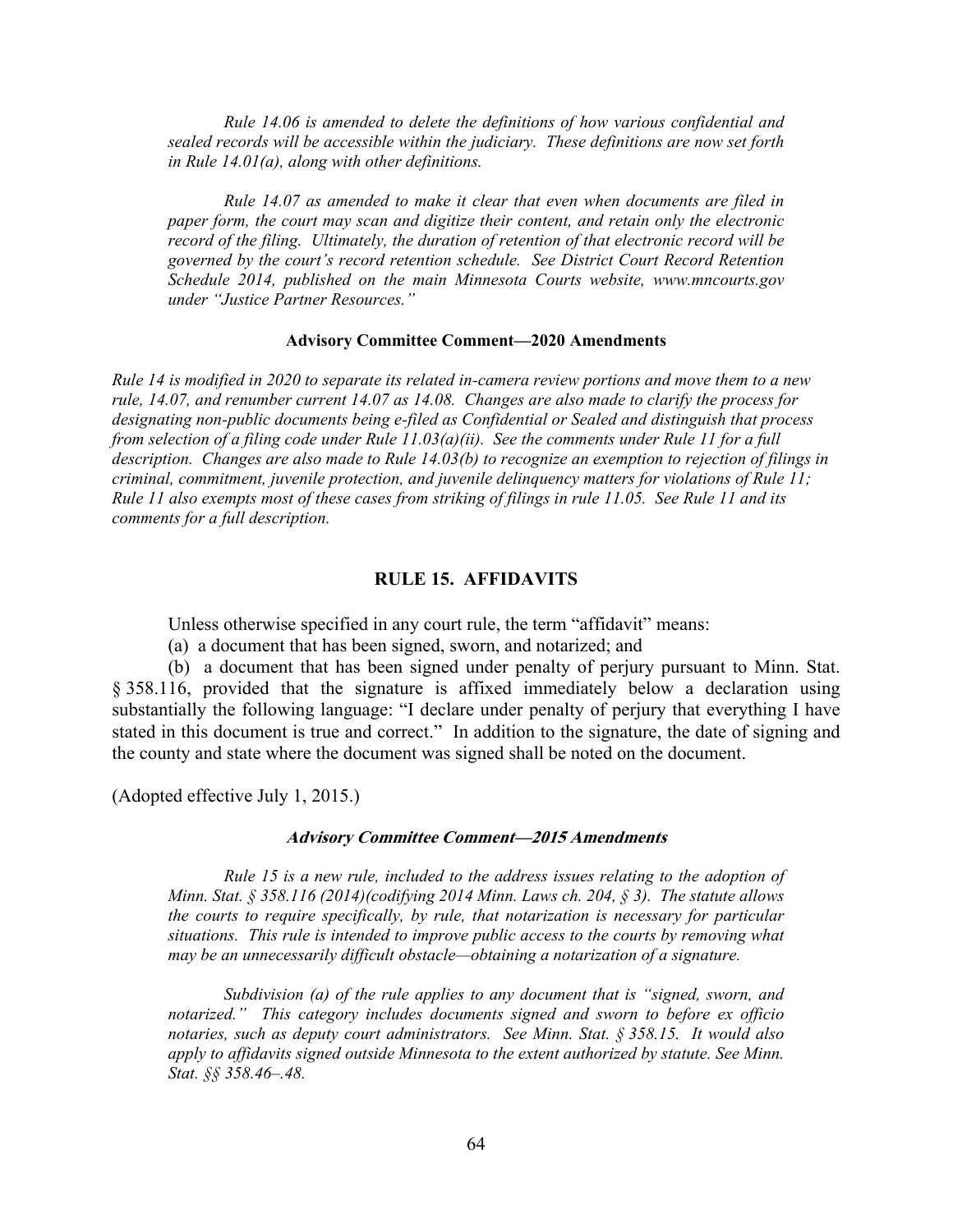*Rule 14.06 is amended to delete the definitions of how various confidential and sealed records will be accessible within the judiciary. These definitions are now set forth in Rule 14.01(a), along with other definitions.*

*Rule 14.07 as amended to make it clear that even when documents are filed in paper form, the court may scan and digitize their content, and retain only the electronic record of the filing. Ultimately, the duration of retention of that electronic record will be governed by the court's record retention schedule. See District Court Record Retention Schedule 2014, published on the main Minnesota Courts website, www.mncourts.gov under "Justice Partner Resources."*

**Advisory Committee Comment—2020 Amendments**

*Rule 14 is modified in 2020 to separate its related in-camera review portions and move them to a new rule, 14.07, and renumber current 14.07 as 14.08. Changes are also made to clarify the process for designating non-public documents being e-filed as Confidential or Sealed and distinguish that process from selection of a filing code under Rule 11.03(a)(ii). See the comments under Rule 11 for a full description. Changes are also made to Rule 14.03(b) to recognize an exemption to rejection of filings in criminal, commitment, juvenile protection, and juvenile delinquency matters for violations of Rule 11; Rule 11 also exempts most of these cases from striking of filings in rule 11.05. See Rule 11 and its comments for a full description.*

## RULE 15. AFFIDAVITS

Unless otherwise specified in any court rule, the term "affidavit" means:

(a) a document that has been signed, sworn, and notarized; and

(b) a document that has been signed under penalty of perjury pursuant to Minn. Stat. § 358.116, provided that the signature is affixed immediately below a declaration using substantially the following language: "I declare under penalty of perjury that everything I have stated in this document is true and correct." In addition to the signature, the date of signing and the county and state where the document was signed shall be noted on the document.

(Adopted effective July 1, 2015.)

***Advisory Committee Comment—2015 Amendments***

*Rule 15 is a new rule, included to the address issues relating to the adoption of Minn. Stat. § 358.116 (2014)(codifying 2014 Minn. Laws ch. 204, § 3). The statute allows the courts to require specifically, by rule, that notarization is necessary for particular situations. This rule is intended to improve public access to the courts by removing what may be an unnecessarily difficult obstacle—obtaining a notarization of a signature.*

*Subdivision (a) of the rule applies to any document that is "signed, sworn, and notarized." This category includes documents signed and sworn to before ex officio notaries, such as deputy court administrators. See Minn. Stat. § 358.15. It would also apply to affidavits signed outside Minnesota to the extent authorized by statute. See Minn. Stat. §§ 358.46–.48.*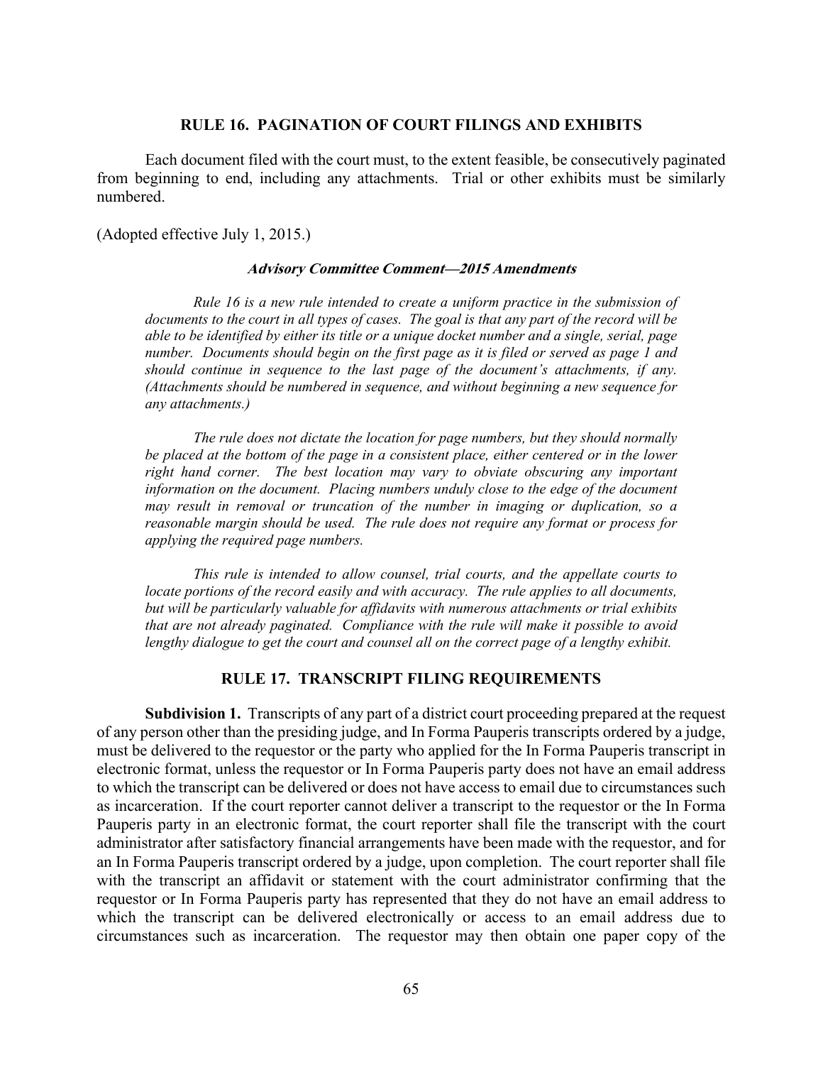## RULE 16. PAGINATION OF COURT FILINGS AND EXHIBITS

Each document filed with the court must, to the extent feasible, be consecutively paginated from beginning to end, including any attachments. Trial or other exhibits must be similarly numbered.

(Adopted effective July 1, 2015.)

#### *Advisory Committee Comment—2015 Amendments*

*Rule 16 is a new rule intended to create a uniform practice in the submission of documents to the court in all types of cases. The goal is that any part of the record will be able to be identified by either its title or a unique docket number and a single, serial, page number. Documents should begin on the first page as it is filed or served as page 1 and should continue in sequence to the last page of the document's attachments, if any. (Attachments should be numbered in sequence, and without beginning a new sequence for any attachments.)*

*The rule does not dictate the location for page numbers, but they should normally be placed at the bottom of the page in a consistent place, either centered or in the lower right hand corner. The best location may vary to obviate obscuring any important information on the document. Placing numbers unduly close to the edge of the document may result in removal or truncation of the number in imaging or duplication, so a reasonable margin should be used. The rule does not require any format or process for applying the required page numbers.*

*This rule is intended to allow counsel, trial courts, and the appellate courts to locate portions of the record easily and with accuracy. The rule applies to all documents, but will be particularly valuable for affidavits with numerous attachments or trial exhibits that are not already paginated. Compliance with the rule will make it possible to avoid lengthy dialogue to get the court and counsel all on the correct page of a lengthy exhibit.*

## RULE 17. TRANSCRIPT FILING REQUIREMENTS

**Subdivision 1.** Transcripts of any part of a district court proceeding prepared at the request of any person other than the presiding judge, and In Forma Pauperis transcripts ordered by a judge, must be delivered to the requestor or the party who applied for the In Forma Pauperis transcript in electronic format, unless the requestor or In Forma Pauperis party does not have an email address to which the transcript can be delivered or does not have access to email due to circumstances such as incarceration. If the court reporter cannot deliver a transcript to the requestor or the In Forma Pauperis party in an electronic format, the court reporter shall file the transcript with the court administrator after satisfactory financial arrangements have been made with the requestor, and for an In Forma Pauperis transcript ordered by a judge, upon completion. The court reporter shall file with the transcript an affidavit or statement with the court administrator confirming that the requestor or In Forma Pauperis party has represented that they do not have an email address to which the transcript can be delivered electronically or access to an email address due to circumstances such as incarceration. The requestor may then obtain one paper copy of the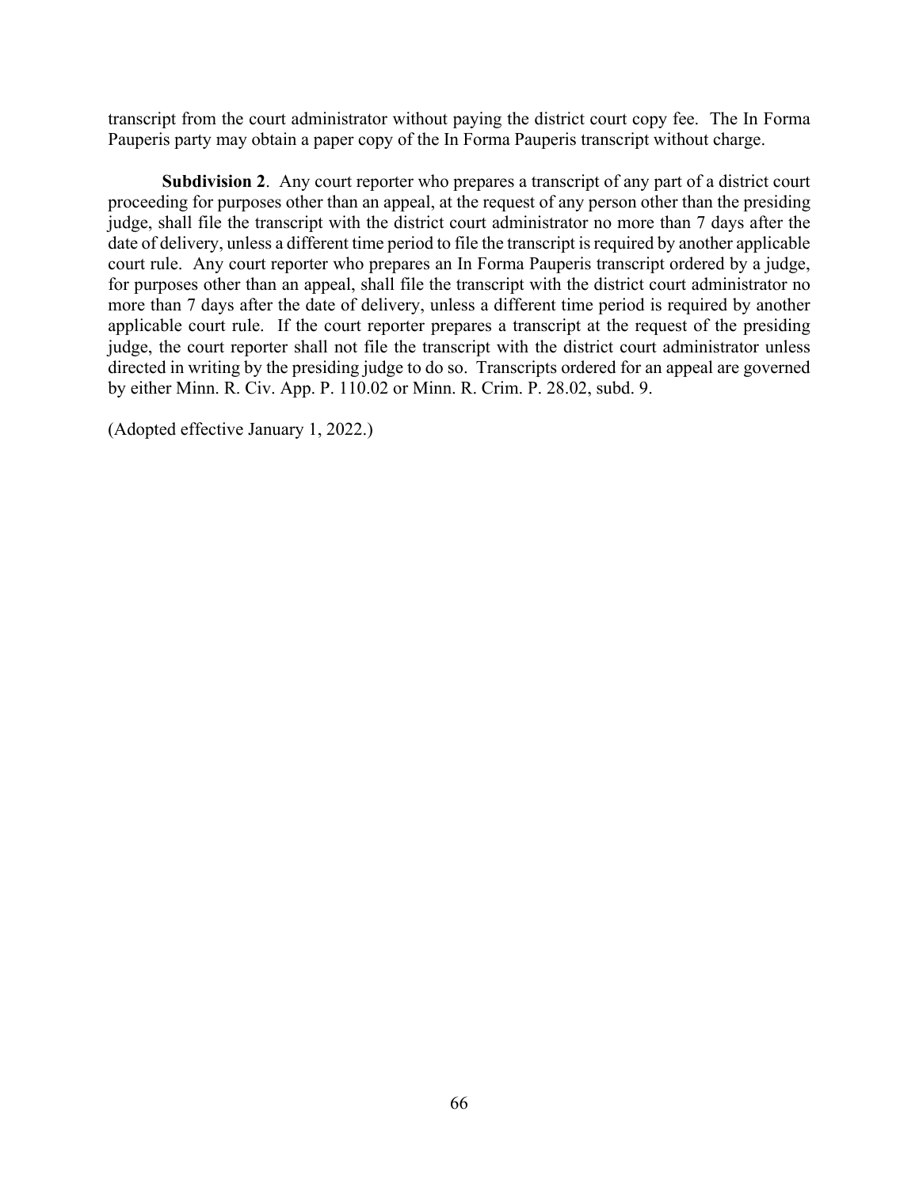transcript from the court administrator without paying the district court copy fee. The In Forma Pauperis party may obtain a paper copy of the In Forma Pauperis transcript without charge.

**Subdivision 2**. Any court reporter who prepares a transcript of any part of a district court proceeding for purposes other than an appeal, at the request of any person other than the presiding judge, shall file the transcript with the district court administrator no more than 7 days after the date of delivery, unless a different time period to file the transcript is required by another applicable court rule. Any court reporter who prepares an In Forma Pauperis transcript ordered by a judge, for purposes other than an appeal, shall file the transcript with the district court administrator no more than 7 days after the date of delivery, unless a different time period is required by another applicable court rule. If the court reporter prepares a transcript at the request of the presiding judge, the court reporter shall not file the transcript with the district court administrator unless directed in writing by the presiding judge to do so. Transcripts ordered for an appeal are governed by either Minn. R. Civ. App. P. 110.02 or Minn. R. Crim. P. 28.02, subd. 9.

(Adopted effective January 1, 2022.)